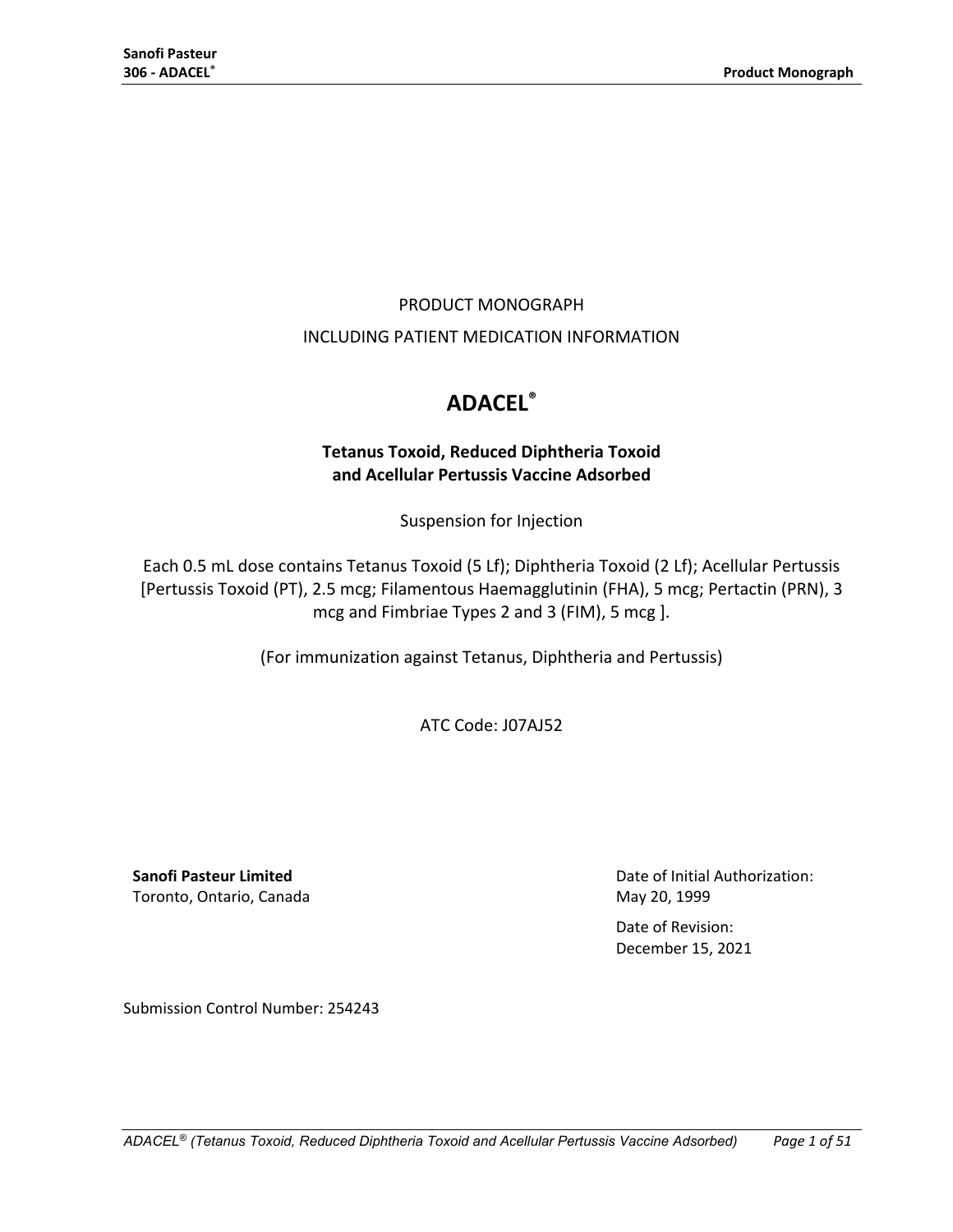PRODUCT MONOGRAPH

INCLUDING PATIENT MEDICATION INFORMATION

# ADACEL®

**Tetanus Toxoid, Reduced Diphtheria Toxoid and Acellular Pertussis Vaccine Adsorbed**

Suspension for Injection

Each 0.5 mL dose contains Tetanus Toxoid (5 Lf); Diphtheria Toxoid (2 Lf); Acellular Pertussis [Pertussis Toxoid (PT), 2.5 mcg; Filamentous Haemagglutinin (FHA), 5 mcg; Pertactin (PRN), 3 mcg and Fimbriae Types 2 and 3 (FIM), 5 mcg ].

(For immunization against Tetanus, Diphtheria and Pertussis)

ATC Code: J07AJ52

**Sanofi Pasteur Limited**
Toronto, Ontario, Canada

Date of Initial Authorization:
May 20, 1999

Date of Revision:
December 15, 2021

Submission Control Number: 254243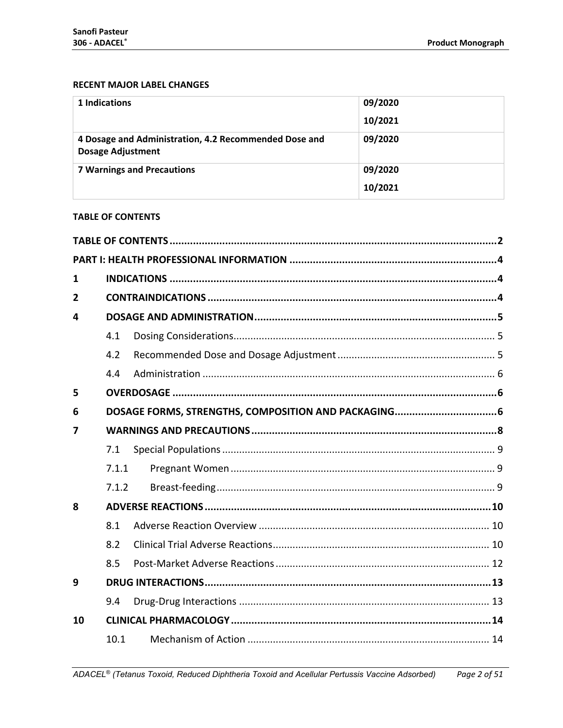## RECENT MAJOR LABEL CHANGES

| 1 Indications | 09/2020<br>10/2021 |
|---|---|
| 4 Dosage and Administration, 4.2 Recommended Dose and Dosage Adjustment | 09/2020 |
| 7 Warnings and Precautions | 09/2020<br>10/2021 |

## TABLE OF CONTENTS

**TABLE OF CONTENTS** .......... 2

**PART I: HEALTH PROFESSIONAL INFORMATION** .......... 4

**1 INDICATIONS** .......... 4

**2 CONTRAINDICATIONS** .......... 4

**4 DOSAGE AND ADMINISTRATION** .......... 5

- 4.1 Dosing Considerations .......... 5
- 4.2 Recommended Dose and Dosage Adjustment .......... 5
- 4.4 Administration .......... 6

**5 OVERDOSAGE** .......... 6

**6 DOSAGE FORMS, STRENGTHS, COMPOSITION AND PACKAGING** .......... 6

**7 WARNINGS AND PRECAUTIONS** .......... 8

- 7.1 Special Populations .......... 9
- 7.1.1 Pregnant Women .......... 9
- 7.1.2 Breast-feeding .......... 9

**8 ADVERSE REACTIONS** .......... 10

- 8.1 Adverse Reaction Overview .......... 10
- 8.2 Clinical Trial Adverse Reactions .......... 10
- 8.5 Post-Market Adverse Reactions .......... 12

**9 DRUG INTERACTIONS** .......... 13

- 9.4 Drug-Drug Interactions .......... 13

**10 CLINICAL PHARMACOLOGY** .......... 14

- 10.1 Mechanism of Action .......... 14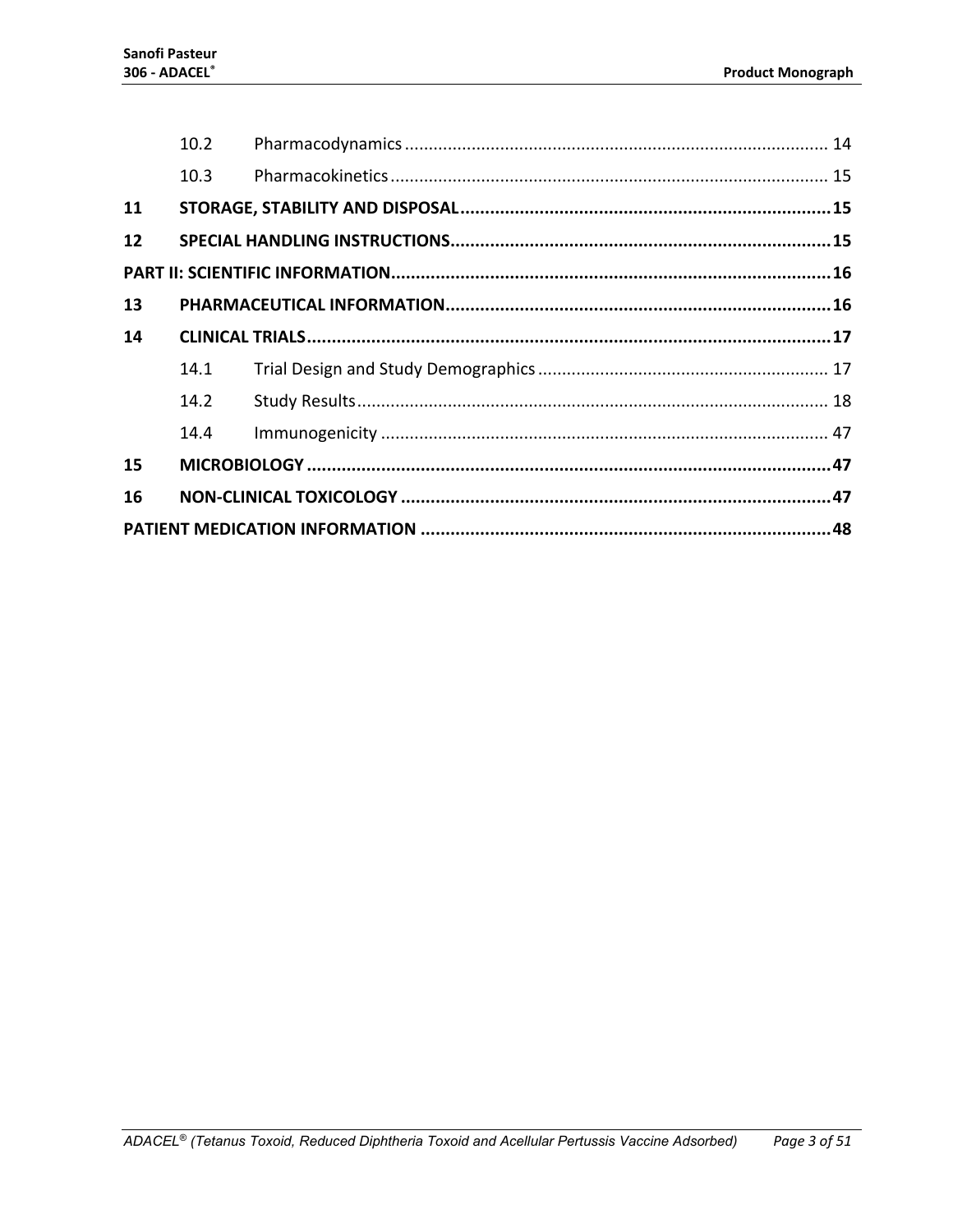| | | | |
|---|---|---|---|
| | 10.2 | Pharmacodynamics | 14 |
| | 10.3 | Pharmacokinetics | 15 |
| **11** | **STORAGE, STABILITY AND DISPOSAL** | | **15** |
| **12** | **SPECIAL HANDLING INSTRUCTIONS** | | **15** |
| **PART II: SCIENTIFIC INFORMATION** | | | **16** |
| **13** | **PHARMACEUTICAL INFORMATION** | | **16** |
| **14** | **CLINICAL TRIALS** | | **17** |
| | 14.1 | Trial Design and Study Demographics | 17 |
| | 14.2 | Study Results | 18 |
| | 14.4 | Immunogenicity | 47 |
| **15** | **MICROBIOLOGY** | | **47** |
| **16** | **NON-CLINICAL TOXICOLOGY** | | **47** |
| **PATIENT MEDICATION INFORMATION** | | | **48** |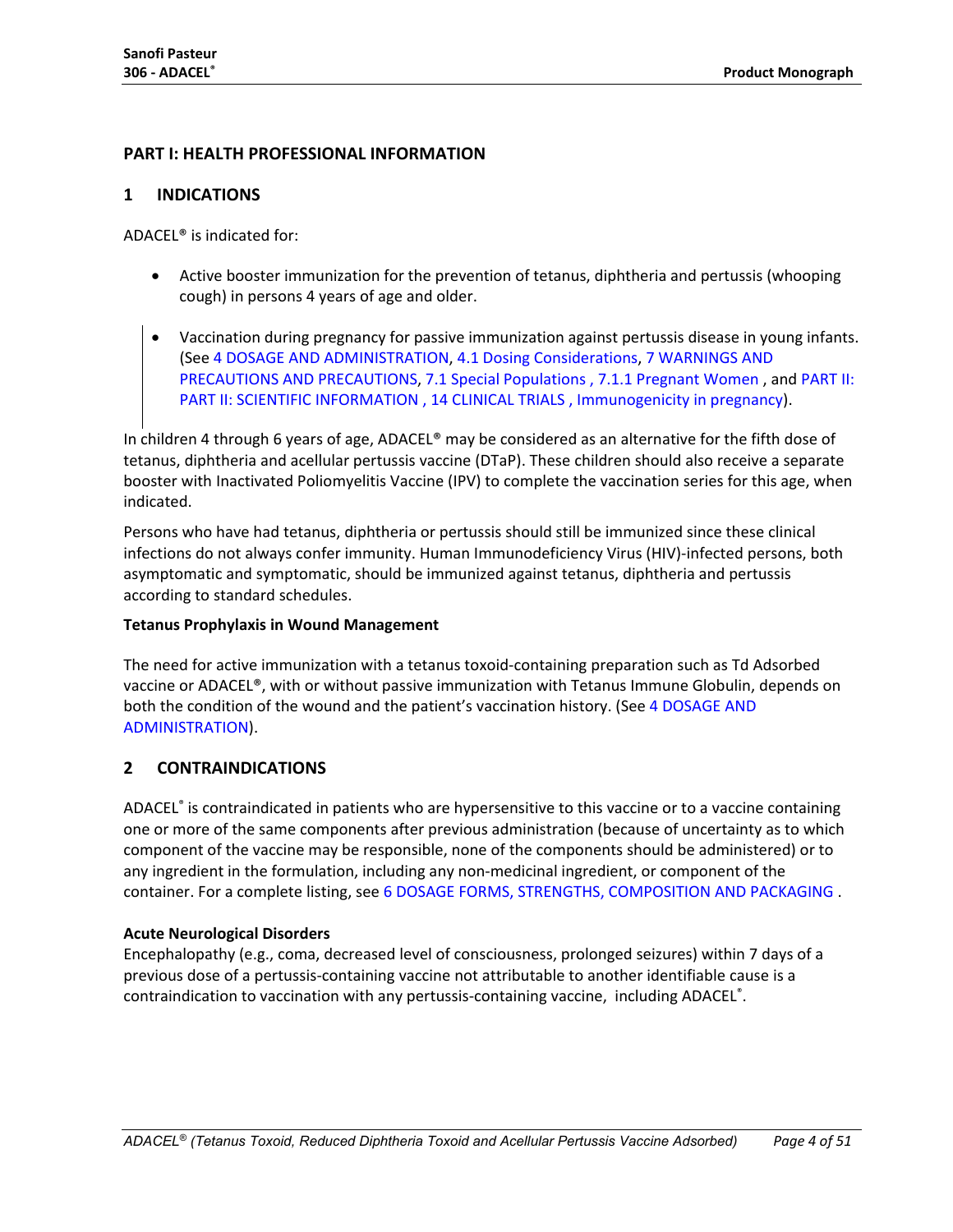# PART I: HEALTH PROFESSIONAL INFORMATION

## 1 INDICATIONS

ADACEL® is indicated for:

- Active booster immunization for the prevention of tetanus, diphtheria and pertussis (whooping cough) in persons 4 years of age and older.
- Vaccination during pregnancy for passive immunization against pertussis disease in young infants. (See 4 DOSAGE AND ADMINISTRATION, 4.1 Dosing Considerations, 7 WARNINGS AND PRECAUTIONS AND PRECAUTIONS, 7.1 Special Populations , 7.1.1 Pregnant Women , and PART II: PART II: SCIENTIFIC INFORMATION , 14 CLINICAL TRIALS , Immunogenicity in pregnancy).

In children 4 through 6 years of age, ADACEL® may be considered as an alternative for the fifth dose of tetanus, diphtheria and acellular pertussis vaccine (DTaP). These children should also receive a separate booster with Inactivated Poliomyelitis Vaccine (IPV) to complete the vaccination series for this age, when indicated.

Persons who have had tetanus, diphtheria or pertussis should still be immunized since these clinical infections do not always confer immunity. Human Immunodeficiency Virus (HIV)-infected persons, both asymptomatic and symptomatic, should be immunized against tetanus, diphtheria and pertussis according to standard schedules.

**Tetanus Prophylaxis in Wound Management**

The need for active immunization with a tetanus toxoid-containing preparation such as Td Adsorbed vaccine or ADACEL®, with or without passive immunization with Tetanus Immune Globulin, depends on both the condition of the wound and the patient's vaccination history. (See 4 DOSAGE AND ADMINISTRATION).

## 2 CONTRAINDICATIONS

ADACEL® is contraindicated in patients who are hypersensitive to this vaccine or to a vaccine containing one or more of the same components after previous administration (because of uncertainty as to which component of the vaccine may be responsible, none of the components should be administered) or to any ingredient in the formulation, including any non-medicinal ingredient, or component of the container. For a complete listing, see 6 DOSAGE FORMS, STRENGTHS, COMPOSITION AND PACKAGING .

**Acute Neurological Disorders**

Encephalopathy (e.g., coma, decreased level of consciousness, prolonged seizures) within 7 days of a previous dose of a pertussis-containing vaccine not attributable to another identifiable cause is a contraindication to vaccination with any pertussis-containing vaccine, including ADACEL®.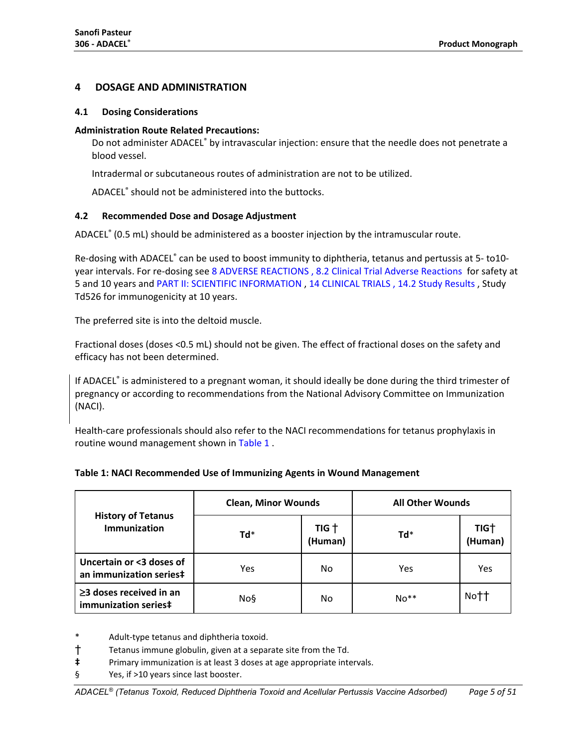## 4 DOSAGE AND ADMINISTRATION

### 4.1 Dosing Considerations

**Administration Route Related Precautions:**

Do not administer ADACEL® by intravascular injection: ensure that the needle does not penetrate a blood vessel.

Intradermal or subcutaneous routes of administration are not to be utilized.

ADACEL® should not be administered into the buttocks.

### 4.2 Recommended Dose and Dosage Adjustment

ADACEL® (0.5 mL) should be administered as a booster injection by the intramuscular route.

Re-dosing with ADACEL® can be used to boost immunity to diphtheria, tetanus and pertussis at 5- to10-year intervals. For re-dosing see 8 ADVERSE REACTIONS , 8.2 Clinical Trial Adverse Reactions for safety at 5 and 10 years and PART II: SCIENTIFIC INFORMATION , 14 CLINICAL TRIALS , 14.2 Study Results , Study Td526 for immunogenicity at 10 years.

The preferred site is into the deltoid muscle.

Fractional doses (doses <0.5 mL) should not be given. The effect of fractional doses on the safety and efficacy has not been determined.

If ADACEL® is administered to a pregnant woman, it should ideally be done during the third trimester of pregnancy or according to recommendations from the National Advisory Committee on Immunization (NACI).

Health-care professionals should also refer to the NACI recommendations for tetanus prophylaxis in routine wound management shown in Table 1 .

**Table 1: NACI Recommended Use of Immunizing Agents in Wound Management**

| History of Tetanus Immunization | Clean, Minor Wounds | | All Other Wounds | |
|---|---|---|---|---|
| | Td* | TIG † (Human) | Td* | TIG† (Human) |
| Uncertain or <3 doses of an immunization series‡ | Yes | No | Yes | Yes |
| ≥3 doses received in an immunization series‡ | No§ | No | No** | No†† |

\* Adult-type tetanus and diphtheria toxoid.

† Tetanus immune globulin, given at a separate site from the Td.

‡ Primary immunization is at least 3 doses at age appropriate intervals.

§ Yes, if >10 years since last booster.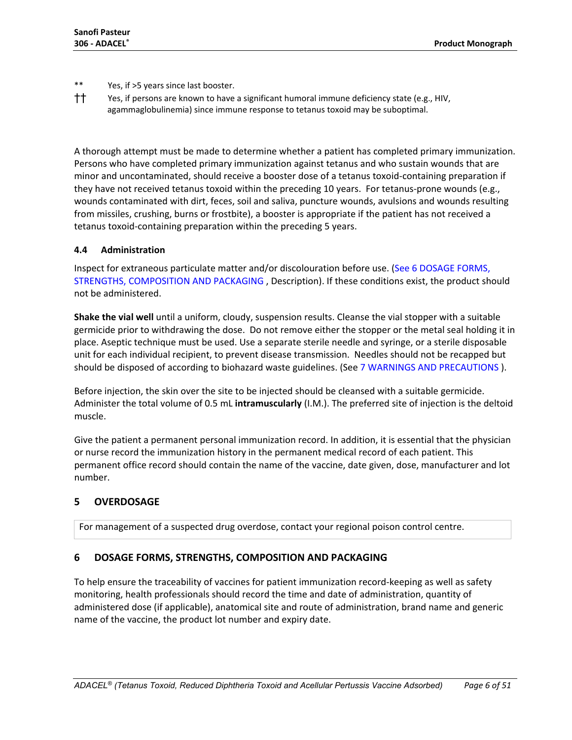** Yes, if >5 years since last booster.

†† Yes, if persons are known to have a significant humoral immune deficiency state (e.g., HIV, agammaglobulinemia) since immune response to tetanus toxoid may be suboptimal.

A thorough attempt must be made to determine whether a patient has completed primary immunization. Persons who have completed primary immunization against tetanus and who sustain wounds that are minor and uncontaminated, should receive a booster dose of a tetanus toxoid-containing preparation if they have not received tetanus toxoid within the preceding 10 years. For tetanus-prone wounds (e.g., wounds contaminated with dirt, feces, soil and saliva, puncture wounds, avulsions and wounds resulting from missiles, crushing, burns or frostbite), a booster is appropriate if the patient has not received a tetanus toxoid-containing preparation within the preceding 5 years.

### 4.4 Administration

Inspect for extraneous particulate matter and/or discolouration before use. (See 6 DOSAGE FORMS, STRENGTHS, COMPOSITION AND PACKAGING , Description). If these conditions exist, the product should not be administered.

**Shake the vial well** until a uniform, cloudy, suspension results. Cleanse the vial stopper with a suitable germicide prior to withdrawing the dose. Do not remove either the stopper or the metal seal holding it in place. Aseptic technique must be used. Use a separate sterile needle and syringe, or a sterile disposable unit for each individual recipient, to prevent disease transmission. Needles should not be recapped but should be disposed of according to biohazard waste guidelines. (See 7 WARNINGS AND PRECAUTIONS ).

Before injection, the skin over the site to be injected should be cleansed with a suitable germicide. Administer the total volume of 0.5 mL **intramuscularly** (I.M.). The preferred site of injection is the deltoid muscle.

Give the patient a permanent personal immunization record. In addition, it is essential that the physician or nurse record the immunization history in the permanent medical record of each patient. This permanent office record should contain the name of the vaccine, date given, dose, manufacturer and lot number.

## 5 OVERDOSAGE

For management of a suspected drug overdose, contact your regional poison control centre.

## 6 DOSAGE FORMS, STRENGTHS, COMPOSITION AND PACKAGING

To help ensure the traceability of vaccines for patient immunization record-keeping as well as safety monitoring, health professionals should record the time and date of administration, quantity of administered dose (if applicable), anatomical site and route of administration, brand name and generic name of the vaccine, the product lot number and expiry date.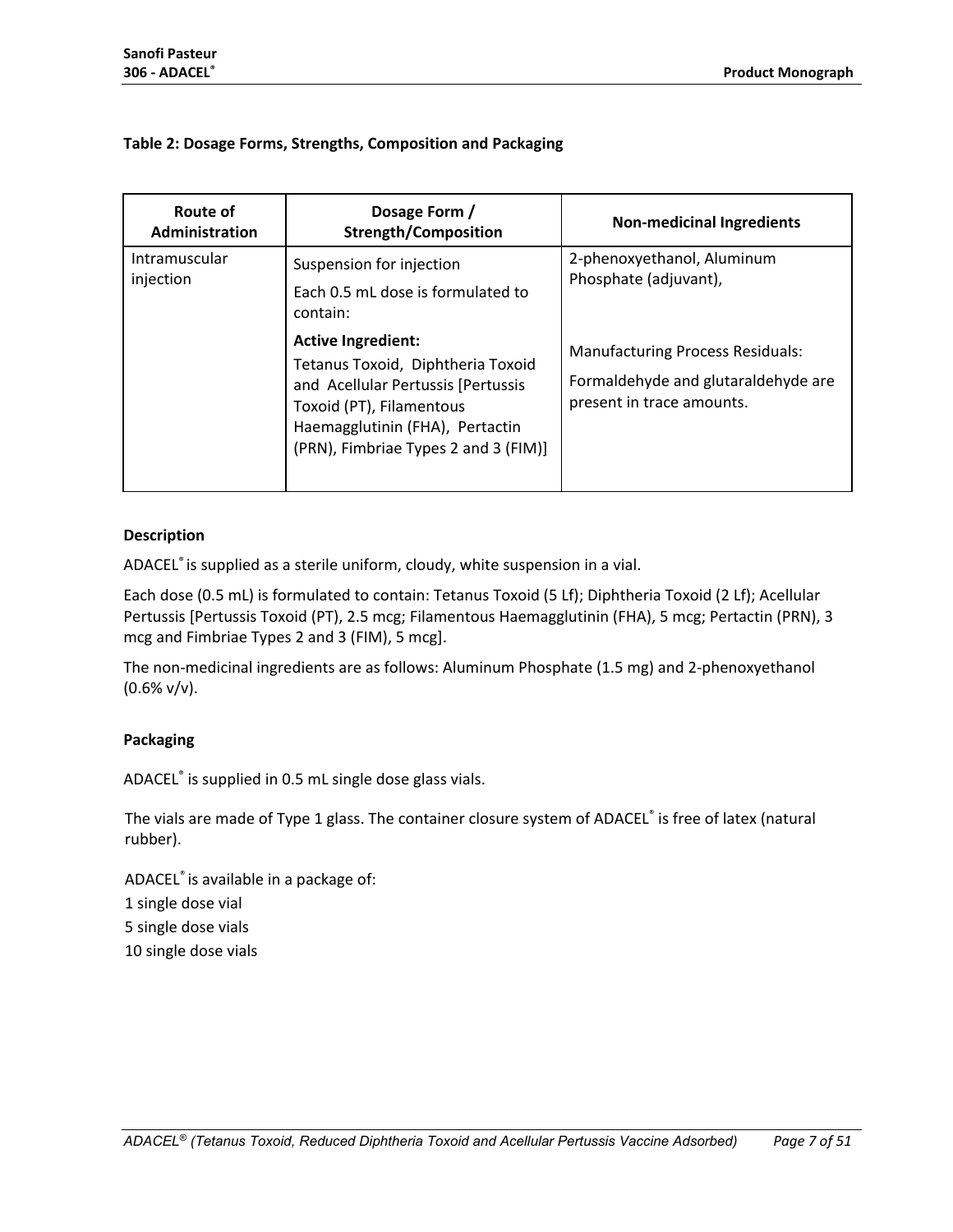**Table 2: Dosage Forms, Strengths, Composition and Packaging**

| Route of Administration | Dosage Form / Strength/Composition | Non-medicinal Ingredients |
| --- | --- | --- |
| Intramuscular injection | Suspension for injection<br><br>Each 0.5 mL dose is formulated to contain:<br><br>**Active Ingredient:**<br>Tetanus Toxoid, Diphtheria Toxoid and Acellular Pertussis [Pertussis Toxoid (PT), Filamentous Haemagglutinin (FHA), Pertactin (PRN), Fimbriae Types 2 and 3 (FIM)] | 2-phenoxyethanol, Aluminum Phosphate (adjuvant),<br><br>Manufacturing Process Residuals:<br><br>Formaldehyde and glutaraldehyde are present in trace amounts. |

**Description**

ADACEL® is supplied as a sterile uniform, cloudy, white suspension in a vial.

Each dose (0.5 mL) is formulated to contain: Tetanus Toxoid (5 Lf); Diphtheria Toxoid (2 Lf); Acellular Pertussis [Pertussis Toxoid (PT), 2.5 mcg; Filamentous Haemagglutinin (FHA), 5 mcg; Pertactin (PRN), 3 mcg and Fimbriae Types 2 and 3 (FIM), 5 mcg].

The non-medicinal ingredients are as follows: Aluminum Phosphate (1.5 mg) and 2-phenoxyethanol (0.6% v/v).

**Packaging**

ADACEL® is supplied in 0.5 mL single dose glass vials.

The vials are made of Type 1 glass. The container closure system of ADACEL® is free of latex (natural rubber).

ADACEL® is available in a package of:

1 single dose vial

5 single dose vials

10 single dose vials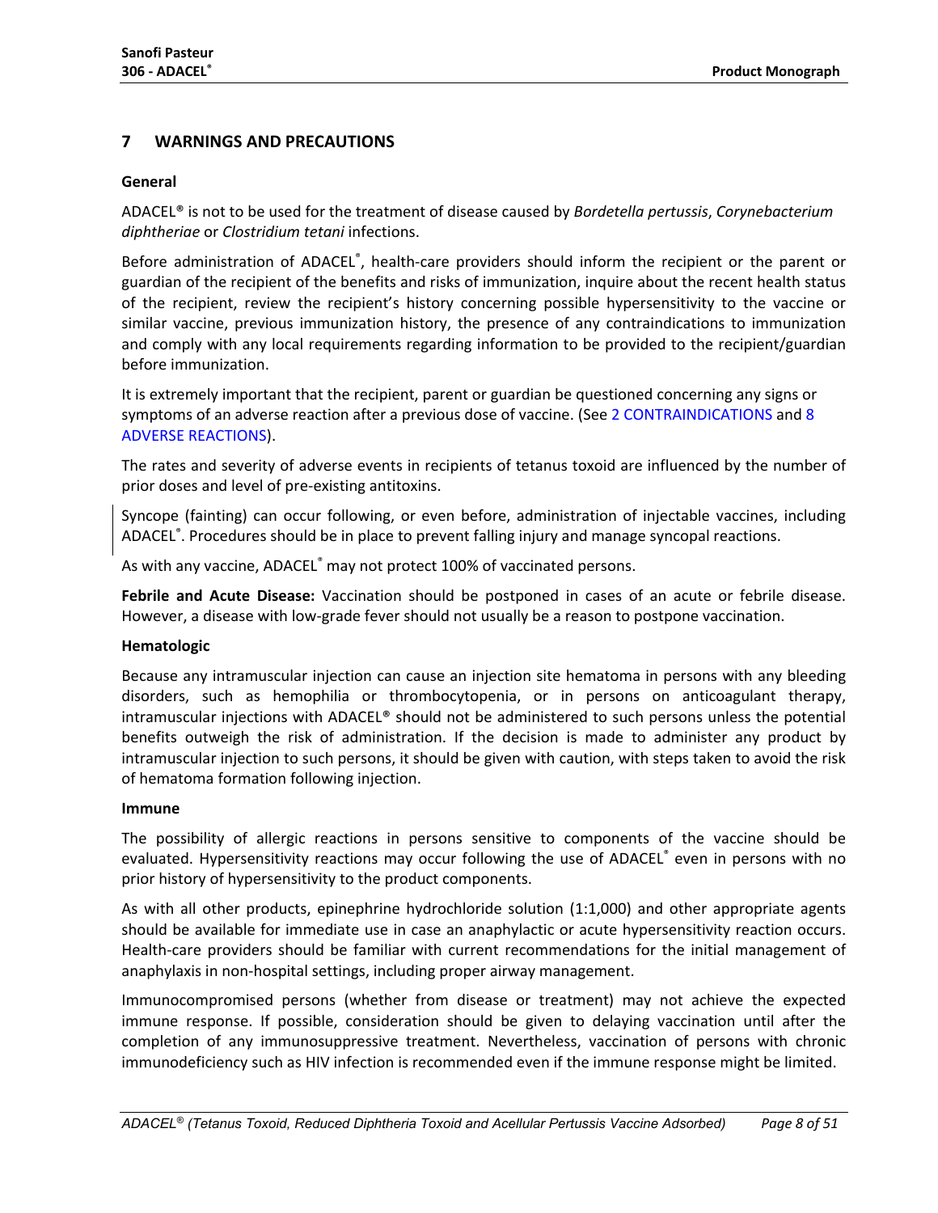## 7 WARNINGS AND PRECAUTIONS

### General

ADACEL® is not to be used for the treatment of disease caused by *Bordetella pertussis*, *Corynebacterium diphtheriae* or *Clostridium tetani* infections.

Before administration of ADACEL®, health-care providers should inform the recipient or the parent or guardian of the recipient of the benefits and risks of immunization, inquire about the recent health status of the recipient, review the recipient's history concerning possible hypersensitivity to the vaccine or similar vaccine, previous immunization history, the presence of any contraindications to immunization and comply with any local requirements regarding information to be provided to the recipient/guardian before immunization.

It is extremely important that the recipient, parent or guardian be questioned concerning any signs or symptoms of an adverse reaction after a previous dose of vaccine. (See 2 CONTRAINDICATIONS and 8 ADVERSE REACTIONS).

The rates and severity of adverse events in recipients of tetanus toxoid are influenced by the number of prior doses and level of pre-existing antitoxins.

Syncope (fainting) can occur following, or even before, administration of injectable vaccines, including ADACEL®. Procedures should be in place to prevent falling injury and manage syncopal reactions.

As with any vaccine, ADACEL® may not protect 100% of vaccinated persons.

**Febrile and Acute Disease:** Vaccination should be postponed in cases of an acute or febrile disease. However, a disease with low-grade fever should not usually be a reason to postpone vaccination.

### Hematologic

Because any intramuscular injection can cause an injection site hematoma in persons with any bleeding disorders, such as hemophilia or thrombocytopenia, or in persons on anticoagulant therapy, intramuscular injections with ADACEL® should not be administered to such persons unless the potential benefits outweigh the risk of administration. If the decision is made to administer any product by intramuscular injection to such persons, it should be given with caution, with steps taken to avoid the risk of hematoma formation following injection.

### Immune

The possibility of allergic reactions in persons sensitive to components of the vaccine should be evaluated. Hypersensitivity reactions may occur following the use of ADACEL® even in persons with no prior history of hypersensitivity to the product components.

As with all other products, epinephrine hydrochloride solution (1:1,000) and other appropriate agents should be available for immediate use in case an anaphylactic or acute hypersensitivity reaction occurs. Health-care providers should be familiar with current recommendations for the initial management of anaphylaxis in non-hospital settings, including proper airway management.

Immunocompromised persons (whether from disease or treatment) may not achieve the expected immune response. If possible, consideration should be given to delaying vaccination until after the completion of any immunosuppressive treatment. Nevertheless, vaccination of persons with chronic immunodeficiency such as HIV infection is recommended even if the immune response might be limited.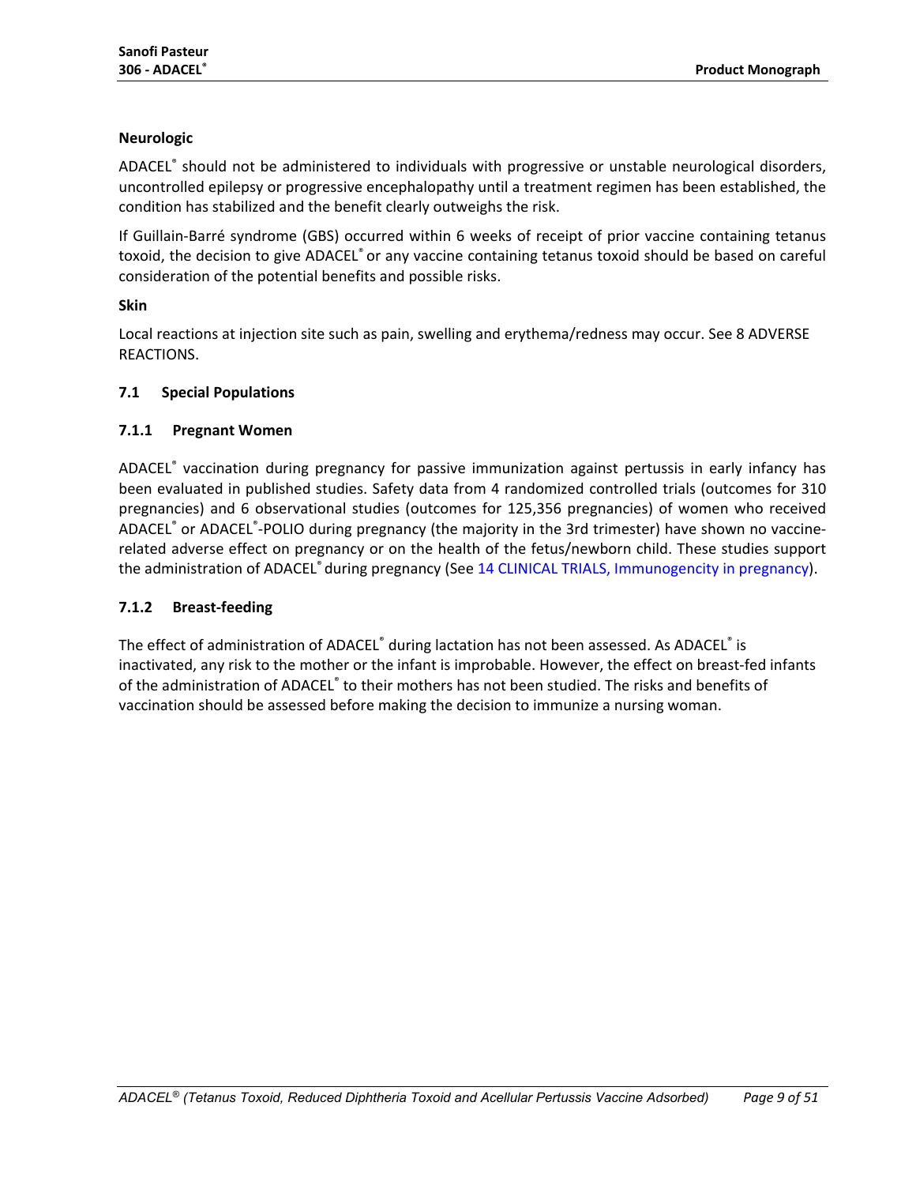**Neurologic**

ADACEL® should not be administered to individuals with progressive or unstable neurological disorders, uncontrolled epilepsy or progressive encephalopathy until a treatment regimen has been established, the condition has stabilized and the benefit clearly outweighs the risk.

If Guillain-Barré syndrome (GBS) occurred within 6 weeks of receipt of prior vaccine containing tetanus toxoid, the decision to give ADACEL® or any vaccine containing tetanus toxoid should be based on careful consideration of the potential benefits and possible risks.

**Skin**

Local reactions at injection site such as pain, swelling and erythema/redness may occur. See 8 ADVERSE REACTIONS.

### 7.1 Special Populations

#### 7.1.1 Pregnant Women

ADACEL® vaccination during pregnancy for passive immunization against pertussis in early infancy has been evaluated in published studies. Safety data from 4 randomized controlled trials (outcomes for 310 pregnancies) and 6 observational studies (outcomes for 125,356 pregnancies) of women who received ADACEL® or ADACEL®-POLIO during pregnancy (the majority in the 3rd trimester) have shown no vaccine-related adverse effect on pregnancy or on the health of the fetus/newborn child. These studies support the administration of ADACEL® during pregnancy (See 14 CLINICAL TRIALS, Immunogencity in pregnancy).

#### 7.1.2 Breast-feeding

The effect of administration of ADACEL® during lactation has not been assessed. As ADACEL® is inactivated, any risk to the mother or the infant is improbable. However, the effect on breast-fed infants of the administration of ADACEL® to their mothers has not been studied. The risks and benefits of vaccination should be assessed before making the decision to immunize a nursing woman.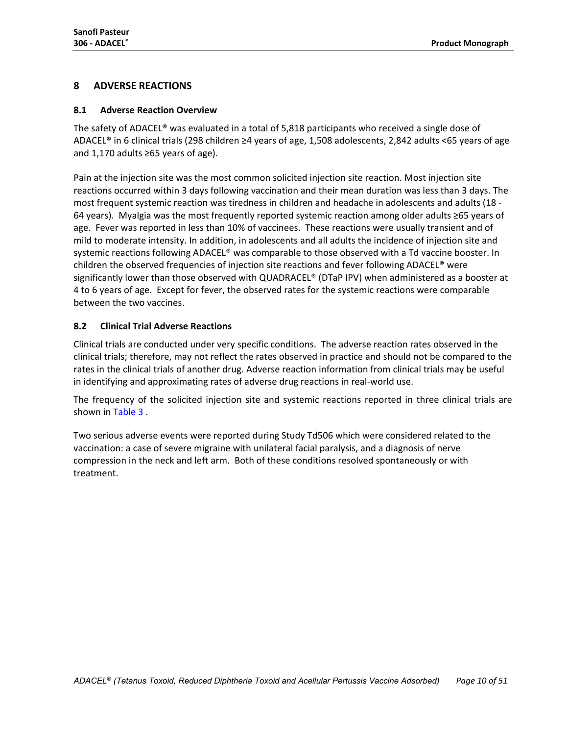## 8 ADVERSE REACTIONS

### 8.1 Adverse Reaction Overview

The safety of ADACEL® was evaluated in a total of 5,818 participants who received a single dose of ADACEL® in 6 clinical trials (298 children ≥4 years of age, 1,508 adolescents, 2,842 adults <65 years of age and 1,170 adults ≥65 years of age).

Pain at the injection site was the most common solicited injection site reaction. Most injection site reactions occurred within 3 days following vaccination and their mean duration was less than 3 days. The most frequent systemic reaction was tiredness in children and headache in adolescents and adults (18 - 64 years). Myalgia was the most frequently reported systemic reaction among older adults ≥65 years of age. Fever was reported in less than 10% of vaccinees. These reactions were usually transient and of mild to moderate intensity. In addition, in adolescents and all adults the incidence of injection site and systemic reactions following ADACEL® was comparable to those observed with a Td vaccine booster. In children the observed frequencies of injection site reactions and fever following ADACEL® were significantly lower than those observed with QUADRACEL® (DTaP IPV) when administered as a booster at 4 to 6 years of age. Except for fever, the observed rates for the systemic reactions were comparable between the two vaccines.

### 8.2 Clinical Trial Adverse Reactions

Clinical trials are conducted under very specific conditions. The adverse reaction rates observed in the clinical trials; therefore, may not reflect the rates observed in practice and should not be compared to the rates in the clinical trials of another drug. Adverse reaction information from clinical trials may be useful in identifying and approximating rates of adverse drug reactions in real-world use.

The frequency of the solicited injection site and systemic reactions reported in three clinical trials are shown in Table 3 .

Two serious adverse events were reported during Study Td506 which were considered related to the vaccination: a case of severe migraine with unilateral facial paralysis, and a diagnosis of nerve compression in the neck and left arm. Both of these conditions resolved spontaneously or with treatment.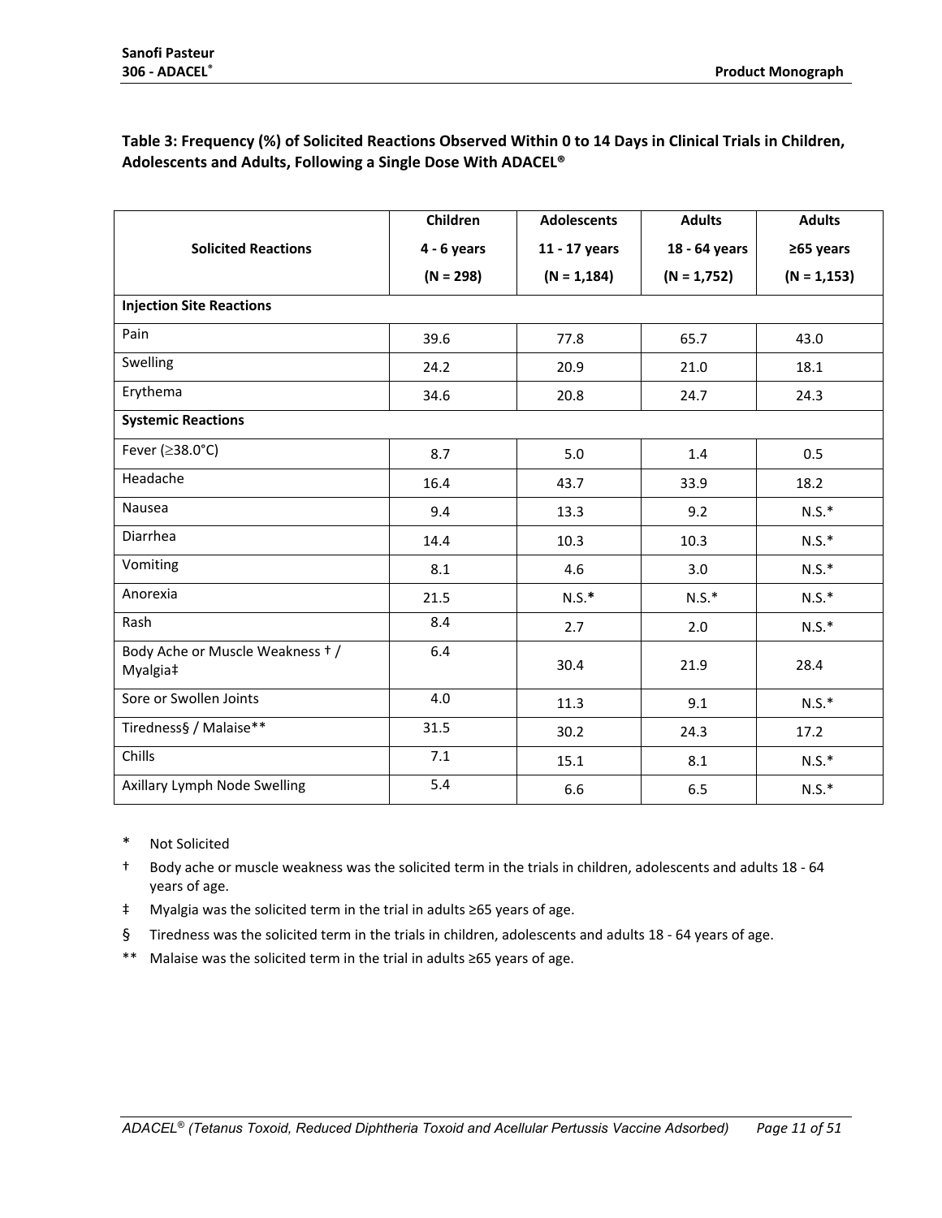**Table 3: Frequency (%) of Solicited Reactions Observed Within 0 to 14 Days in Clinical Trials in Children, Adolescents and Adults, Following a Single Dose With ADACEL®**

| Solicited Reactions | Children 4 - 6 years (N = 298) | Adolescents 11 - 17 years (N = 1,184) | Adults 18 - 64 years (N = 1,752) | Adults ≥65 years (N = 1,153) |
|---|---|---|---|---|
| **Injection Site Reactions** | | | | |
| Pain | 39.6 | 77.8 | 65.7 | 43.0 |
| Swelling | 24.2 | 20.9 | 21.0 | 18.1 |
| Erythema | 34.6 | 20.8 | 24.7 | 24.3 |
| **Systemic Reactions** | | | | |
| Fever (≥38.0°C) | 8.7 | 5.0 | 1.4 | 0.5 |
| Headache | 16.4 | 43.7 | 33.9 | 18.2 |
| Nausea | 9.4 | 13.3 | 9.2 | N.S.* |
| Diarrhea | 14.4 | 10.3 | 10.3 | N.S.* |
| Vomiting | 8.1 | 4.6 | 3.0 | N.S.* |
| Anorexia | 21.5 | N.S.* | N.S.* | N.S.* |
| Rash | 8.4 | 2.7 | 2.0 | N.S.* |
| Body Ache or Muscle Weakness † / Myalgia‡ | 6.4 | 30.4 | 21.9 | 28.4 |
| Sore or Swollen Joints | 4.0 | 11.3 | 9.1 | N.S.* |
| Tiredness§ / Malaise** | 31.5 | 30.2 | 24.3 | 17.2 |
| Chills | 7.1 | 15.1 | 8.1 | N.S.* |
| Axillary Lymph Node Swelling | 5.4 | 6.6 | 6.5 | N.S.* |

\* Not Solicited

† Body ache or muscle weakness was the solicited term in the trials in children, adolescents and adults 18 - 64 years of age.

‡ Myalgia was the solicited term in the trial in adults ≥65 years of age.

§ Tiredness was the solicited term in the trials in children, adolescents and adults 18 - 64 years of age.

** Malaise was the solicited term in the trial in adults ≥65 years of age.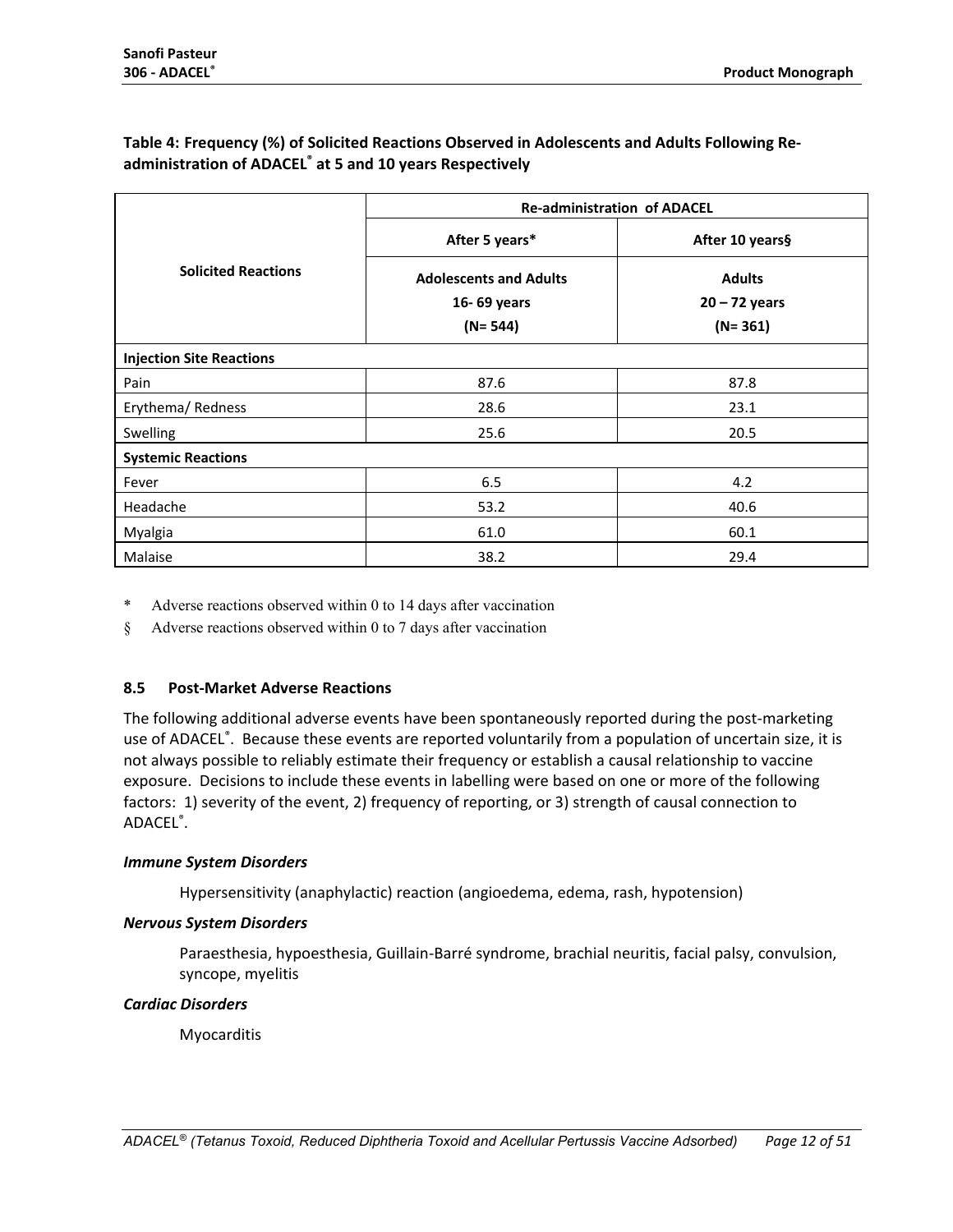**Table 4: Frequency (%) of Solicited Reactions Observed in Adolescents and Adults Following Re-administration of ADACEL® at 5 and 10 years Respectively**

| Solicited Reactions | Re-administration of ADACEL | |
|---|---|---|
| | After 5 years* | After 10 years§ |
| | Adolescents and Adults 16- 69 years (N= 544) | Adults 20 – 72 years (N= 361) |
| **Injection Site Reactions** | | |
| Pain | 87.6 | 87.8 |
| Erythema/ Redness | 28.6 | 23.1 |
| Swelling | 25.6 | 20.5 |
| **Systemic Reactions** | | |
| Fever | 6.5 | 4.2 |
| Headache | 53.2 | 40.6 |
| Myalgia | 61.0 | 60.1 |
| Malaise | 38.2 | 29.4 |

\* Adverse reactions observed within 0 to 14 days after vaccination

§ Adverse reactions observed within 0 to 7 days after vaccination

### 8.5 Post-Market Adverse Reactions

The following additional adverse events have been spontaneously reported during the post-marketing use of ADACEL®. Because these events are reported voluntarily from a population of uncertain size, it is not always possible to reliably estimate their frequency or establish a causal relationship to vaccine exposure. Decisions to include these events in labelling were based on one or more of the following factors: 1) severity of the event, 2) frequency of reporting, or 3) strength of causal connection to ADACEL®.

***Immune System Disorders***

Hypersensitivity (anaphylactic) reaction (angioedema, edema, rash, hypotension)

***Nervous System Disorders***

Paraesthesia, hypoesthesia, Guillain-Barré syndrome, brachial neuritis, facial palsy, convulsion, syncope, myelitis

***Cardiac Disorders***

Myocarditis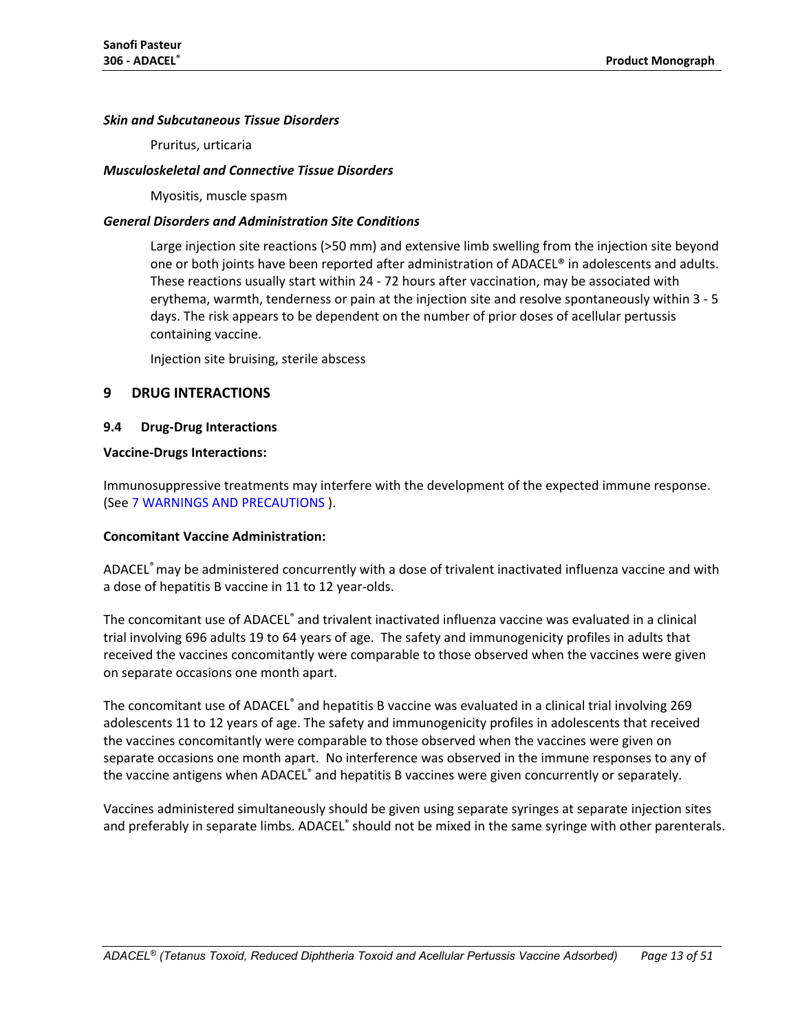***Skin and Subcutaneous Tissue Disorders***

Pruritus, urticaria

***Musculoskeletal and Connective Tissue Disorders***

Myositis, muscle spasm

***General Disorders and Administration Site Conditions***

Large injection site reactions (>50 mm) and extensive limb swelling from the injection site beyond one or both joints have been reported after administration of ADACEL® in adolescents and adults. These reactions usually start within 24 - 72 hours after vaccination, may be associated with erythema, warmth, tenderness or pain at the injection site and resolve spontaneously within 3 - 5 days. The risk appears to be dependent on the number of prior doses of acellular pertussis containing vaccine.

Injection site bruising, sterile abscess

## 9 DRUG INTERACTIONS

### 9.4 Drug-Drug Interactions

**Vaccine-Drugs Interactions:**

Immunosuppressive treatments may interfere with the development of the expected immune response. (See 7 WARNINGS AND PRECAUTIONS ).

**Concomitant Vaccine Administration:**

ADACEL® may be administered concurrently with a dose of trivalent inactivated influenza vaccine and with a dose of hepatitis B vaccine in 11 to 12 year-olds.

The concomitant use of ADACEL® and trivalent inactivated influenza vaccine was evaluated in a clinical trial involving 696 adults 19 to 64 years of age. The safety and immunogenicity profiles in adults that received the vaccines concomitantly were comparable to those observed when the vaccines were given on separate occasions one month apart.

The concomitant use of ADACEL® and hepatitis B vaccine was evaluated in a clinical trial involving 269 adolescents 11 to 12 years of age. The safety and immunogenicity profiles in adolescents that received the vaccines concomitantly were comparable to those observed when the vaccines were given on separate occasions one month apart. No interference was observed in the immune responses to any of the vaccine antigens when ADACEL® and hepatitis B vaccines were given concurrently or separately.

Vaccines administered simultaneously should be given using separate syringes at separate injection sites and preferably in separate limbs. ADACEL® should not be mixed in the same syringe with other parenterals.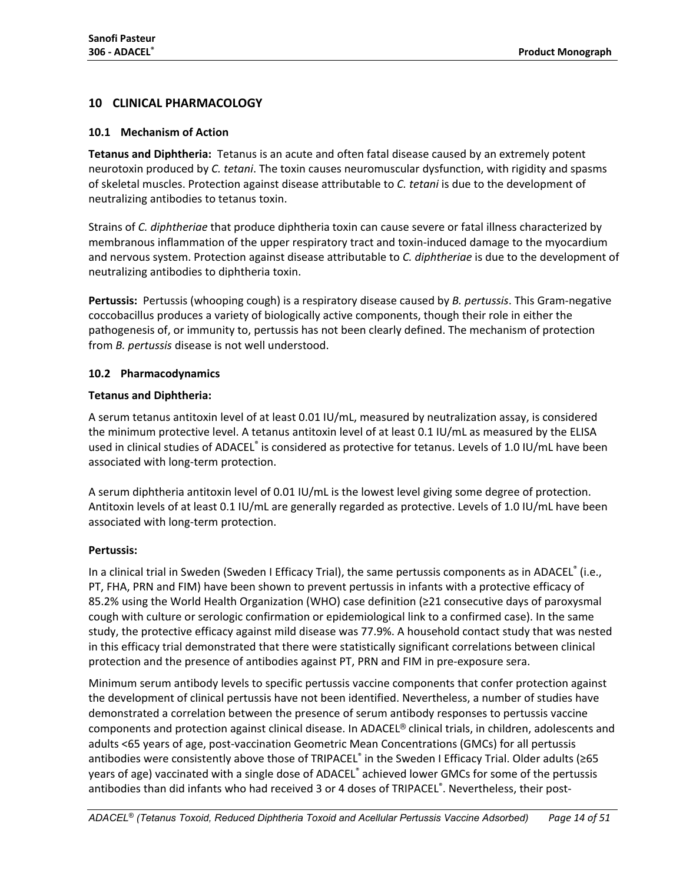## 10 CLINICAL PHARMACOLOGY

### 10.1 Mechanism of Action

**Tetanus and Diphtheria:** Tetanus is an acute and often fatal disease caused by an extremely potent neurotoxin produced by *C. tetani*. The toxin causes neuromuscular dysfunction, with rigidity and spasms of skeletal muscles. Protection against disease attributable to *C. tetani* is due to the development of neutralizing antibodies to tetanus toxin.

Strains of *C. diphtheriae* that produce diphtheria toxin can cause severe or fatal illness characterized by membranous inflammation of the upper respiratory tract and toxin-induced damage to the myocardium and nervous system. Protection against disease attributable to *C. diphtheriae* is due to the development of neutralizing antibodies to diphtheria toxin.

**Pertussis:** Pertussis (whooping cough) is a respiratory disease caused by *B. pertussis*. This Gram-negative coccobacillus produces a variety of biologically active components, though their role in either the pathogenesis of, or immunity to, pertussis has not been clearly defined. The mechanism of protection from *B. pertussis* disease is not well understood.

### 10.2 Pharmacodynamics

**Tetanus and Diphtheria:**

A serum tetanus antitoxin level of at least 0.01 IU/mL, measured by neutralization assay, is considered the minimum protective level. A tetanus antitoxin level of at least 0.1 IU/mL as measured by the ELISA used in clinical studies of ADACEL® is considered as protective for tetanus. Levels of 1.0 IU/mL have been associated with long-term protection.

A serum diphtheria antitoxin level of 0.01 IU/mL is the lowest level giving some degree of protection. Antitoxin levels of at least 0.1 IU/mL are generally regarded as protective. Levels of 1.0 IU/mL have been associated with long-term protection.

**Pertussis:**

In a clinical trial in Sweden (Sweden I Efficacy Trial), the same pertussis components as in ADACEL® (i.e., PT, FHA, PRN and FIM) have been shown to prevent pertussis in infants with a protective efficacy of 85.2% using the World Health Organization (WHO) case definition (≥21 consecutive days of paroxysmal cough with culture or serologic confirmation or epidemiological link to a confirmed case). In the same study, the protective efficacy against mild disease was 77.9%. A household contact study that was nested in this efficacy trial demonstrated that there were statistically significant correlations between clinical protection and the presence of antibodies against PT, PRN and FIM in pre-exposure sera.

Minimum serum antibody levels to specific pertussis vaccine components that confer protection against the development of clinical pertussis have not been identified. Nevertheless, a number of studies have demonstrated a correlation between the presence of serum antibody responses to pertussis vaccine components and protection against clinical disease. In ADACEL® clinical trials, in children, adolescents and adults <65 years of age, post-vaccination Geometric Mean Concentrations (GMCs) for all pertussis antibodies were consistently above those of TRIPACEL® in the Sweden I Efficacy Trial. Older adults (≥65 years of age) vaccinated with a single dose of ADACEL® achieved lower GMCs for some of the pertussis antibodies than did infants who had received 3 or 4 doses of TRIPACEL®. Nevertheless, their post-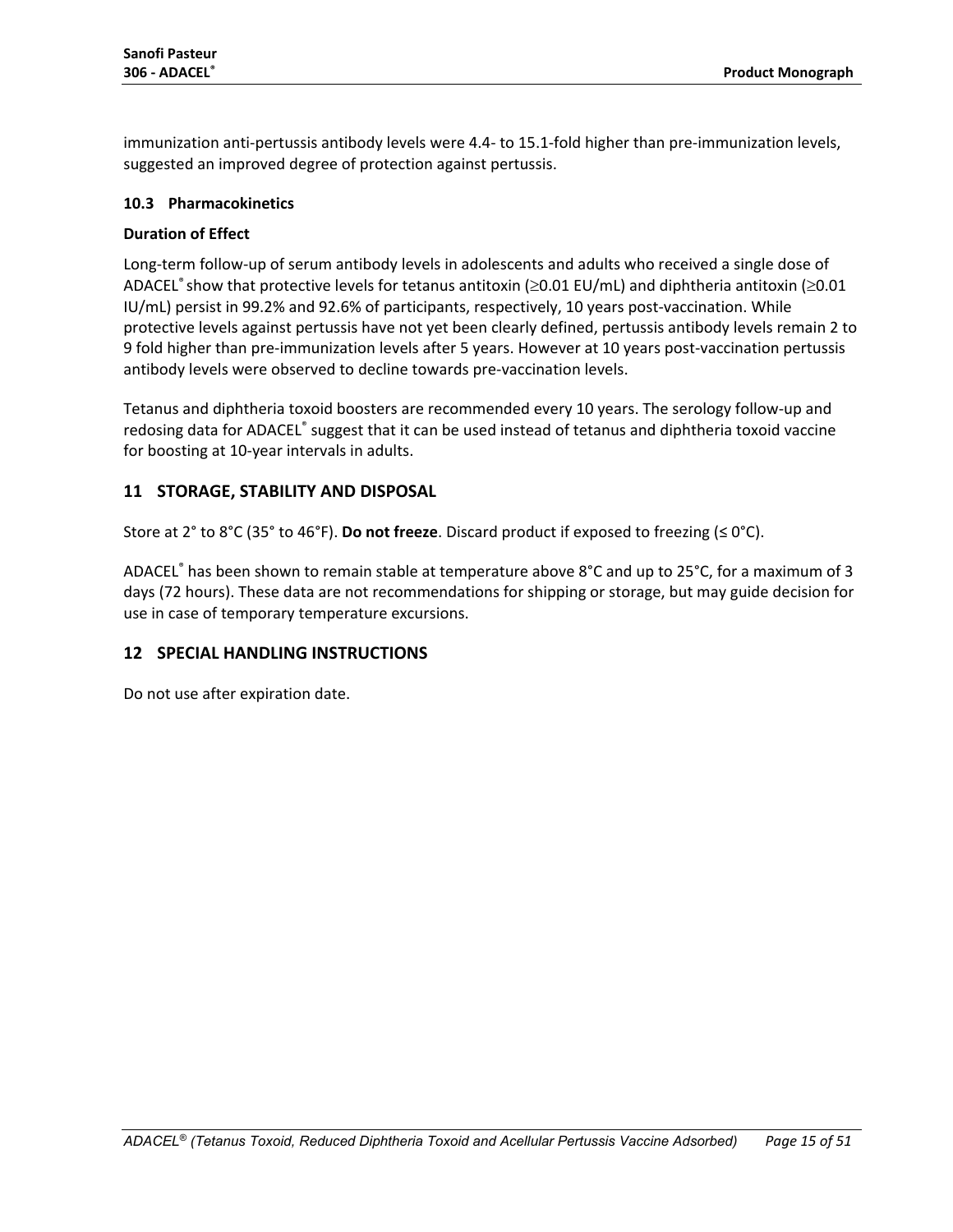immunization anti-pertussis antibody levels were 4.4- to 15.1-fold higher than pre-immunization levels, suggested an improved degree of protection against pertussis.

### 10.3 Pharmacokinetics

**Duration of Effect**

Long-term follow-up of serum antibody levels in adolescents and adults who received a single dose of ADACEL® show that protective levels for tetanus antitoxin (≥0.01 EU/mL) and diphtheria antitoxin (≥0.01 IU/mL) persist in 99.2% and 92.6% of participants, respectively, 10 years post-vaccination. While protective levels against pertussis have not yet been clearly defined, pertussis antibody levels remain 2 to 9 fold higher than pre-immunization levels after 5 years. However at 10 years post-vaccination pertussis antibody levels were observed to decline towards pre-vaccination levels.

Tetanus and diphtheria toxoid boosters are recommended every 10 years. The serology follow-up and redosing data for ADACEL® suggest that it can be used instead of tetanus and diphtheria toxoid vaccine for boosting at 10-year intervals in adults.

## 11 STORAGE, STABILITY AND DISPOSAL

Store at 2° to 8°C (35° to 46°F). **Do not freeze**. Discard product if exposed to freezing (≤ 0°C).

ADACEL® has been shown to remain stable at temperature above 8°C and up to 25°C, for a maximum of 3 days (72 hours). These data are not recommendations for shipping or storage, but may guide decision for use in case of temporary temperature excursions.

## 12 SPECIAL HANDLING INSTRUCTIONS

Do not use after expiration date.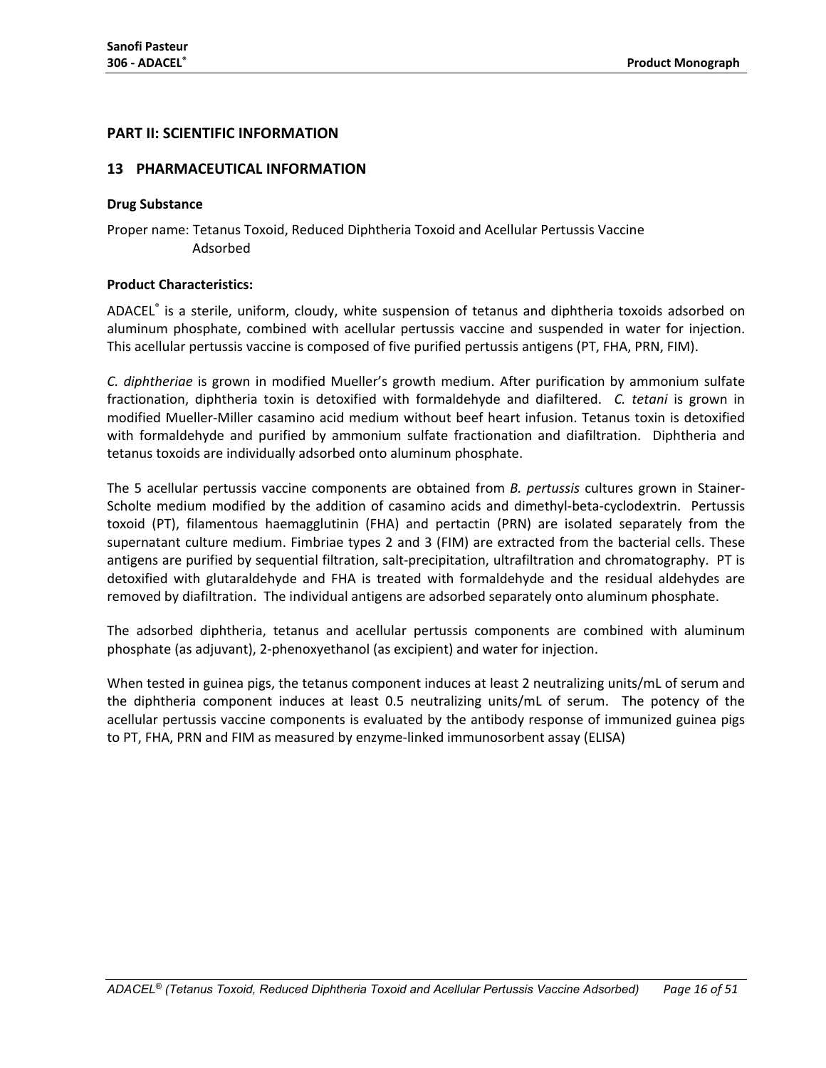## PART II: SCIENTIFIC INFORMATION

## 13 PHARMACEUTICAL INFORMATION

### Drug Substance

Proper name: Tetanus Toxoid, Reduced Diphtheria Toxoid and Acellular Pertussis Vaccine Adsorbed

### Product Characteristics:

ADACEL® is a sterile, uniform, cloudy, white suspension of tetanus and diphtheria toxoids adsorbed on aluminum phosphate, combined with acellular pertussis vaccine and suspended in water for injection. This acellular pertussis vaccine is composed of five purified pertussis antigens (PT, FHA, PRN, FIM).

*C. diphtheriae* is grown in modified Mueller's growth medium. After purification by ammonium sulfate fractionation, diphtheria toxin is detoxified with formaldehyde and diafiltered. *C. tetani* is grown in modified Mueller-Miller casamino acid medium without beef heart infusion. Tetanus toxin is detoxified with formaldehyde and purified by ammonium sulfate fractionation and diafiltration. Diphtheria and tetanus toxoids are individually adsorbed onto aluminum phosphate.

The 5 acellular pertussis vaccine components are obtained from *B. pertussis* cultures grown in Stainer-Scholte medium modified by the addition of casamino acids and dimethyl-beta-cyclodextrin. Pertussis toxoid (PT), filamentous haemagglutinin (FHA) and pertactin (PRN) are isolated separately from the supernatant culture medium. Fimbriae types 2 and 3 (FIM) are extracted from the bacterial cells. These antigens are purified by sequential filtration, salt-precipitation, ultrafiltration and chromatography. PT is detoxified with glutaraldehyde and FHA is treated with formaldehyde and the residual aldehydes are removed by diafiltration. The individual antigens are adsorbed separately onto aluminum phosphate.

The adsorbed diphtheria, tetanus and acellular pertussis components are combined with aluminum phosphate (as adjuvant), 2-phenoxyethanol (as excipient) and water for injection.

When tested in guinea pigs, the tetanus component induces at least 2 neutralizing units/mL of serum and the diphtheria component induces at least 0.5 neutralizing units/mL of serum. The potency of the acellular pertussis vaccine components is evaluated by the antibody response of immunized guinea pigs to PT, FHA, PRN and FIM as measured by enzyme-linked immunosorbent assay (ELISA)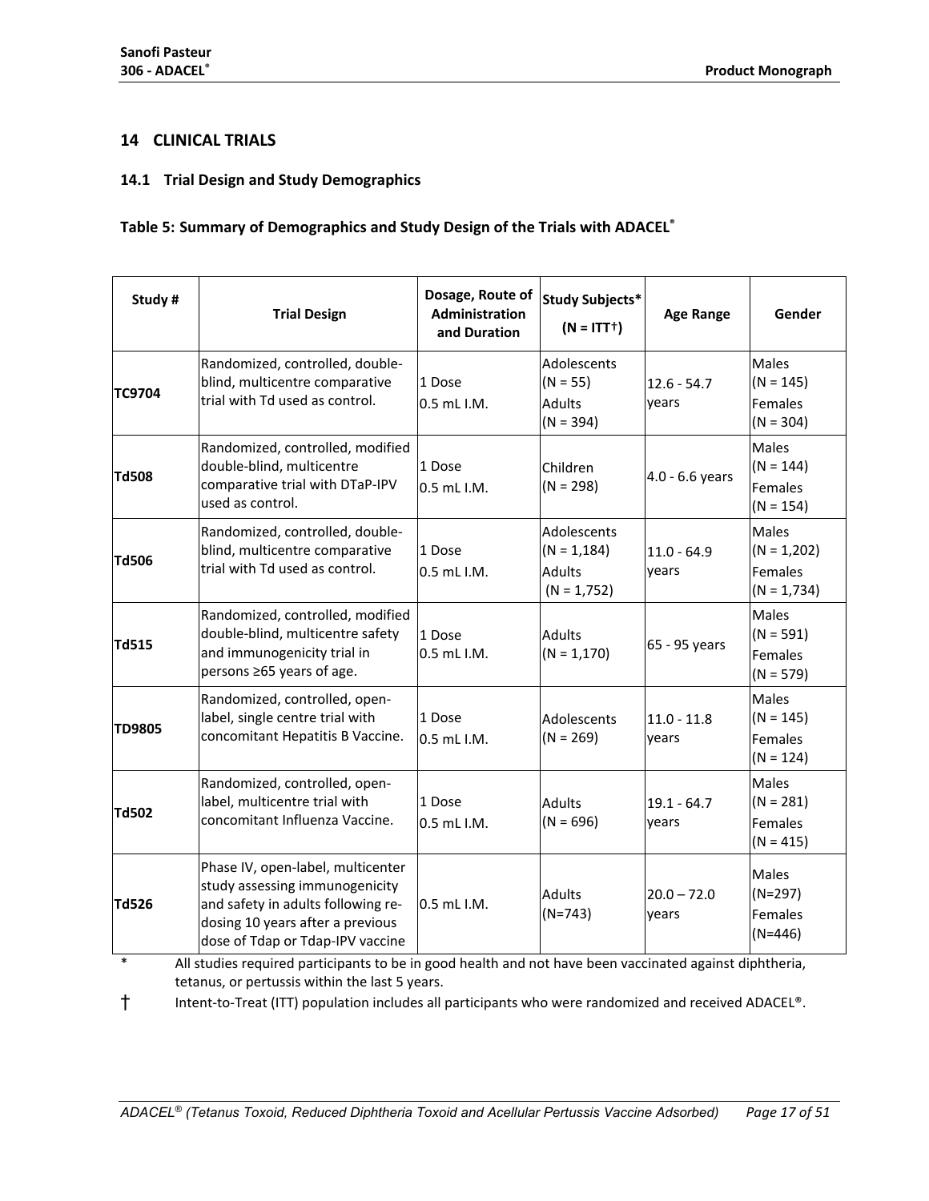## 14 CLINICAL TRIALS

### 14.1 Trial Design and Study Demographics

**Table 5: Summary of Demographics and Study Design of the Trials with ADACEL®**

| Study # | Trial Design | Dosage, Route of Administration and Duration | Study Subjects* (N = ITT†) | Age Range | Gender |
|---|---|---|---|---|---|
| **TC9704** | Randomized, controlled, double-blind, multicentre comparative trial with Td used as control. | 1 Dose 0.5 mL I.M. | Adolescents (N = 55) Adults (N = 394) | 12.6 - 54.7 years | Males (N = 145) Females (N = 304) |
| **Td508** | Randomized, controlled, modified double-blind, multicentre comparative trial with DTaP-IPV used as control. | 1 Dose 0.5 mL I.M. | Children (N = 298) | 4.0 - 6.6 years | Males (N = 144) Females (N = 154) |
| **Td506** | Randomized, controlled, double-blind, multicentre comparative trial with Td used as control. | 1 Dose 0.5 mL I.M. | Adolescents (N = 1,184) Adults (N = 1,752) | 11.0 - 64.9 years | Males (N = 1,202) Females (N = 1,734) |
| **Td515** | Randomized, controlled, modified double-blind, multicentre safety and immunogenicity trial in persons ≥65 years of age. | 1 Dose 0.5 mL I.M. | Adults (N = 1,170) | 65 - 95 years | Males (N = 591) Females (N = 579) |
| **TD9805** | Randomized, controlled, open-label, single centre trial with concomitant Hepatitis B Vaccine. | 1 Dose 0.5 mL I.M. | Adolescents (N = 269) | 11.0 - 11.8 years | Males (N = 145) Females (N = 124) |
| **Td502** | Randomized, controlled, open-label, multicentre trial with concomitant Influenza Vaccine. | 1 Dose 0.5 mL I.M. | Adults (N = 696) | 19.1 - 64.7 years | Males (N = 281) Females (N = 415) |
| **Td526** | Phase IV, open-label, multicenter study assessing immunogenicity and safety in adults following re-dosing 10 years after a previous dose of Tdap or Tdap-IPV vaccine | 0.5 mL I.M. | Adults (N=743) | 20.0 – 72.0 years | Males (N=297) Females (N=446) |

\* All studies required participants to be in good health and not have been vaccinated against diphtheria, tetanus, or pertussis within the last 5 years.

† Intent-to-Treat (ITT) population includes all participants who were randomized and received ADACEL®.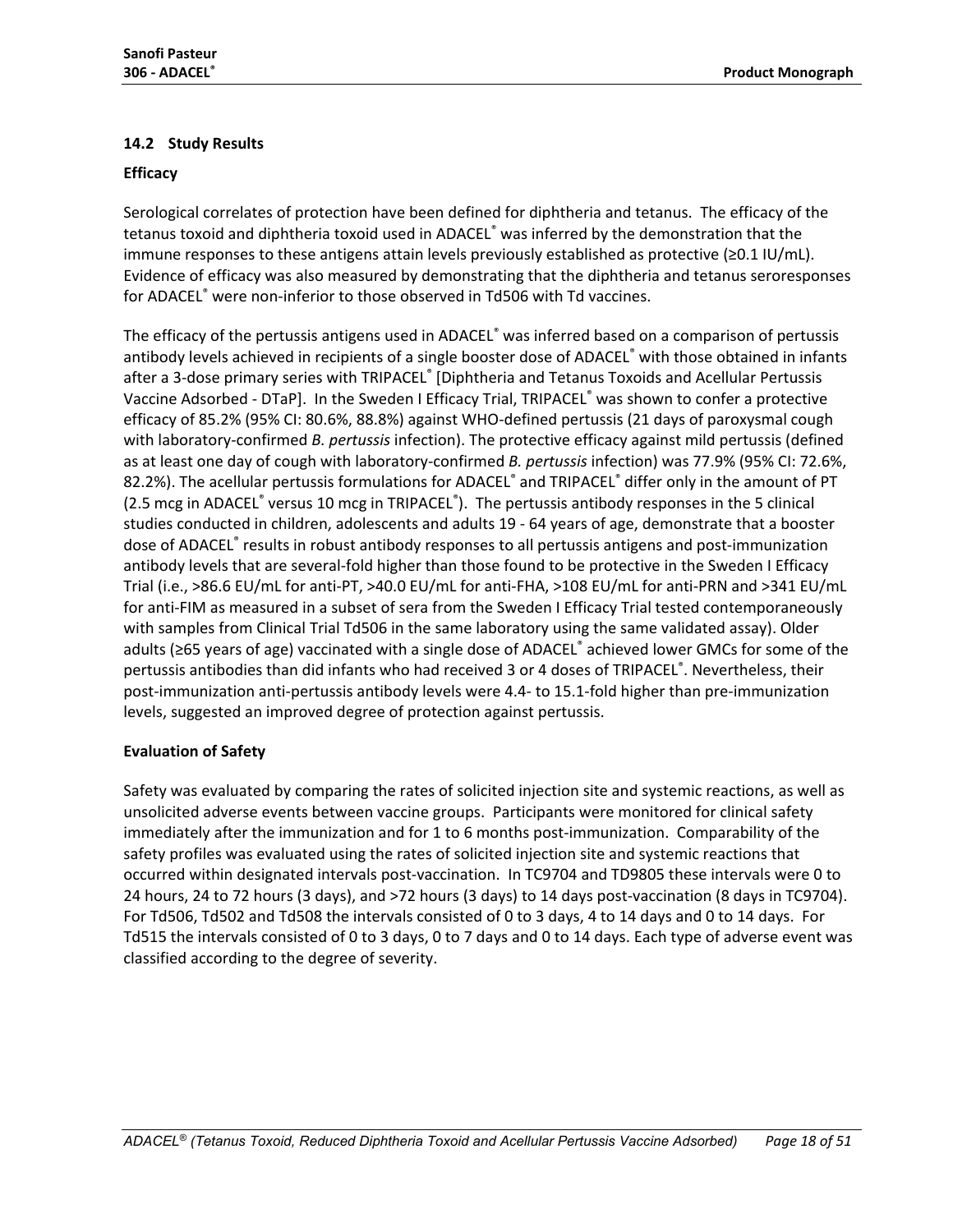### 14.2 Study Results

**Efficacy**

Serological correlates of protection have been defined for diphtheria and tetanus. The efficacy of the tetanus toxoid and diphtheria toxoid used in ADACEL® was inferred by the demonstration that the immune responses to these antigens attain levels previously established as protective (≥0.1 IU/mL). Evidence of efficacy was also measured by demonstrating that the diphtheria and tetanus seroresponses for ADACEL® were non-inferior to those observed in Td506 with Td vaccines.

The efficacy of the pertussis antigens used in ADACEL® was inferred based on a comparison of pertussis antibody levels achieved in recipients of a single booster dose of ADACEL® with those obtained in infants after a 3-dose primary series with TRIPACEL® [Diphtheria and Tetanus Toxoids and Acellular Pertussis Vaccine Adsorbed - DTaP]. In the Sweden I Efficacy Trial, TRIPACEL® was shown to confer a protective efficacy of 85.2% (95% CI: 80.6%, 88.8%) against WHO-defined pertussis (21 days of paroxysmal cough with laboratory-confirmed *B. pertussis* infection). The protective efficacy against mild pertussis (defined as at least one day of cough with laboratory-confirmed *B. pertussis* infection) was 77.9% (95% CI: 72.6%, 82.2%). The acellular pertussis formulations for ADACEL® and TRIPACEL® differ only in the amount of PT (2.5 mcg in ADACEL® versus 10 mcg in TRIPACEL®). The pertussis antibody responses in the 5 clinical studies conducted in children, adolescents and adults 19 - 64 years of age, demonstrate that a booster dose of ADACEL® results in robust antibody responses to all pertussis antigens and post-immunization antibody levels that are several-fold higher than those found to be protective in the Sweden I Efficacy Trial (i.e., >86.6 EU/mL for anti-PT, >40.0 EU/mL for anti-FHA, >108 EU/mL for anti-PRN and >341 EU/mL for anti-FIM as measured in a subset of sera from the Sweden I Efficacy Trial tested contemporaneously with samples from Clinical Trial Td506 in the same laboratory using the same validated assay). Older adults (≥65 years of age) vaccinated with a single dose of ADACEL® achieved lower GMCs for some of the pertussis antibodies than did infants who had received 3 or 4 doses of TRIPACEL®. Nevertheless, their post-immunization anti-pertussis antibody levels were 4.4- to 15.1-fold higher than pre-immunization levels, suggested an improved degree of protection against pertussis.

**Evaluation of Safety**

Safety was evaluated by comparing the rates of solicited injection site and systemic reactions, as well as unsolicited adverse events between vaccine groups. Participants were monitored for clinical safety immediately after the immunization and for 1 to 6 months post-immunization. Comparability of the safety profiles was evaluated using the rates of solicited injection site and systemic reactions that occurred within designated intervals post-vaccination. In TC9704 and TD9805 these intervals were 0 to 24 hours, 24 to 72 hours (3 days), and >72 hours (3 days) to 14 days post-vaccination (8 days in TC9704). For Td506, Td502 and Td508 the intervals consisted of 0 to 3 days, 4 to 14 days and 0 to 14 days. For Td515 the intervals consisted of 0 to 3 days, 0 to 7 days and 0 to 14 days. Each type of adverse event was classified according to the degree of severity.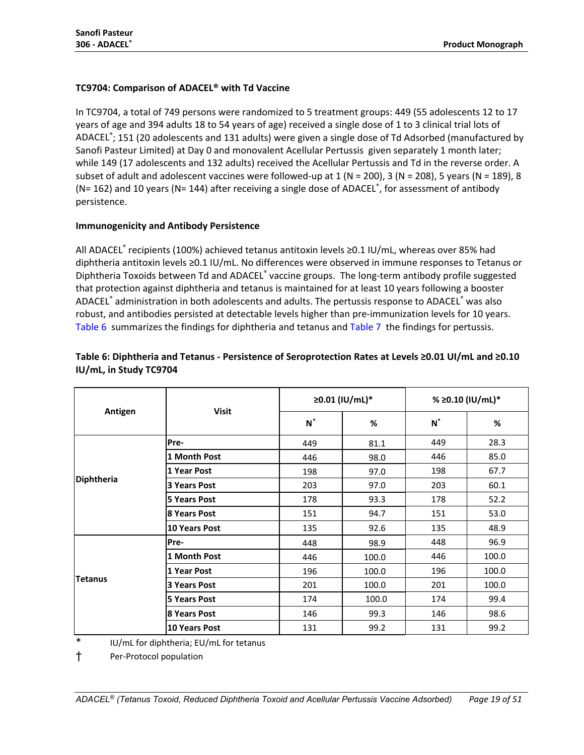**TC9704: Comparison of ADACEL® with Td Vaccine**

In TC9704, a total of 749 persons were randomized to 5 treatment groups: 449 (55 adolescents 12 to 17 years of age and 394 adults 18 to 54 years of age) received a single dose of 1 to 3 clinical trial lots of ADACEL®; 151 (20 adolescents and 131 adults) were given a single dose of Td Adsorbed (manufactured by Sanofi Pasteur Limited) at Day 0 and monovalent Acellular Pertussis given separately 1 month later; while 149 (17 adolescents and 132 adults) received the Acellular Pertussis and Td in the reverse order. A subset of adult and adolescent vaccines were followed-up at 1 (N = 200), 3 (N = 208), 5 years (N = 189), 8 (N= 162) and 10 years (N= 144) after receiving a single dose of ADACEL®, for assessment of antibody persistence.

**Immunogenicity and Antibody Persistence**

All ADACEL® recipients (100%) achieved tetanus antitoxin levels ≥0.1 IU/mL, whereas over 85% had diphtheria antitoxin levels ≥0.1 IU/mL. No differences were observed in immune responses to Tetanus or Diphtheria Toxoids between Td and ADACEL® vaccine groups. The long-term antibody profile suggested that protection against diphtheria and tetanus is maintained for at least 10 years following a booster ADACEL® administration in both adolescents and adults. The pertussis response to ADACEL® was also robust, and antibodies persisted at detectable levels higher than pre-immunization levels for 10 years. Table 6 summarizes the findings for diphtheria and tetanus and Table 7 the findings for pertussis.

**Table 6: Diphtheria and Tetanus - Persistence of Seroprotection Rates at Levels ≥0.01 UI/mL and ≥0.10 IU/mL, in Study TC9704**

| Antigen | Visit | ≥0.01 (IU/mL)* | | % ≥0.10 (IU/mL)* | |
|---|---|---|---|---|---|
| | | N* | % | N* | % |
| Diphtheria | Pre- | 449 | 81.1 | 449 | 28.3 |
| | 1 Month Post | 446 | 98.0 | 446 | 85.0 |
| | 1 Year Post | 198 | 97.0 | 198 | 67.7 |
| | 3 Years Post | 203 | 97.0 | 203 | 60.1 |
| | 5 Years Post | 178 | 93.3 | 178 | 52.2 |
| | 8 Years Post | 151 | 94.7 | 151 | 53.0 |
| | 10 Years Post | 135 | 92.6 | 135 | 48.9 |
| Tetanus | Pre- | 448 | 98.9 | 448 | 96.9 |
| | 1 Month Post | 446 | 100.0 | 446 | 100.0 |
| | 1 Year Post | 196 | 100.0 | 196 | 100.0 |
| | 3 Years Post | 201 | 100.0 | 201 | 100.0 |
| | 5 Years Post | 174 | 100.0 | 174 | 99.4 |
| | 8 Years Post | 146 | 99.3 | 146 | 98.6 |
| | 10 Years Post | 131 | 99.2 | 131 | 99.2 |

\* IU/mL for diphtheria; EU/mL for tetanus

† Per-Protocol population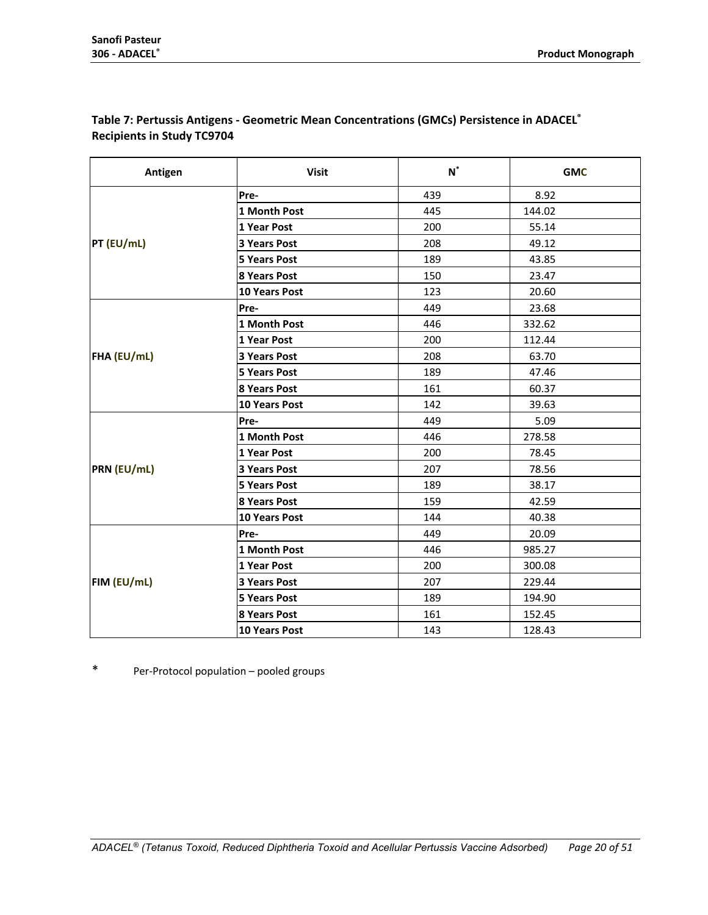**Table 7: Pertussis Antigens - Geometric Mean Concentrations (GMCs) Persistence in ADACEL® Recipients in Study TC9704**

| Antigen | Visit | N* | GMC |
|---|---|---|---|
| PT (EU/mL) | Pre- | 439 | 8.92 |
| | 1 Month Post | 445 | 144.02 |
| | 1 Year Post | 200 | 55.14 |
| | 3 Years Post | 208 | 49.12 |
| | 5 Years Post | 189 | 43.85 |
| | 8 Years Post | 150 | 23.47 |
| | 10 Years Post | 123 | 20.60 |
| FHA (EU/mL) | Pre- | 449 | 23.68 |
| | 1 Month Post | 446 | 332.62 |
| | 1 Year Post | 200 | 112.44 |
| | 3 Years Post | 208 | 63.70 |
| | 5 Years Post | 189 | 47.46 |
| | 8 Years Post | 161 | 60.37 |
| | 10 Years Post | 142 | 39.63 |
| PRN (EU/mL) | Pre- | 449 | 5.09 |
| | 1 Month Post | 446 | 278.58 |
| | 1 Year Post | 200 | 78.45 |
| | 3 Years Post | 207 | 78.56 |
| | 5 Years Post | 189 | 38.17 |
| | 8 Years Post | 159 | 42.59 |
| | 10 Years Post | 144 | 40.38 |
| FIM (EU/mL) | Pre- | 449 | 20.09 |
| | 1 Month Post | 446 | 985.27 |
| | 1 Year Post | 200 | 300.08 |
| | 3 Years Post | 207 | 229.44 |
| | 5 Years Post | 189 | 194.90 |
| | 8 Years Post | 161 | 152.45 |
| | 10 Years Post | 143 | 128.43 |

\* Per-Protocol population – pooled groups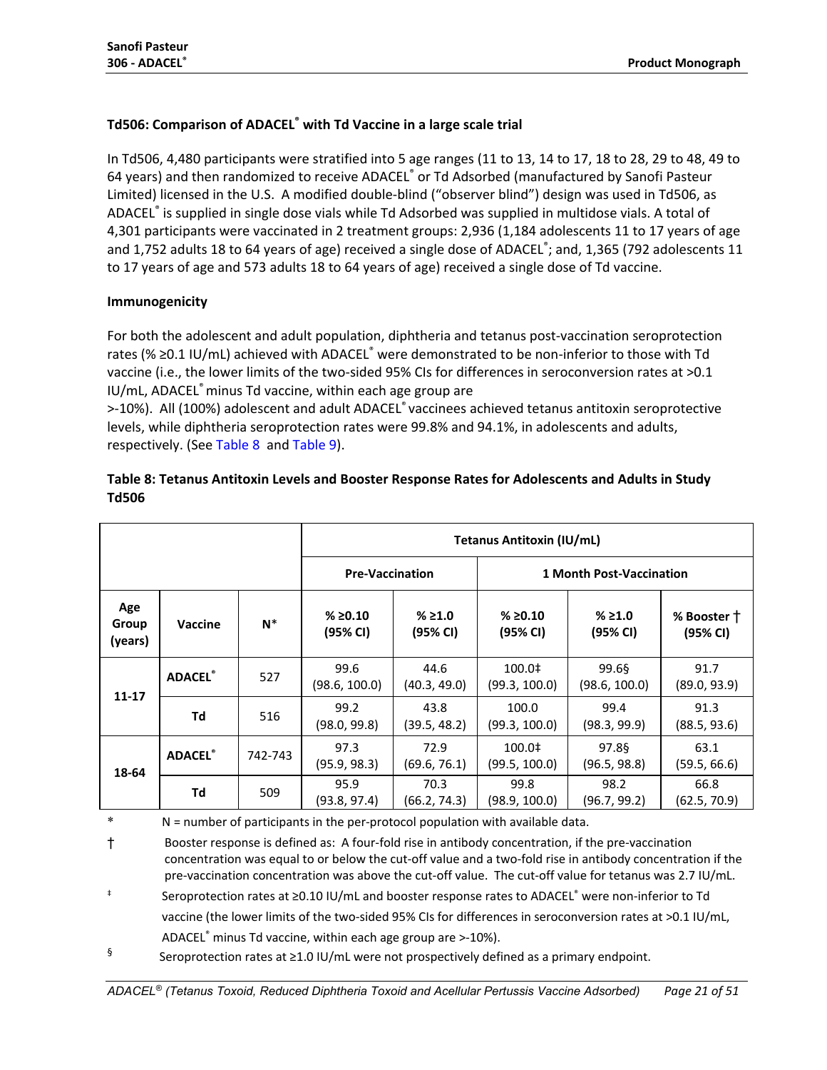### Td506: Comparison of ADACEL® with Td Vaccine in a large scale trial

In Td506, 4,480 participants were stratified into 5 age ranges (11 to 13, 14 to 17, 18 to 28, 29 to 48, 49 to 64 years) and then randomized to receive ADACEL® or Td Adsorbed (manufactured by Sanofi Pasteur Limited) licensed in the U.S. A modified double-blind ("observer blind") design was used in Td506, as ADACEL® is supplied in single dose vials while Td Adsorbed was supplied in multidose vials. A total of 4,301 participants were vaccinated in 2 treatment groups: 2,936 (1,184 adolescents 11 to 17 years of age and 1,752 adults 18 to 64 years of age) received a single dose of ADACEL®; and, 1,365 (792 adolescents 11 to 17 years of age and 573 adults 18 to 64 years of age) received a single dose of Td vaccine.

**Immunogenicity**

For both the adolescent and adult population, diphtheria and tetanus post-vaccination seroprotection rates (% ≥0.1 IU/mL) achieved with ADACEL® were demonstrated to be non-inferior to those with Td vaccine (i.e., the lower limits of the two-sided 95% CIs for differences in seroconversion rates at >0.1 IU/mL, ADACEL® minus Td vaccine, within each age group are >-10%). All (100%) adolescent and adult ADACEL® vaccinees achieved tetanus antitoxin seroprotective levels, while diphtheria seroprotection rates were 99.8% and 94.1%, in adolescents and adults, respectively. (See Table 8 and Table 9).

**Table 8: Tetanus Antitoxin Levels and Booster Response Rates for Adolescents and Adults in Study Td506**

| | | | Tetanus Antitoxin (IU/mL) | | | | |
|---|---|---|---|---|---|---|---|
| | | | Pre-Vaccination | | 1 Month Post-Vaccination | | |
| Age Group (years) | Vaccine | N* | % ≥0.10 (95% CI) | % ≥1.0 (95% CI) | % ≥0.10 (95% CI) | % ≥1.0 (95% CI) | % Booster † (95% CI) |
| 11-17 | ADACEL® | 527 | 99.6 (98.6, 100.0) | 44.6 (40.3, 49.0) | 100.0‡ (99.3, 100.0) | 99.6§ (98.6, 100.0) | 91.7 (89.0, 93.9) |
| | Td | 516 | 99.2 (98.0, 99.8) | 43.8 (39.5, 48.2) | 100.0 (99.3, 100.0) | 99.4 (98.3, 99.9) | 91.3 (88.5, 93.6) |
| 18-64 | ADACEL® | 742-743 | 97.3 (95.9, 98.3) | 72.9 (69.6, 76.1) | 100.0‡ (99.5, 100.0) | 97.8§ (96.5, 98.8) | 63.1 (59.5, 66.6) |
| | Td | 509 | 95.9 (93.8, 97.4) | 70.3 (66.2, 74.3) | 99.8 (98.9, 100.0) | 98.2 (96.7, 99.2) | 66.8 (62.5, 70.9) |

\* N = number of participants in the per-protocol population with available data.

† Booster response is defined as: A four-fold rise in antibody concentration, if the pre-vaccination concentration was equal to or below the cut-off value and a two-fold rise in antibody concentration if the pre-vaccination concentration was above the cut-off value. The cut-off value for tetanus was 2.7 IU/mL.

‡ Seroprotection rates at ≥0.10 IU/mL and booster response rates to ADACEL® were non-inferior to Td vaccine (the lower limits of the two-sided 95% CIs for differences in seroconversion rates at >0.1 IU/mL, ADACEL® minus Td vaccine, within each age group are >-10%).

§ Seroprotection rates at ≥1.0 IU/mL were not prospectively defined as a primary endpoint.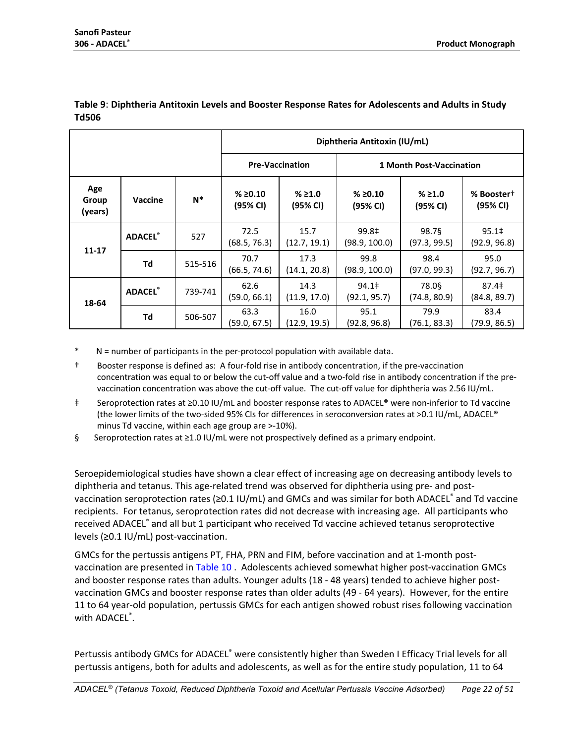**Table 9**: **Diphtheria Antitoxin Levels and Booster Response Rates for Adolescents and Adults in Study Td506**

| | | | Diphtheria Antitoxin (IU/mL) | | | | |
|---|---|---|---|---|---|---|---|
| | | | Pre-Vaccination | | 1 Month Post-Vaccination | | |
| Age Group (years) | Vaccine | N* | % ≥0.10 (95% CI) | % ≥1.0 (95% CI) | % ≥0.10 (95% CI) | % ≥1.0 (95% CI) | % Booster† (95% CI) |
| 11-17 | ADACEL® | 527 | 72.5 (68.5, 76.3) | 15.7 (12.7, 19.1) | 99.8‡ (98.9, 100.0) | 98.7§ (97.3, 99.5) | 95.1‡ (92.9, 96.8) |
| | Td | 515-516 | 70.7 (66.5, 74.6) | 17.3 (14.1, 20.8) | 99.8 (98.9, 100.0) | 98.4 (97.0, 99.3) | 95.0 (92.7, 96.7) |
| 18-64 | ADACEL® | 739-741 | 62.6 (59.0, 66.1) | 14.3 (11.9, 17.0) | 94.1‡ (92.1, 95.7) | 78.0§ (74.8, 80.9) | 87.4‡ (84.8, 89.7) |
| | Td | 506-507 | 63.3 (59.0, 67.5) | 16.0 (12.9, 19.5) | 95.1 (92.8, 96.8) | 79.9 (76.1, 83.3) | 83.4 (79.9, 86.5) |

\* N = number of participants in the per-protocol population with available data.

† Booster response is defined as: A four-fold rise in antibody concentration, if the pre-vaccination concentration was equal to or below the cut-off value and a two-fold rise in antibody concentration if the pre-vaccination concentration was above the cut-off value. The cut-off value for diphtheria was 2.56 IU/mL.

‡ Seroprotection rates at ≥0.10 IU/mL and booster response rates to ADACEL® were non-inferior to Td vaccine (the lower limits of the two-sided 95% CIs for differences in seroconversion rates at >0.1 IU/mL, ADACEL® minus Td vaccine, within each age group are >-10%).

§ Seroprotection rates at ≥1.0 IU/mL were not prospectively defined as a primary endpoint.

Seroepidemiological studies have shown a clear effect of increasing age on decreasing antibody levels to diphtheria and tetanus. This age-related trend was observed for diphtheria using pre- and post-vaccination seroprotection rates (≥0.1 IU/mL) and GMCs and was similar for both ADACEL® and Td vaccine recipients. For tetanus, seroprotection rates did not decrease with increasing age. All participants who received ADACEL® and all but 1 participant who received Td vaccine achieved tetanus seroprotective levels (≥0.1 IU/mL) post-vaccination.

GMCs for the pertussis antigens PT, FHA, PRN and FIM, before vaccination and at 1-month post-vaccination are presented in Table 10 . Adolescents achieved somewhat higher post-vaccination GMCs and booster response rates than adults. Younger adults (18 - 48 years) tended to achieve higher post-vaccination GMCs and booster response rates than older adults (49 - 64 years). However, for the entire 11 to 64 year-old population, pertussis GMCs for each antigen showed robust rises following vaccination with ADACEL®.

Pertussis antibody GMCs for ADACEL® were consistently higher than Sweden I Efficacy Trial levels for all pertussis antigens, both for adults and adolescents, as well as for the entire study population, 11 to 64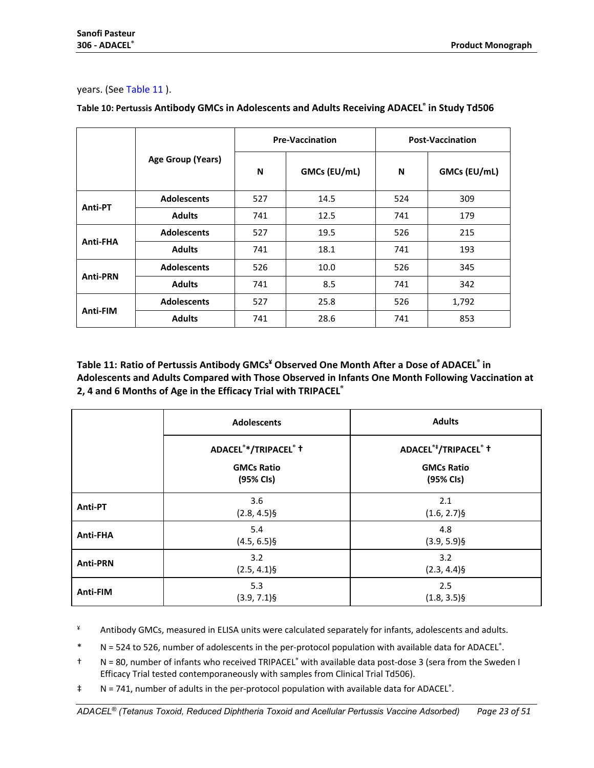years. (See Table 11 ).

**Table 10: Pertussis Antibody GMCs in Adolescents and Adults Receiving ADACEL® in Study Td506**

| | Age Group (Years) | Pre-Vaccination | | Post-Vaccination | |
|---|---|---|---|---|---|
| | | N | GMCs (EU/mL) | N | GMCs (EU/mL) |
| Anti-PT | Adolescents | 527 | 14.5 | 524 | 309 |
| | Adults | 741 | 12.5 | 741 | 179 |
| Anti-FHA | Adolescents | 527 | 19.5 | 526 | 215 |
| | Adults | 741 | 18.1 | 741 | 193 |
| Anti-PRN | Adolescents | 526 | 10.0 | 526 | 345 |
| | Adults | 741 | 8.5 | 741 | 342 |
| Anti-FIM | Adolescents | 527 | 25.8 | 526 | 1,792 |
| | Adults | 741 | 28.6 | 741 | 853 |

**Table 11: Ratio of Pertussis Antibody GMCs¥ Observed One Month After a Dose of ADACEL® in Adolescents and Adults Compared with Those Observed in Infants One Month Following Vaccination at 2, 4 and 6 Months of Age in the Efficacy Trial with TRIPACEL®**

| | Adolescents | Adults |
|---|---|---|
| | ADACEL®*/TRIPACEL® † GMCs Ratio (95% CIs) | ADACEL®‡/TRIPACEL® † GMCs Ratio (95% CIs) |
| Anti-PT | 3.6 (2.8, 4.5)§ | 2.1 (1.6, 2.7)§ |
| Anti-FHA | 5.4 (4.5, 6.5)§ | 4.8 (3.9, 5.9)§ |
| Anti-PRN | 3.2 (2.5, 4.1)§ | 3.2 (2.3, 4.4)§ |
| Anti-FIM | 5.3 (3.9, 7.1)§ | 2.5 (1.8, 3.5)§ |

¥ Antibody GMCs, measured in ELISA units were calculated separately for infants, adolescents and adults.

\* N = 524 to 526, number of adolescents in the per-protocol population with available data for ADACEL®.

† N = 80, number of infants who received TRIPACEL® with available data post-dose 3 (sera from the Sweden I Efficacy Trial tested contemporaneously with samples from Clinical Trial Td506).

‡ N = 741, number of adults in the per-protocol population with available data for ADACEL®.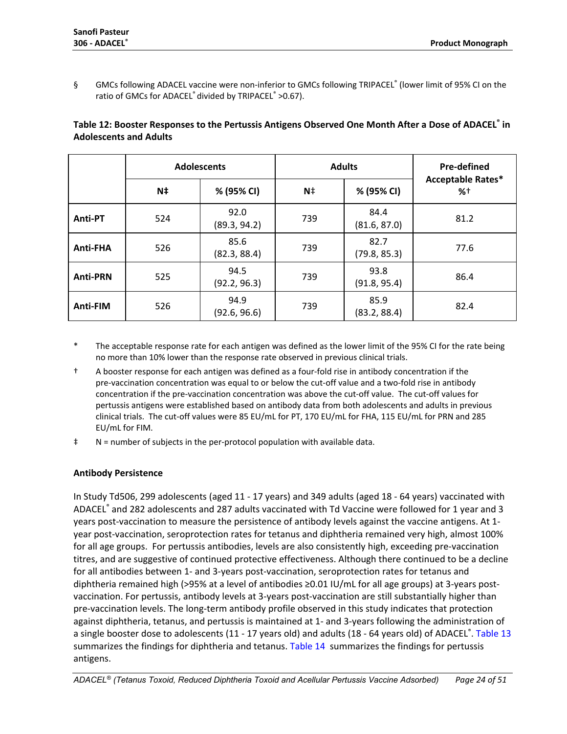§ GMCs following ADACEL vaccine were non-inferior to GMCs following TRIPACEL® (lower limit of 95% CI on the ratio of GMCs for ADACEL® divided by TRIPACEL® >0.67).

**Table 12: Booster Responses to the Pertussis Antigens Observed One Month After a Dose of ADACEL® in Adolescents and Adults**

| | Adolescents | | Adults | | Pre-defined Acceptable Rates* %† |
|---|---|---|---|---|---|
| | N‡ | % (95% CI) | N‡ | % (95% CI) | |
| **Anti-PT** | 524 | 92.0 (89.3, 94.2) | 739 | 84.4 (81.6, 87.0) | 81.2 |
| **Anti-FHA** | 526 | 85.6 (82.3, 88.4) | 739 | 82.7 (79.8, 85.3) | 77.6 |
| **Anti-PRN** | 525 | 94.5 (92.2, 96.3) | 739 | 93.8 (91.8, 95.4) | 86.4 |
| **Anti-FIM** | 526 | 94.9 (92.6, 96.6) | 739 | 85.9 (83.2, 88.4) | 82.4 |

\* The acceptable response rate for each antigen was defined as the lower limit of the 95% CI for the rate being no more than 10% lower than the response rate observed in previous clinical trials.

† A booster response for each antigen was defined as a four-fold rise in antibody concentration if the pre-vaccination concentration was equal to or below the cut-off value and a two-fold rise in antibody concentration if the pre-vaccination concentration was above the cut-off value. The cut-off values for pertussis antigens were established based on antibody data from both adolescents and adults in previous clinical trials. The cut-off values were 85 EU/mL for PT, 170 EU/mL for FHA, 115 EU/mL for PRN and 285 EU/mL for FIM.

‡ N = number of subjects in the per-protocol population with available data.

**Antibody Persistence**

In Study Td506, 299 adolescents (aged 11 - 17 years) and 349 adults (aged 18 - 64 years) vaccinated with ADACEL® and 282 adolescents and 287 adults vaccinated with Td Vaccine were followed for 1 year and 3 years post-vaccination to measure the persistence of antibody levels against the vaccine antigens. At 1-year post-vaccination, seroprotection rates for tetanus and diphtheria remained very high, almost 100% for all age groups. For pertussis antibodies, levels are also consistently high, exceeding pre-vaccination titres, and are suggestive of continued protective effectiveness. Although there continued to be a decline for all antibodies between 1- and 3-years post-vaccination, seroprotection rates for tetanus and diphtheria remained high (>95% at a level of antibodies ≥0.01 IU/mL for all age groups) at 3-years post-vaccination. For pertussis, antibody levels at 3-years post-vaccination are still substantially higher than pre-vaccination levels. The long-term antibody profile observed in this study indicates that protection against diphtheria, tetanus, and pertussis is maintained at 1- and 3-years following the administration of a single booster dose to adolescents (11 - 17 years old) and adults (18 - 64 years old) of ADACEL®. Table 13 summarizes the findings for diphtheria and tetanus. Table 14 summarizes the findings for pertussis antigens.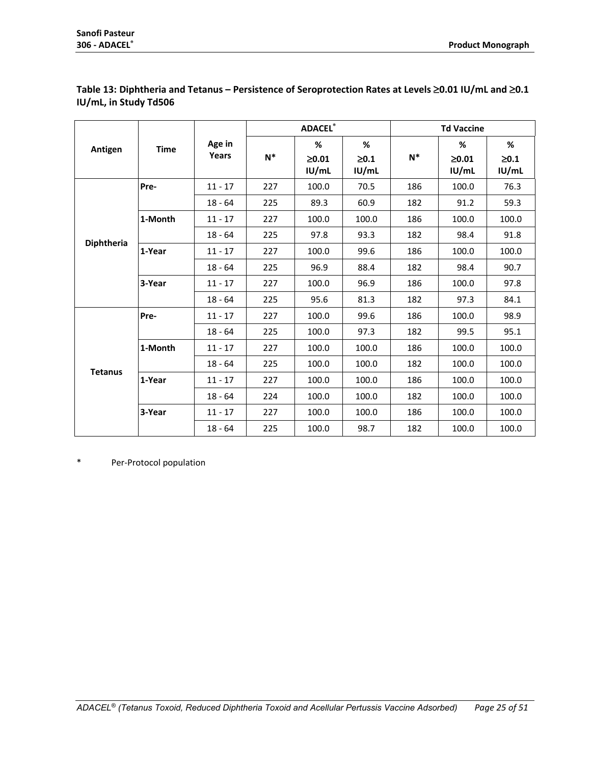**Table 13: Diphtheria and Tetanus – Persistence of Seroprotection Rates at Levels ≥0.01 IU/mL and ≥0.1 IU/mL, in Study Td506**

| Antigen | Time | Age in Years | ADACEL® | | | Td Vaccine | | |
|---|---|---|---|---|---|---|---|---|
| | | | N* | % ≥0.01 IU/mL | % ≥0.1 IU/mL | N* | % ≥0.01 IU/mL | % ≥0.1 IU/mL |
| Diphtheria | Pre- | 11 - 17 | 227 | 100.0 | 70.5 | 186 | 100.0 | 76.3 |
| | | 18 - 64 | 225 | 89.3 | 60.9 | 182 | 91.2 | 59.3 |
| | 1-Month | 11 - 17 | 227 | 100.0 | 100.0 | 186 | 100.0 | 100.0 |
| | | 18 - 64 | 225 | 97.8 | 93.3 | 182 | 98.4 | 91.8 |
| | 1-Year | 11 - 17 | 227 | 100.0 | 99.6 | 186 | 100.0 | 100.0 |
| | | 18 - 64 | 225 | 96.9 | 88.4 | 182 | 98.4 | 90.7 |
| | 3-Year | 11 - 17 | 227 | 100.0 | 96.9 | 186 | 100.0 | 97.8 |
| | | 18 - 64 | 225 | 95.6 | 81.3 | 182 | 97.3 | 84.1 |
| Tetanus | Pre- | 11 - 17 | 227 | 100.0 | 99.6 | 186 | 100.0 | 98.9 |
| | | 18 - 64 | 225 | 100.0 | 97.3 | 182 | 99.5 | 95.1 |
| | 1-Month | 11 - 17 | 227 | 100.0 | 100.0 | 186 | 100.0 | 100.0 |
| | | 18 - 64 | 225 | 100.0 | 100.0 | 182 | 100.0 | 100.0 |
| | 1-Year | 11 - 17 | 227 | 100.0 | 100.0 | 186 | 100.0 | 100.0 |
| | | 18 - 64 | 224 | 100.0 | 100.0 | 182 | 100.0 | 100.0 |
| | 3-Year | 11 - 17 | 227 | 100.0 | 100.0 | 186 | 100.0 | 100.0 |
| | | 18 - 64 | 225 | 100.0 | 98.7 | 182 | 100.0 | 100.0 |

\* Per-Protocol population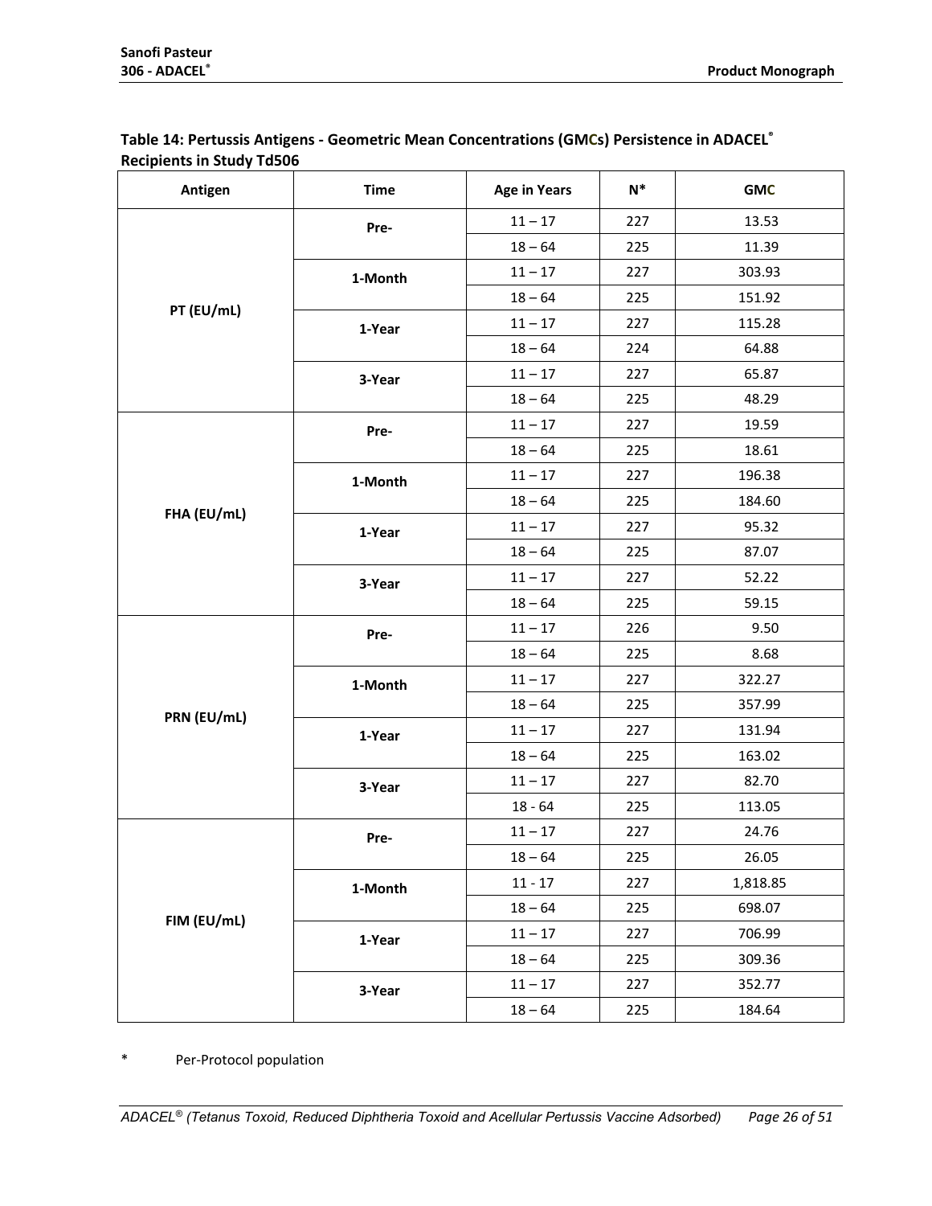**Table 14: Pertussis Antigens - Geometric Mean Concentrations (GMCs) Persistence in ADACEL® Recipients in Study Td506**

| Antigen | Time | Age in Years | N* | GMC |
|---|---|---|---|---|
| PT (EU/mL) | Pre- | 11 – 17 | 227 | 13.53 |
| | | 18 – 64 | 225 | 11.39 |
| | 1-Month | 11 – 17 | 227 | 303.93 |
| | | 18 – 64 | 225 | 151.92 |
| | 1-Year | 11 – 17 | 227 | 115.28 |
| | | 18 – 64 | 224 | 64.88 |
| | 3-Year | 11 – 17 | 227 | 65.87 |
| | | 18 – 64 | 225 | 48.29 |
| FHA (EU/mL) | Pre- | 11 – 17 | 227 | 19.59 |
| | | 18 – 64 | 225 | 18.61 |
| | 1-Month | 11 – 17 | 227 | 196.38 |
| | | 18 – 64 | 225 | 184.60 |
| | 1-Year | 11 – 17 | 227 | 95.32 |
| | | 18 – 64 | 225 | 87.07 |
| | 3-Year | 11 – 17 | 227 | 52.22 |
| | | 18 – 64 | 225 | 59.15 |
| PRN (EU/mL) | Pre- | 11 – 17 | 226 | 9.50 |
| | | 18 – 64 | 225 | 8.68 |
| | 1-Month | 11 – 17 | 227 | 322.27 |
| | | 18 – 64 | 225 | 357.99 |
| | 1-Year | 11 – 17 | 227 | 131.94 |
| | | 18 – 64 | 225 | 163.02 |
| | 3-Year | 11 – 17 | 227 | 82.70 |
| | | 18 - 64 | 225 | 113.05 |
| FIM (EU/mL) | Pre- | 11 – 17 | 227 | 24.76 |
| | | 18 – 64 | 225 | 26.05 |
| | 1-Month | 11 - 17 | 227 | 1,818.85 |
| | | 18 – 64 | 225 | 698.07 |
| | 1-Year | 11 – 17 | 227 | 706.99 |
| | | 18 – 64 | 225 | 309.36 |
| | 3-Year | 11 – 17 | 227 | 352.77 |
| | | 18 – 64 | 225 | 184.64 |

\* Per-Protocol population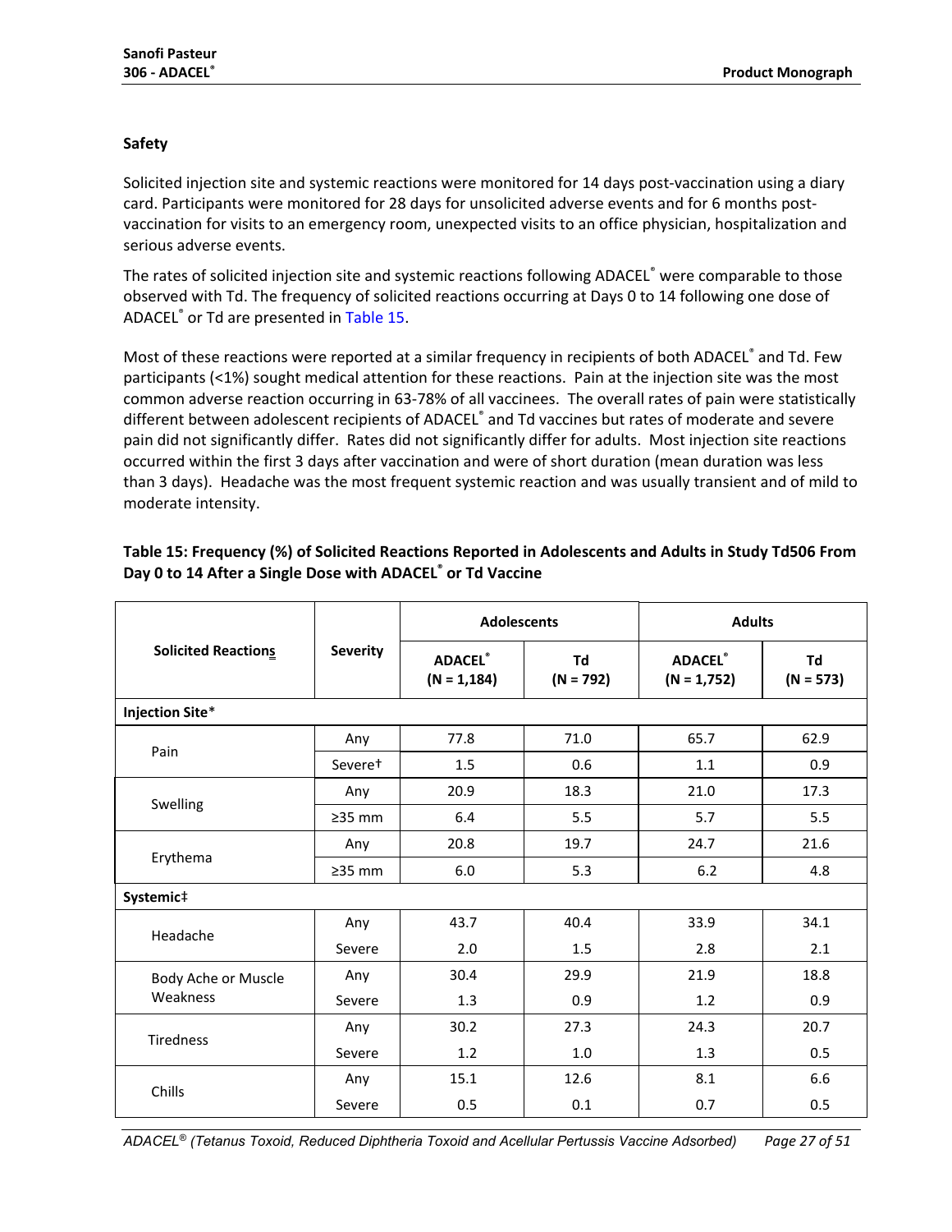### Safety

Solicited injection site and systemic reactions were monitored for 14 days post-vaccination using a diary card. Participants were monitored for 28 days for unsolicited adverse events and for 6 months post-vaccination for visits to an emergency room, unexpected visits to an office physician, hospitalization and serious adverse events.

The rates of solicited injection site and systemic reactions following ADACEL® were comparable to those observed with Td. The frequency of solicited reactions occurring at Days 0 to 14 following one dose of ADACEL® or Td are presented in Table 15.

Most of these reactions were reported at a similar frequency in recipients of both ADACEL® and Td. Few participants (<1%) sought medical attention for these reactions. Pain at the injection site was the most common adverse reaction occurring in 63-78% of all vaccinees. The overall rates of pain were statistically different between adolescent recipients of ADACEL® and Td vaccines but rates of moderate and severe pain did not significantly differ. Rates did not significantly differ for adults. Most injection site reactions occurred within the first 3 days after vaccination and were of short duration (mean duration was less than 3 days). Headache was the most frequent systemic reaction and was usually transient and of mild to moderate intensity.

**Table 15: Frequency (%) of Solicited Reactions Reported in Adolescents and Adults in Study Td506 From Day 0 to 14 After a Single Dose with ADACEL® or Td Vaccine**

| Solicited Reactions | Severity | Adolescents | | Adults | |
|---|---|---|---|---|---|
| | | ADACEL® (N = 1,184) | Td (N = 792) | ADACEL® (N = 1,752) | Td (N = 573) |
| **Injection Site*** | | | | | |
| Pain | Any | 77.8 | 71.0 | 65.7 | 62.9 |
| | Severe† | 1.5 | 0.6 | 1.1 | 0.9 |
| Swelling | Any | 20.9 | 18.3 | 21.0 | 17.3 |
| | ≥35 mm | 6.4 | 5.5 | 5.7 | 5.5 |
| Erythema | Any | 20.8 | 19.7 | 24.7 | 21.6 |
| | ≥35 mm | 6.0 | 5.3 | 6.2 | 4.8 |
| **Systemic‡** | | | | | |
| Headache | Any | 43.7 | 40.4 | 33.9 | 34.1 |
| | Severe | 2.0 | 1.5 | 2.8 | 2.1 |
| Body Ache or Muscle Weakness | Any | 30.4 | 29.9 | 21.9 | 18.8 |
| | Severe | 1.3 | 0.9 | 1.2 | 0.9 |
| Tiredness | Any | 30.2 | 27.3 | 24.3 | 20.7 |
| | Severe | 1.2 | 1.0 | 1.3 | 0.5 |
| Chills | Any | 15.1 | 12.6 | 8.1 | 6.6 |
| | Severe | 0.5 | 0.1 | 0.7 | 0.5 |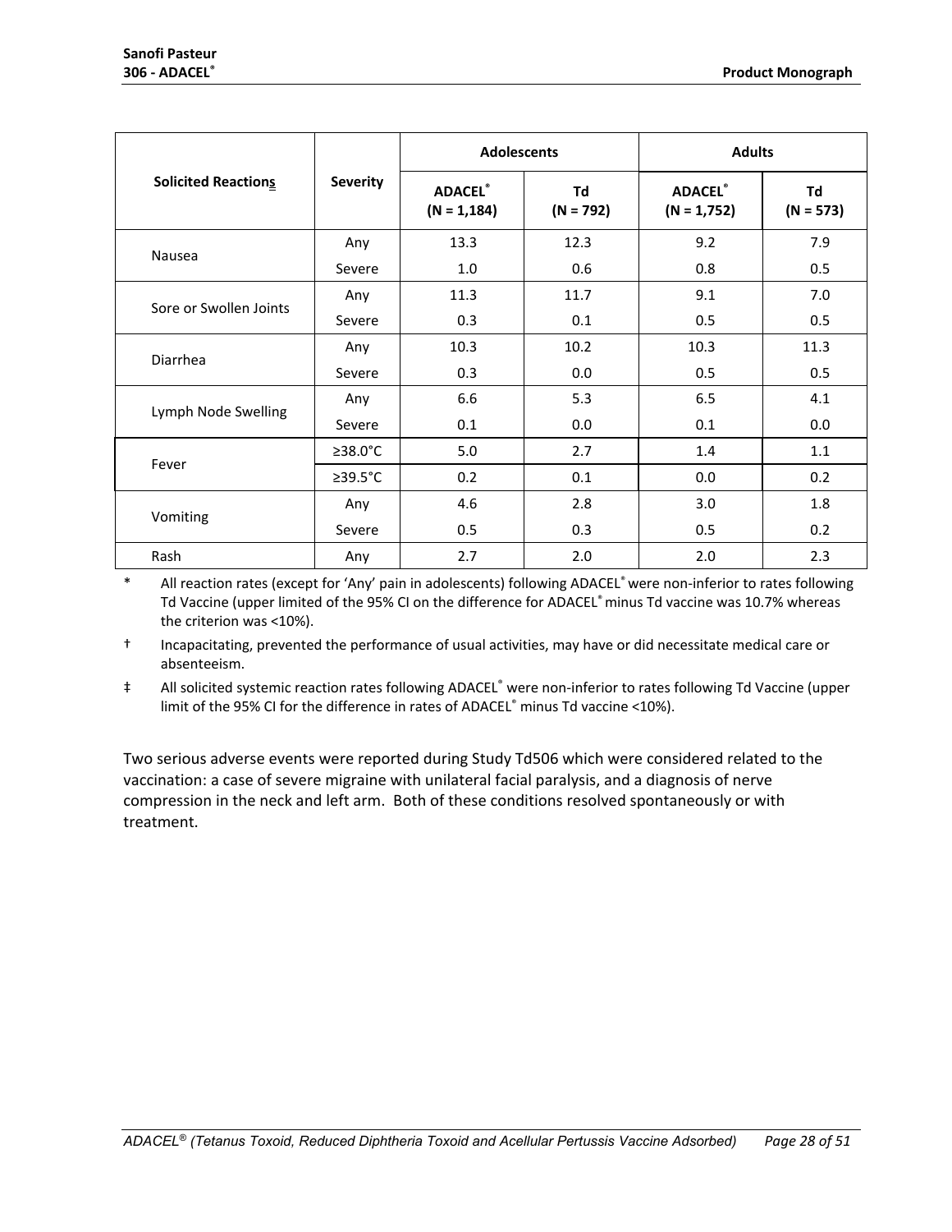| Solicited Reactions | Severity | Adolescents | | Adults | |
|---|---|---|---|---|---|
| | | ADACEL® (N = 1,184) | Td (N = 792) | ADACEL® (N = 1,752) | Td (N = 573) |
| Nausea | Any | 13.3 | 12.3 | 9.2 | 7.9 |
| | Severe | 1.0 | 0.6 | 0.8 | 0.5 |
| Sore or Swollen Joints | Any | 11.3 | 11.7 | 9.1 | 7.0 |
| | Severe | 0.3 | 0.1 | 0.5 | 0.5 |
| Diarrhea | Any | 10.3 | 10.2 | 10.3 | 11.3 |
| | Severe | 0.3 | 0.0 | 0.5 | 0.5 |
| Lymph Node Swelling | Any | 6.6 | 5.3 | 6.5 | 4.1 |
| | Severe | 0.1 | 0.0 | 0.1 | 0.0 |
| Fever | ≥38.0°C | 5.0 | 2.7 | 1.4 | 1.1 |
| | ≥39.5°C | 0.2 | 0.1 | 0.0 | 0.2 |
| Vomiting | Any | 4.6 | 2.8 | 3.0 | 1.8 |
| | Severe | 0.5 | 0.3 | 0.5 | 0.2 |
| Rash | Any | 2.7 | 2.0 | 2.0 | 2.3 |

\* All reaction rates (except for 'Any' pain in adolescents) following ADACEL® were non-inferior to rates following Td Vaccine (upper limited of the 95% CI on the difference for ADACEL® minus Td vaccine was 10.7% whereas the criterion was <10%).

† Incapacitating, prevented the performance of usual activities, may have or did necessitate medical care or absenteeism.

‡ All solicited systemic reaction rates following ADACEL® were non-inferior to rates following Td Vaccine (upper limit of the 95% CI for the difference in rates of ADACEL® minus Td vaccine <10%).

Two serious adverse events were reported during Study Td506 which were considered related to the vaccination: a case of severe migraine with unilateral facial paralysis, and a diagnosis of nerve compression in the neck and left arm. Both of these conditions resolved spontaneously or with treatment.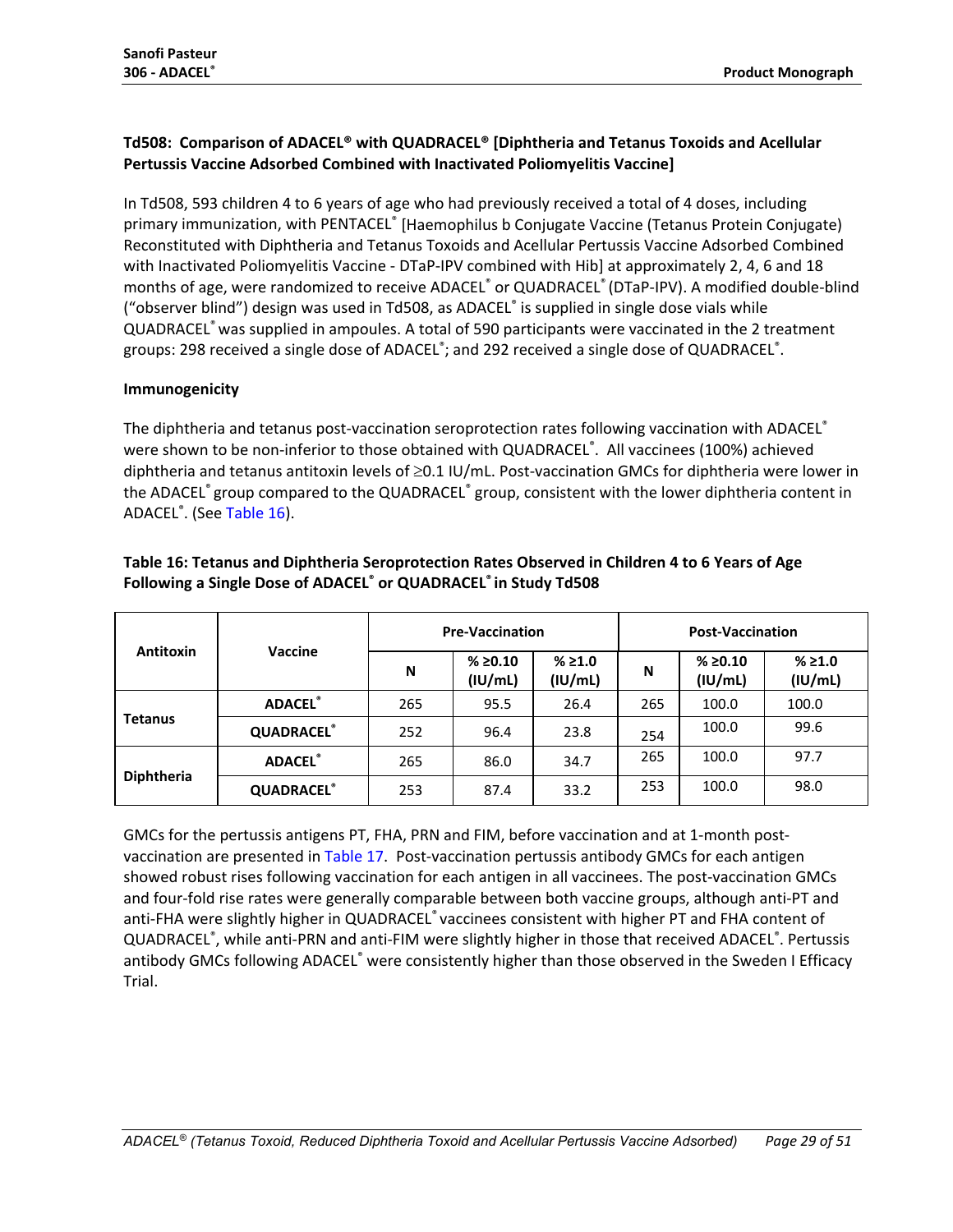### Td508: Comparison of ADACEL® with QUADRACEL® [Diphtheria and Tetanus Toxoids and Acellular Pertussis Vaccine Adsorbed Combined with Inactivated Poliomyelitis Vaccine]

In Td508, 593 children 4 to 6 years of age who had previously received a total of 4 doses, including primary immunization, with PENTACEL® [Haemophilus b Conjugate Vaccine (Tetanus Protein Conjugate) Reconstituted with Diphtheria and Tetanus Toxoids and Acellular Pertussis Vaccine Adsorbed Combined with Inactivated Poliomyelitis Vaccine - DTaP-IPV combined with Hib] at approximately 2, 4, 6 and 18 months of age, were randomized to receive ADACEL® or QUADRACEL® (DTaP-IPV). A modified double-blind ("observer blind") design was used in Td508, as ADACEL® is supplied in single dose vials while QUADRACEL® was supplied in ampoules. A total of 590 participants were vaccinated in the 2 treatment groups: 298 received a single dose of ADACEL®; and 292 received a single dose of QUADRACEL®.

#### Immunogenicity

The diphtheria and tetanus post-vaccination seroprotection rates following vaccination with ADACEL® were shown to be non-inferior to those obtained with QUADRACEL®. All vaccinees (100%) achieved diphtheria and tetanus antitoxin levels of ≥0.1 IU/mL. Post-vaccination GMCs for diphtheria were lower in the ADACEL® group compared to the QUADRACEL® group, consistent with the lower diphtheria content in ADACEL®. (See Table 16).

**Table 16: Tetanus and Diphtheria Seroprotection Rates Observed in Children 4 to 6 Years of Age Following a Single Dose of ADACEL® or QUADRACEL® in Study Td508**

| Antitoxin | Vaccine | Pre-Vaccination | | | Post-Vaccination | | |
|---|---|---|---|---|---|---|---|
| | | N | % ≥0.10 (IU/mL) | % ≥1.0 (IU/mL) | N | % ≥0.10 (IU/mL) | % ≥1.0 (IU/mL) |
| Tetanus | ADACEL® | 265 | 95.5 | 26.4 | 265 | 100.0 | 100.0 |
| | QUADRACEL® | 252 | 96.4 | 23.8 | 254 | 100.0 | 99.6 |
| Diphtheria | ADACEL® | 265 | 86.0 | 34.7 | 265 | 100.0 | 97.7 |
| | QUADRACEL® | 253 | 87.4 | 33.2 | 253 | 100.0 | 98.0 |

GMCs for the pertussis antigens PT, FHA, PRN and FIM, before vaccination and at 1-month post-vaccination are presented in Table 17. Post-vaccination pertussis antibody GMCs for each antigen showed robust rises following vaccination for each antigen in all vaccinees. The post-vaccination GMCs and four-fold rise rates were generally comparable between both vaccine groups, although anti-PT and anti-FHA were slightly higher in QUADRACEL® vaccinees consistent with higher PT and FHA content of QUADRACEL®, while anti-PRN and anti-FIM were slightly higher in those that received ADACEL®. Pertussis antibody GMCs following ADACEL® were consistently higher than those observed in the Sweden I Efficacy Trial.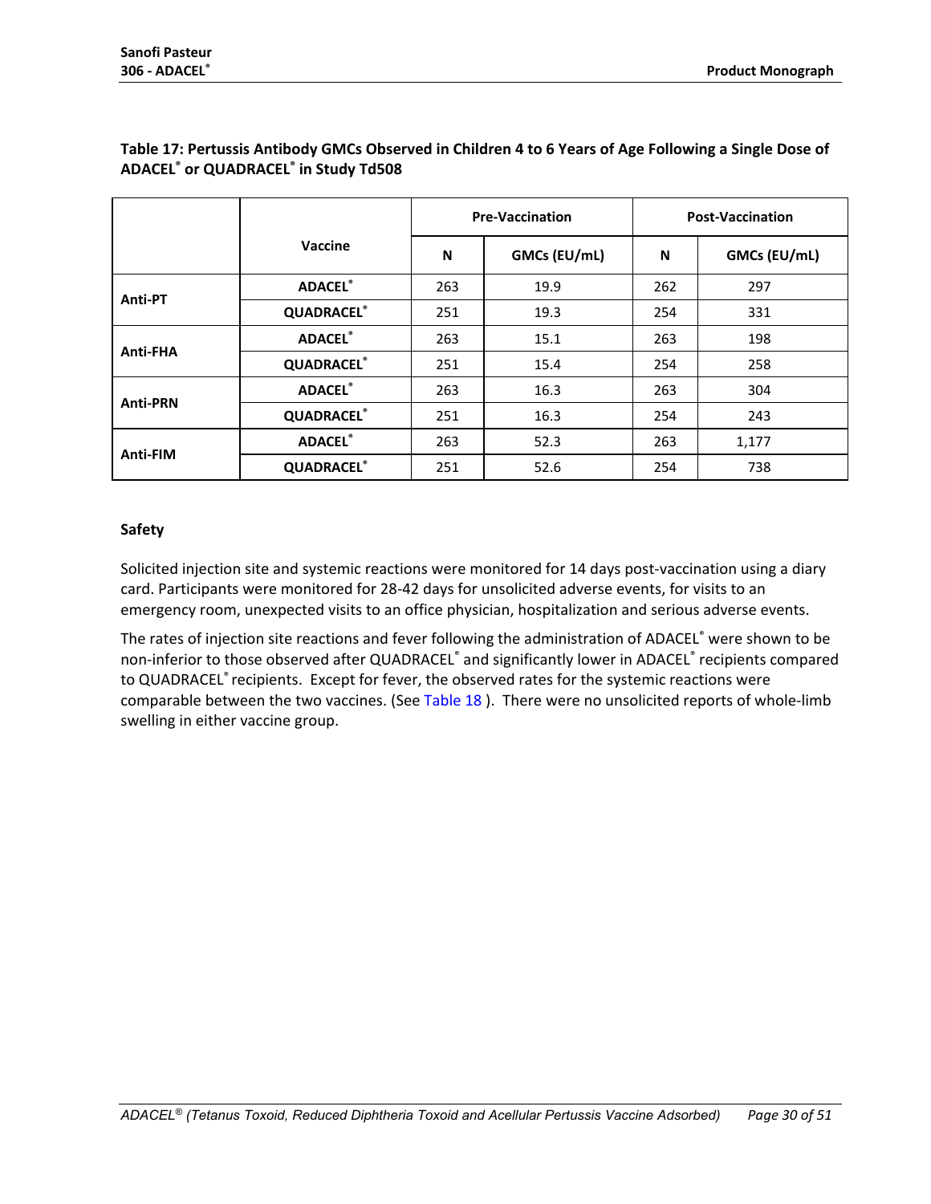**Table 17: Pertussis Antibody GMCs Observed in Children 4 to 6 Years of Age Following a Single Dose of ADACEL® or QUADRACEL® in Study Td508**

| | Vaccine | Pre-Vaccination | | Post-Vaccination | |
|---|---|---|---|---|---|
| | | N | GMCs (EU/mL) | N | GMCs (EU/mL) |
| Anti-PT | ADACEL® | 263 | 19.9 | 262 | 297 |
| | QUADRACEL® | 251 | 19.3 | 254 | 331 |
| Anti-FHA | ADACEL® | 263 | 15.1 | 263 | 198 |
| | QUADRACEL® | 251 | 15.4 | 254 | 258 |
| Anti-PRN | ADACEL® | 263 | 16.3 | 263 | 304 |
| | QUADRACEL® | 251 | 16.3 | 254 | 243 |
| Anti-FIM | ADACEL® | 263 | 52.3 | 263 | 1,177 |
| | QUADRACEL® | 251 | 52.6 | 254 | 738 |

**Safety**

Solicited injection site and systemic reactions were monitored for 14 days post-vaccination using a diary card. Participants were monitored for 28-42 days for unsolicited adverse events, for visits to an emergency room, unexpected visits to an office physician, hospitalization and serious adverse events.

The rates of injection site reactions and fever following the administration of ADACEL® were shown to be non-inferior to those observed after QUADRACEL® and significantly lower in ADACEL® recipients compared to QUADRACEL® recipients. Except for fever, the observed rates for the systemic reactions were comparable between the two vaccines. (See Table 18 ). There were no unsolicited reports of whole-limb swelling in either vaccine group.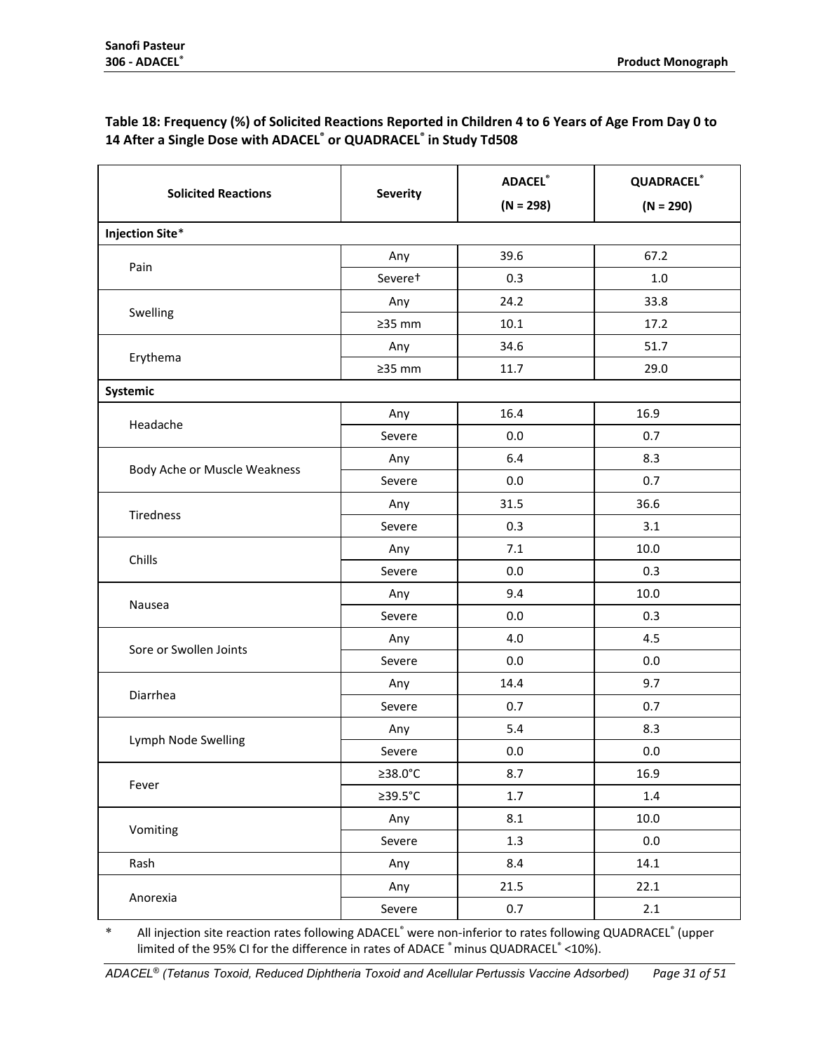**Table 18: Frequency (%) of Solicited Reactions Reported in Children 4 to 6 Years of Age From Day 0 to 14 After a Single Dose with ADACEL® or QUADRACEL® in Study Td508**

| Solicited Reactions | Severity | ADACEL® (N = 298) | QUADRACEL® (N = 290) |
|---|---|---|---|
| **Injection Site*** | | | |
| Pain | Any | 39.6 | 67.2 |
| | Severe† | 0.3 | 1.0 |
| Swelling | Any | 24.2 | 33.8 |
| | ≥35 mm | 10.1 | 17.2 |
| Erythema | Any | 34.6 | 51.7 |
| | ≥35 mm | 11.7 | 29.0 |
| **Systemic** | | | |
| Headache | Any | 16.4 | 16.9 |
| | Severe | 0.0 | 0.7 |
| Body Ache or Muscle Weakness | Any | 6.4 | 8.3 |
| | Severe | 0.0 | 0.7 |
| Tiredness | Any | 31.5 | 36.6 |
| | Severe | 0.3 | 3.1 |
| Chills | Any | 7.1 | 10.0 |
| | Severe | 0.0 | 0.3 |
| Nausea | Any | 9.4 | 10.0 |
| | Severe | 0.0 | 0.3 |
| Sore or Swollen Joints | Any | 4.0 | 4.5 |
| | Severe | 0.0 | 0.0 |
| Diarrhea | Any | 14.4 | 9.7 |
| | Severe | 0.7 | 0.7 |
| Lymph Node Swelling | Any | 5.4 | 8.3 |
| | Severe | 0.0 | 0.0 |
| Fever | ≥38.0°C | 8.7 | 16.9 |
| | ≥39.5°C | 1.7 | 1.4 |
| Vomiting | Any | 8.1 | 10.0 |
| | Severe | 1.3 | 0.0 |
| Rash | Any | 8.4 | 14.1 |
| Anorexia | Any | 21.5 | 22.1 |
| | Severe | 0.7 | 2.1 |

\* All injection site reaction rates following ADACEL® were non-inferior to rates following QUADRACEL® (upper limited of the 95% CI for the difference in rates of ADACE ® minus QUADRACEL® <10%).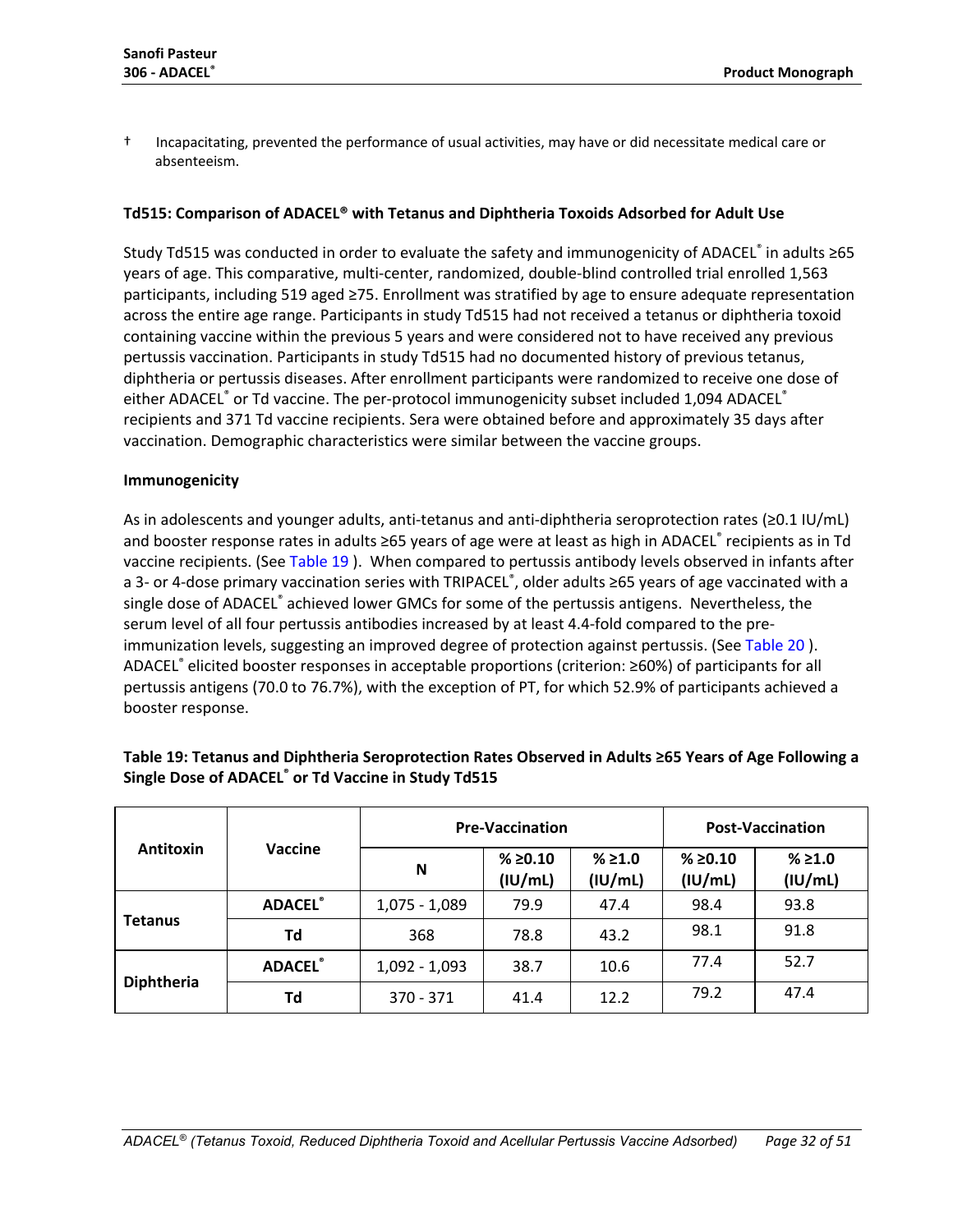† Incapacitating, prevented the performance of usual activities, may have or did necessitate medical care or absenteeism.

**Td515: Comparison of ADACEL® with Tetanus and Diphtheria Toxoids Adsorbed for Adult Use**

Study Td515 was conducted in order to evaluate the safety and immunogenicity of ADACEL® in adults ≥65 years of age. This comparative, multi-center, randomized, double-blind controlled trial enrolled 1,563 participants, including 519 aged ≥75. Enrollment was stratified by age to ensure adequate representation across the entire age range. Participants in study Td515 had not received a tetanus or diphtheria toxoid containing vaccine within the previous 5 years and were considered not to have received any previous pertussis vaccination. Participants in study Td515 had no documented history of previous tetanus, diphtheria or pertussis diseases. After enrollment participants were randomized to receive one dose of either ADACEL® or Td vaccine. The per-protocol immunogenicity subset included 1,094 ADACEL® recipients and 371 Td vaccine recipients. Sera were obtained before and approximately 35 days after vaccination. Demographic characteristics were similar between the vaccine groups.

**Immunogenicity**

As in adolescents and younger adults, anti-tetanus and anti-diphtheria seroprotection rates (≥0.1 IU/mL) and booster response rates in adults ≥65 years of age were at least as high in ADACEL® recipients as in Td vaccine recipients. (See Table 19 ). When compared to pertussis antibody levels observed in infants after a 3- or 4-dose primary vaccination series with TRIPACEL®, older adults ≥65 years of age vaccinated with a single dose of ADACEL® achieved lower GMCs for some of the pertussis antigens. Nevertheless, the serum level of all four pertussis antibodies increased by at least 4.4-fold compared to the pre-immunization levels, suggesting an improved degree of protection against pertussis. (See Table 20 ). ADACEL® elicited booster responses in acceptable proportions (criterion: ≥60%) of participants for all pertussis antigens (70.0 to 76.7%), with the exception of PT, for which 52.9% of participants achieved a booster response.

**Table 19: Tetanus and Diphtheria Seroprotection Rates Observed in Adults ≥65 Years of Age Following a Single Dose of ADACEL® or Td Vaccine in Study Td515**

| Antitoxin | Vaccine | Pre-Vaccination | | | Post-Vaccination | |
|---|---|---|---|---|---|---|
| | | N | % ≥0.10 (IU/mL) | % ≥1.0 (IU/mL) | % ≥0.10 (IU/mL) | % ≥1.0 (IU/mL) |
| Tetanus | ADACEL® | 1,075 - 1,089 | 79.9 | 47.4 | 98.4 | 93.8 |
| | Td | 368 | 78.8 | 43.2 | 98.1 | 91.8 |
| Diphtheria | ADACEL® | 1,092 - 1,093 | 38.7 | 10.6 | 77.4 | 52.7 |
| | Td | 370 - 371 | 41.4 | 12.2 | 79.2 | 47.4 |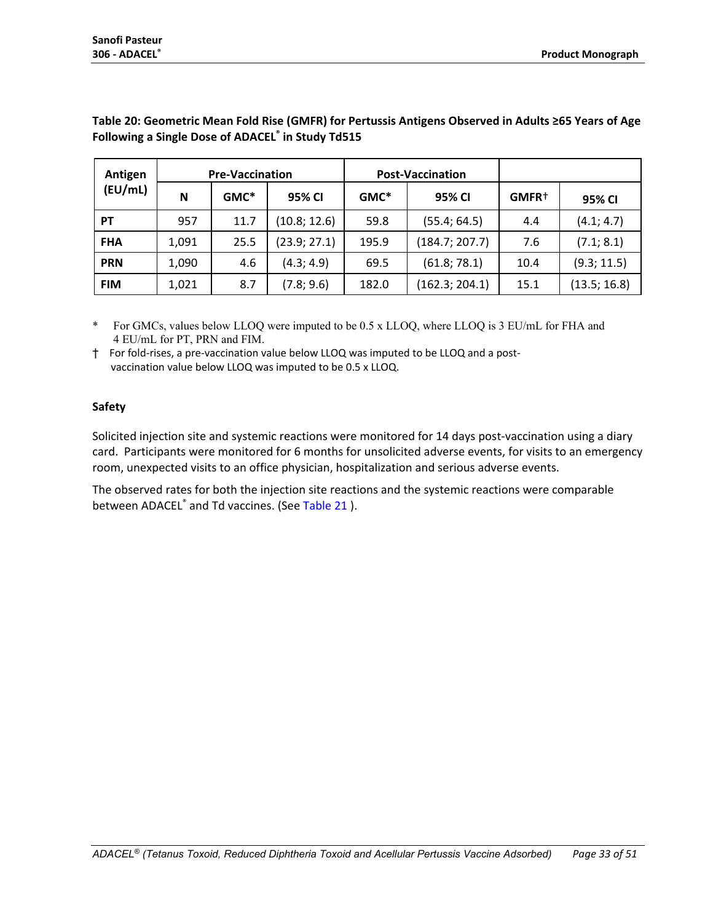**Table 20: Geometric Mean Fold Rise (GMFR) for Pertussis Antigens Observed in Adults ≥65 Years of Age Following a Single Dose of ADACEL® in Study Td515**

| Antigen (EU/mL) | Pre-Vaccination | | | Post-Vaccination | | | |
|---|---|---|---|---|---|---|---|
| | N | GMC* | 95% CI | GMC* | 95% CI | GMFR† | 95% CI |
| **PT** | 957 | 11.7 | (10.8; 12.6) | 59.8 | (55.4; 64.5) | 4.4 | (4.1; 4.7) |
| **FHA** | 1,091 | 25.5 | (23.9; 27.1) | 195.9 | (184.7; 207.7) | 7.6 | (7.1; 8.1) |
| **PRN** | 1,090 | 4.6 | (4.3; 4.9) | 69.5 | (61.8; 78.1) | 10.4 | (9.3; 11.5) |
| **FIM** | 1,021 | 8.7 | (7.8; 9.6) | 182.0 | (162.3; 204.1) | 15.1 | (13.5; 16.8) |

\* For GMCs, values below LLOQ were imputed to be 0.5 x LLOQ, where LLOQ is 3 EU/mL for FHA and 4 EU/mL for PT, PRN and FIM.

† For fold-rises, a pre-vaccination value below LLOQ was imputed to be LLOQ and a post-vaccination value below LLOQ was imputed to be 0.5 x LLOQ.

**Safety**

Solicited injection site and systemic reactions were monitored for 14 days post-vaccination using a diary card. Participants were monitored for 6 months for unsolicited adverse events, for visits to an emergency room, unexpected visits to an office physician, hospitalization and serious adverse events.

The observed rates for both the injection site reactions and the systemic reactions were comparable between ADACEL® and Td vaccines. (See Table 21 ).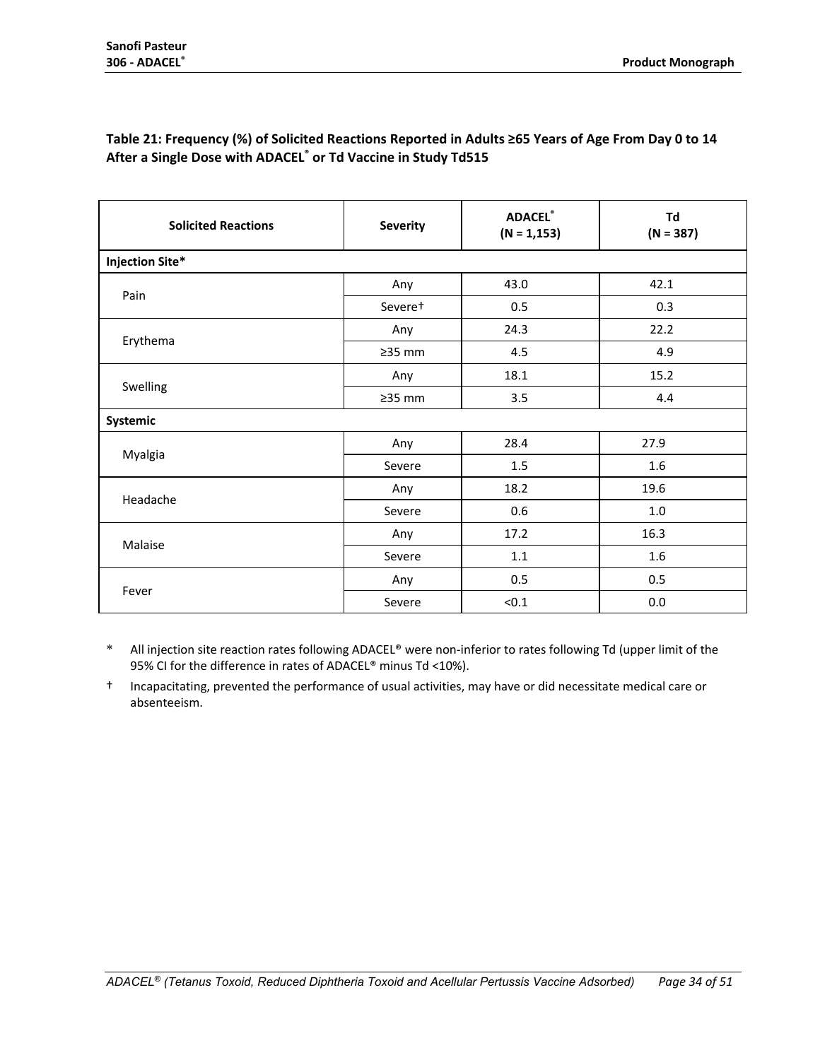**Table 21: Frequency (%) of Solicited Reactions Reported in Adults ≥65 Years of Age From Day 0 to 14 After a Single Dose with ADACEL® or Td Vaccine in Study Td515**

| Solicited Reactions | Severity | ADACEL® (N = 1,153) | Td (N = 387) |
|---|---|---|---|
| **Injection Site*** | | | |
| Pain | Any | 43.0 | 42.1 |
| | Severe† | 0.5 | 0.3 |
| Erythema | Any | 24.3 | 22.2 |
| | ≥35 mm | 4.5 | 4.9 |
| Swelling | Any | 18.1 | 15.2 |
| | ≥35 mm | 3.5 | 4.4 |
| **Systemic** | | | |
| Myalgia | Any | 28.4 | 27.9 |
| | Severe | 1.5 | 1.6 |
| Headache | Any | 18.2 | 19.6 |
| | Severe | 0.6 | 1.0 |
| Malaise | Any | 17.2 | 16.3 |
| | Severe | 1.1 | 1.6 |
| Fever | Any | 0.5 | 0.5 |
| | Severe | <0.1 | 0.0 |

\* All injection site reaction rates following ADACEL® were non-inferior to rates following Td (upper limit of the 95% CI for the difference in rates of ADACEL® minus Td <10%).

† Incapacitating, prevented the performance of usual activities, may have or did necessitate medical care or absenteeism.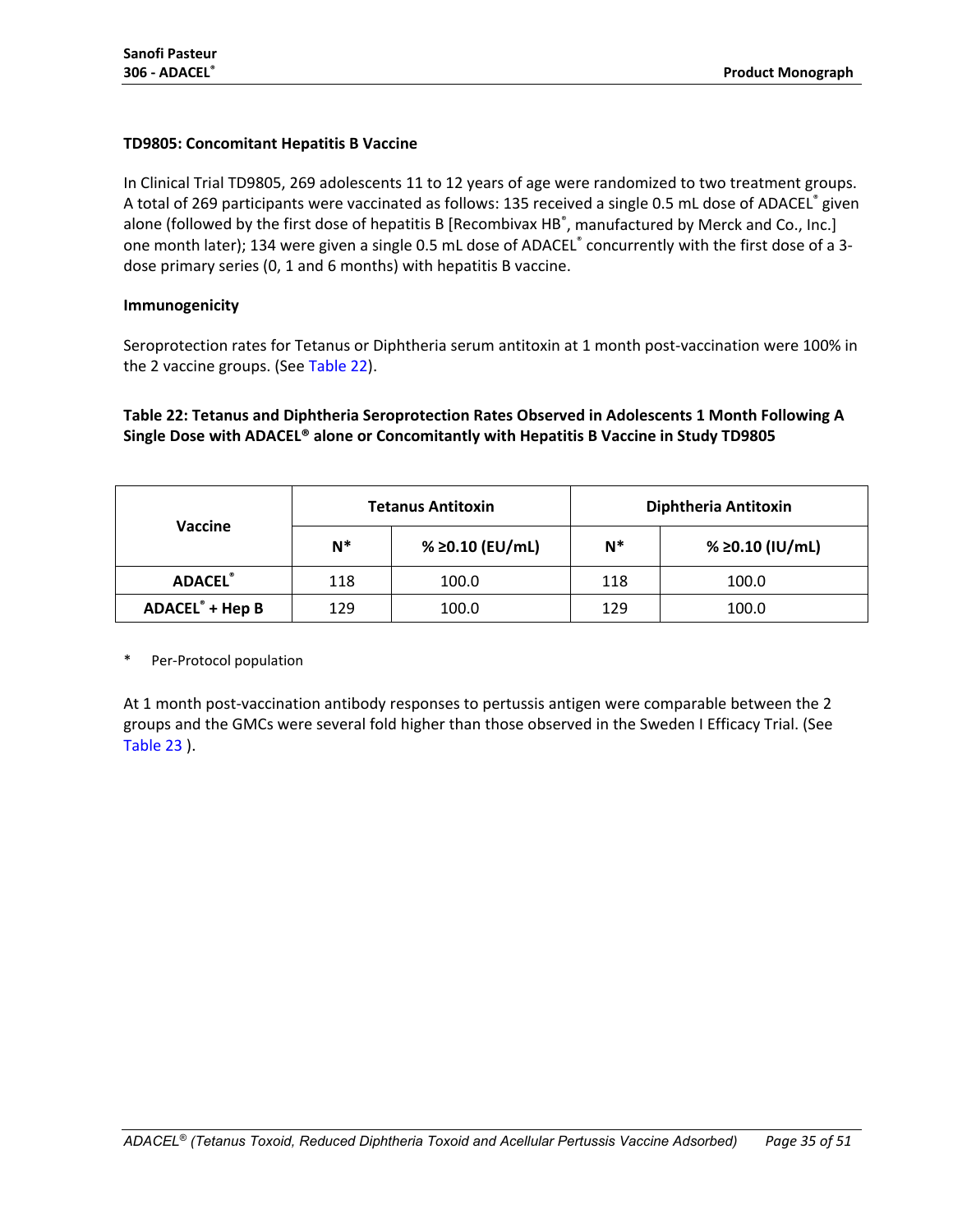### TD9805: Concomitant Hepatitis B Vaccine

In Clinical Trial TD9805, 269 adolescents 11 to 12 years of age were randomized to two treatment groups. A total of 269 participants were vaccinated as follows: 135 received a single 0.5 mL dose of ADACEL® given alone (followed by the first dose of hepatitis B [Recombivax HB®, manufactured by Merck and Co., Inc.] one month later); 134 were given a single 0.5 mL dose of ADACEL® concurrently with the first dose of a 3-dose primary series (0, 1 and 6 months) with hepatitis B vaccine.

#### Immunogenicity

Seroprotection rates for Tetanus or Diphtheria serum antitoxin at 1 month post-vaccination were 100% in the 2 vaccine groups. (See Table 22).

**Table 22: Tetanus and Diphtheria Seroprotection Rates Observed in Adolescents 1 Month Following A Single Dose with ADACEL® alone or Concomitantly with Hepatitis B Vaccine in Study TD9805**

| Vaccine | Tetanus Antitoxin | | Diphtheria Antitoxin | |
|---|---|---|---|---|
| | N* | % ≥0.10 (EU/mL) | N* | % ≥0.10 (IU/mL) |
| **ADACEL®** | 118 | 100.0 | 118 | 100.0 |
| **ADACEL® + Hep B** | 129 | 100.0 | 129 | 100.0 |

\* Per-Protocol population

At 1 month post-vaccination antibody responses to pertussis antigen were comparable between the 2 groups and the GMCs were several fold higher than those observed in the Sweden I Efficacy Trial. (See Table 23 ).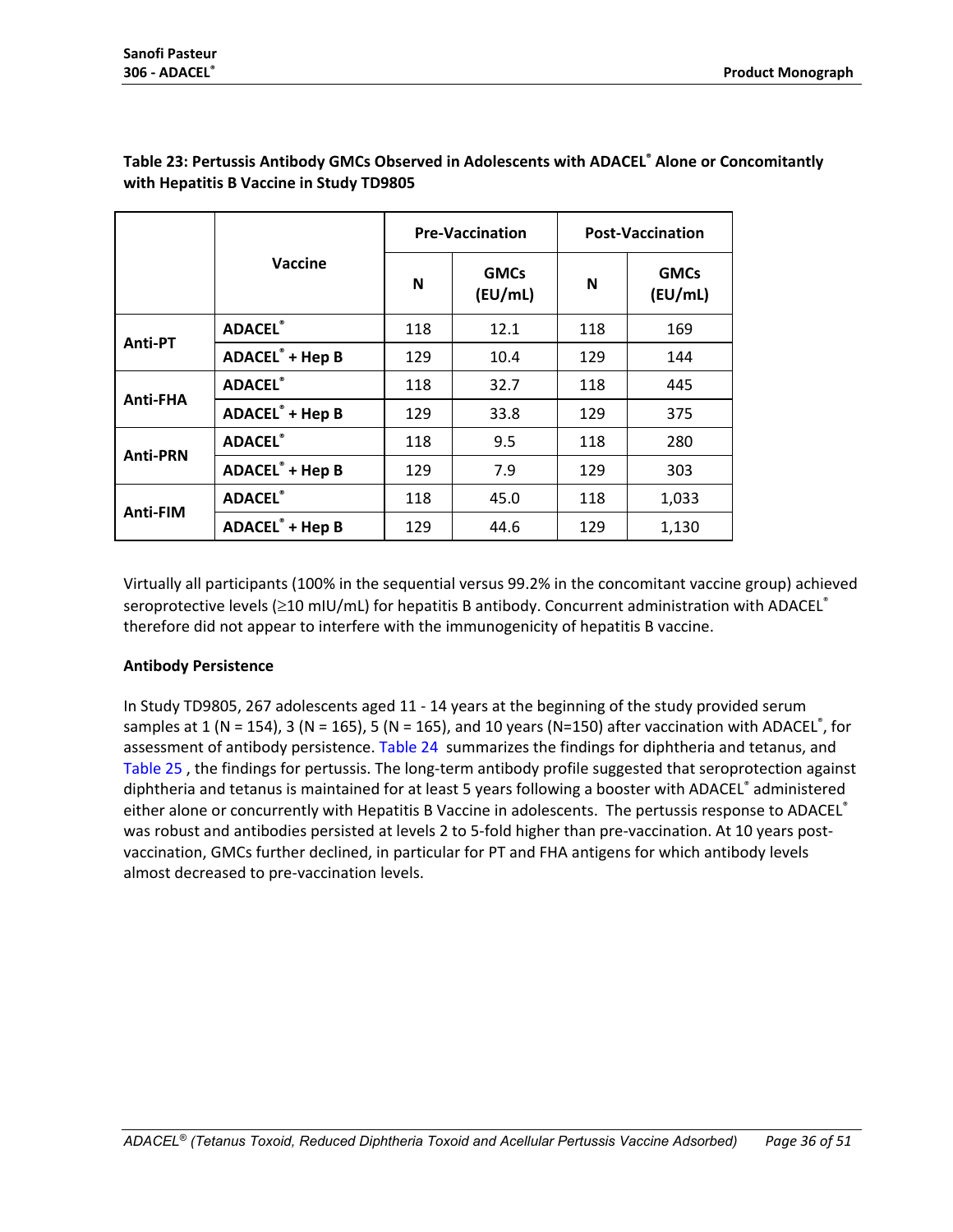**Table 23: Pertussis Antibody GMCs Observed in Adolescents with ADACEL® Alone or Concomitantly with Hepatitis B Vaccine in Study TD9805**

| | Vaccine | Pre-Vaccination | | Post-Vaccination | |
|---|---|---|---|---|---|
| | | N | GMCs (EU/mL) | N | GMCs (EU/mL) |
| Anti-PT | ADACEL® | 118 | 12.1 | 118 | 169 |
| | ADACEL® + Hep B | 129 | 10.4 | 129 | 144 |
| Anti-FHA | ADACEL® | 118 | 32.7 | 118 | 445 |
| | ADACEL® + Hep B | 129 | 33.8 | 129 | 375 |
| Anti-PRN | ADACEL® | 118 | 9.5 | 118 | 280 |
| | ADACEL® + Hep B | 129 | 7.9 | 129 | 303 |
| Anti-FIM | ADACEL® | 118 | 45.0 | 118 | 1,033 |
| | ADACEL® + Hep B | 129 | 44.6 | 129 | 1,130 |

Virtually all participants (100% in the sequential versus 99.2% in the concomitant vaccine group) achieved seroprotective levels (≥10 mIU/mL) for hepatitis B antibody. Concurrent administration with ADACEL® therefore did not appear to interfere with the immunogenicity of hepatitis B vaccine.

**Antibody Persistence**

In Study TD9805, 267 adolescents aged 11 - 14 years at the beginning of the study provided serum samples at 1 (N = 154), 3 (N = 165), 5 (N = 165), and 10 years (N=150) after vaccination with ADACEL®, for assessment of antibody persistence. Table 24 summarizes the findings for diphtheria and tetanus, and Table 25 , the findings for pertussis. The long-term antibody profile suggested that seroprotection against diphtheria and tetanus is maintained for at least 5 years following a booster with ADACEL® administered either alone or concurrently with Hepatitis B Vaccine in adolescents. The pertussis response to ADACEL® was robust and antibodies persisted at levels 2 to 5-fold higher than pre-vaccination. At 10 years post-vaccination, GMCs further declined, in particular for PT and FHA antigens for which antibody levels almost decreased to pre-vaccination levels.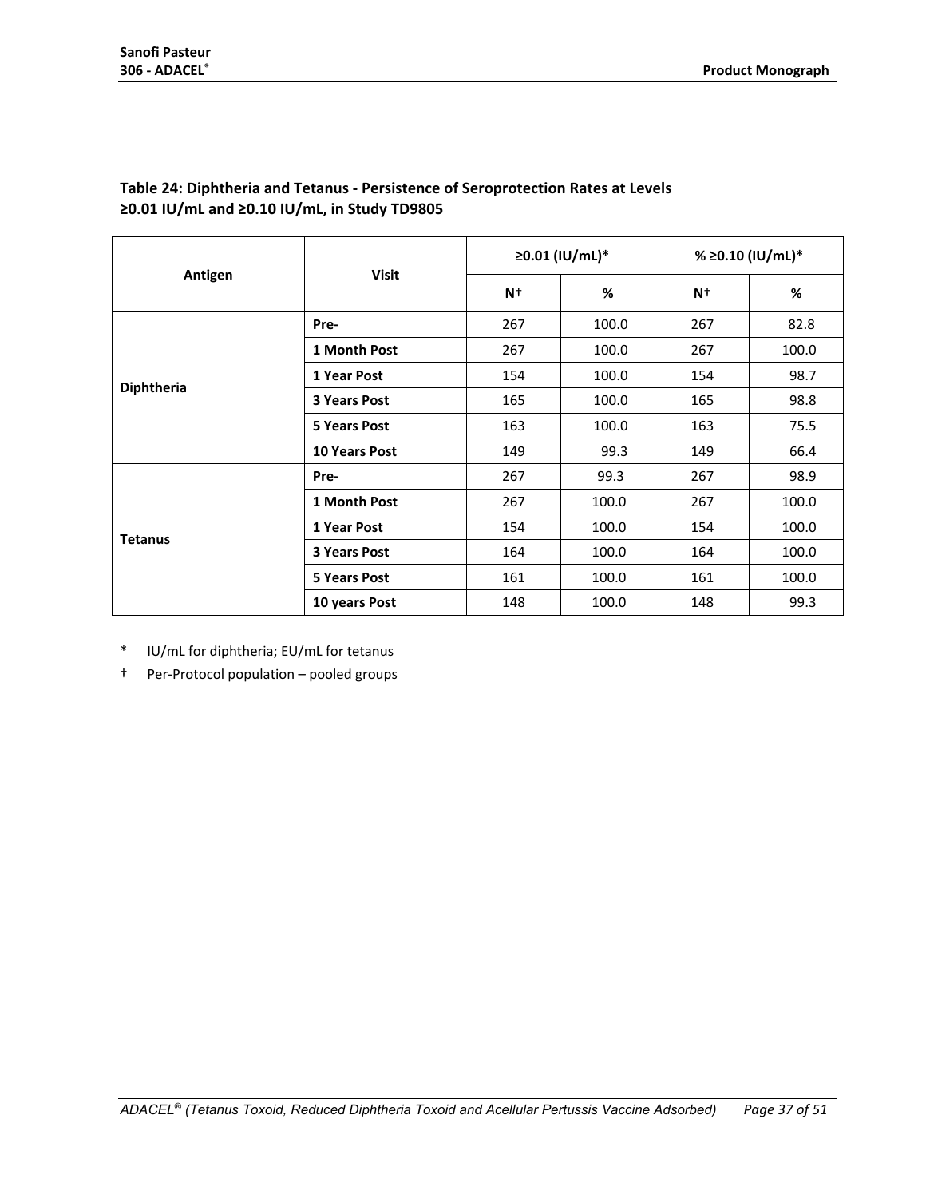**Table 24: Diphtheria and Tetanus - Persistence of Seroprotection Rates at Levels ≥0.01 IU/mL and ≥0.10 IU/mL, in Study TD9805**

| Antigen | Visit | ≥0.01 (IU/mL)* | | % ≥0.10 (IU/mL)* | |
|---|---|---|---|---|---|
| | | N† | % | N† | % |
| **Diphtheria** | **Pre-** | 267 | 100.0 | 267 | 82.8 |
| | **1 Month Post** | 267 | 100.0 | 267 | 100.0 |
| | **1 Year Post** | 154 | 100.0 | 154 | 98.7 |
| | **3 Years Post** | 165 | 100.0 | 165 | 98.8 |
| | **5 Years Post** | 163 | 100.0 | 163 | 75.5 |
| | **10 Years Post** | 149 | 99.3 | 149 | 66.4 |
| **Tetanus** | **Pre-** | 267 | 99.3 | 267 | 98.9 |
| | **1 Month Post** | 267 | 100.0 | 267 | 100.0 |
| | **1 Year Post** | 154 | 100.0 | 154 | 100.0 |
| | **3 Years Post** | 164 | 100.0 | 164 | 100.0 |
| | **5 Years Post** | 161 | 100.0 | 161 | 100.0 |
| | **10 years Post** | 148 | 100.0 | 148 | 99.3 |

\* IU/mL for diphtheria; EU/mL for tetanus

† Per-Protocol population – pooled groups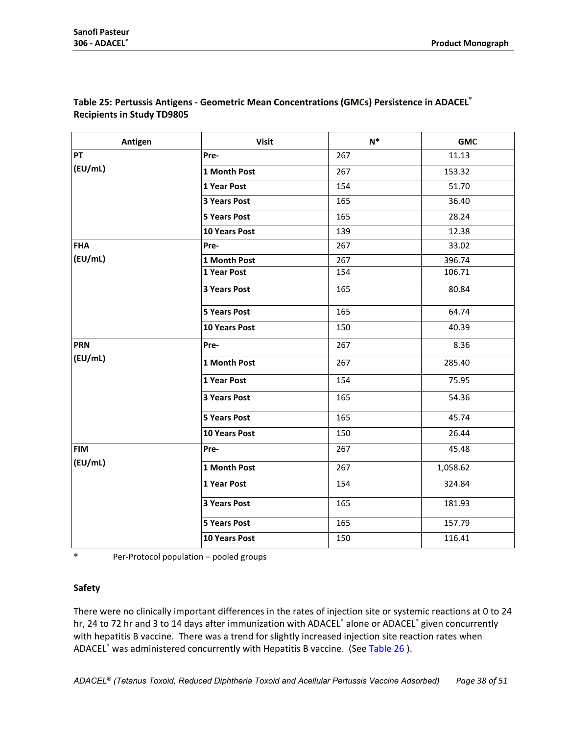**Table 25: Pertussis Antigens - Geometric Mean Concentrations (GMCs) Persistence in ADACEL® Recipients in Study TD9805**

| Antigen | Visit | N* | GMC |
|---|---|---|---|
| PT (EU/mL) | Pre- | 267 | 11.13 |
| | 1 Month Post | 267 | 153.32 |
| | 1 Year Post | 154 | 51.70 |
| | 3 Years Post | 165 | 36.40 |
| | 5 Years Post | 165 | 28.24 |
| | 10 Years Post | 139 | 12.38 |
| FHA (EU/mL) | Pre- | 267 | 33.02 |
| | 1 Month Post | 267 | 396.74 |
| | 1 Year Post | 154 | 106.71 |
| | 3 Years Post | 165 | 80.84 |
| | 5 Years Post | 165 | 64.74 |
| | 10 Years Post | 150 | 40.39 |
| PRN (EU/mL) | Pre- | 267 | 8.36 |
| | 1 Month Post | 267 | 285.40 |
| | 1 Year Post | 154 | 75.95 |
| | 3 Years Post | 165 | 54.36 |
| | 5 Years Post | 165 | 45.74 |
| | 10 Years Post | 150 | 26.44 |
| FIM (EU/mL) | Pre- | 267 | 45.48 |
| | 1 Month Post | 267 | 1,058.62 |
| | 1 Year Post | 154 | 324.84 |
| | 3 Years Post | 165 | 181.93 |
| | 5 Years Post | 165 | 157.79 |
| | 10 Years Post | 150 | 116.41 |

\* Per-Protocol population – pooled groups

**Safety**

There were no clinically important differences in the rates of injection site or systemic reactions at 0 to 24 hr, 24 to 72 hr and 3 to 14 days after immunization with ADACEL® alone or ADACEL® given concurrently with hepatitis B vaccine. There was a trend for slightly increased injection site reaction rates when ADACEL® was administered concurrently with Hepatitis B vaccine. (See Table 26 ).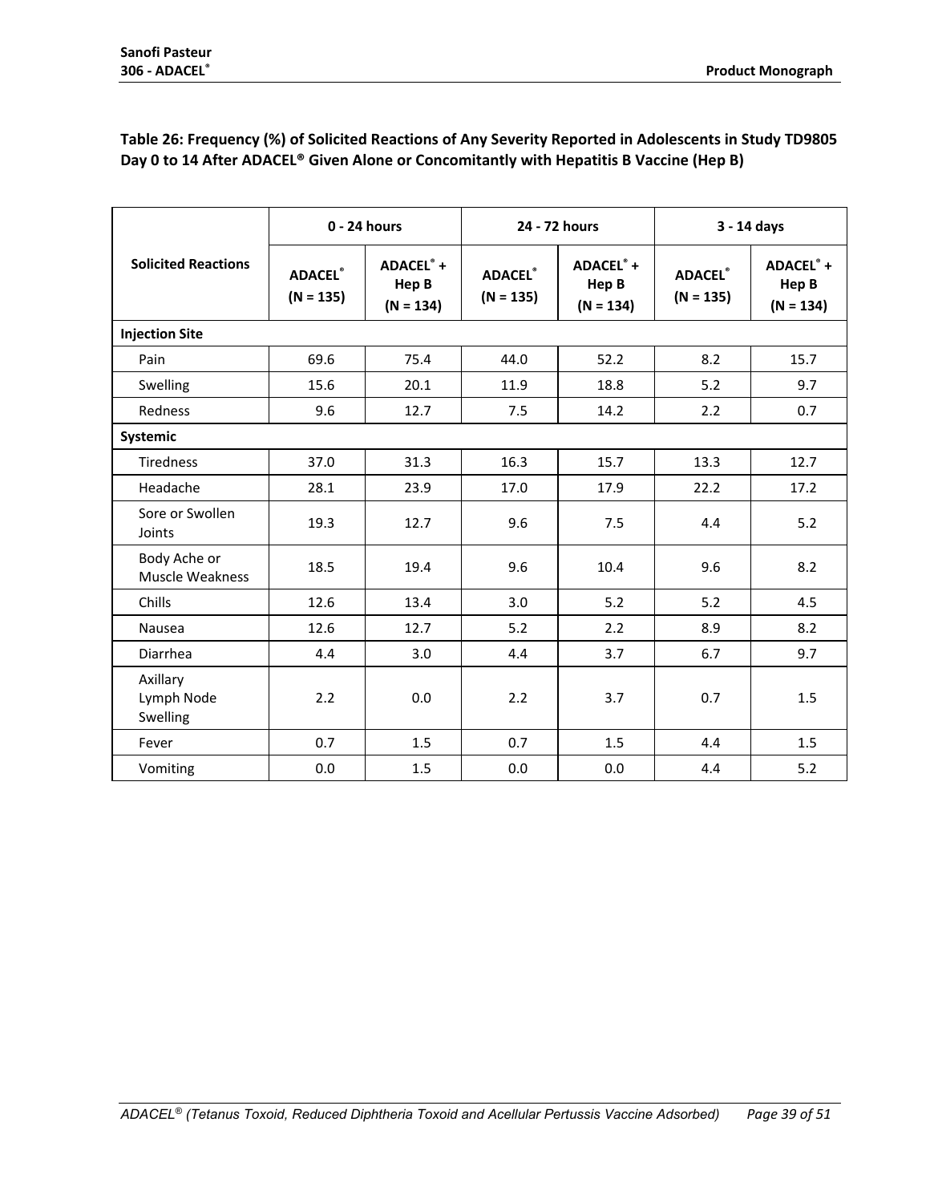**Table 26: Frequency (%) of Solicited Reactions of Any Severity Reported in Adolescents in Study TD9805 Day 0 to 14 After ADACEL® Given Alone or Concomitantly with Hepatitis B Vaccine (Hep B)**

| Solicited Reactions | 0 - 24 hours | | 24 - 72 hours | | 3 - 14 days | |
|---|---|---|---|---|---|---|
| | ADACEL® (N = 135) | ADACEL® + Hep B (N = 134) | ADACEL® (N = 135) | ADACEL® + Hep B (N = 134) | ADACEL® (N = 135) | ADACEL® + Hep B (N = 134) |
| **Injection Site** | | | | | | |
| Pain | 69.6 | 75.4 | 44.0 | 52.2 | 8.2 | 15.7 |
| Swelling | 15.6 | 20.1 | 11.9 | 18.8 | 5.2 | 9.7 |
| Redness | 9.6 | 12.7 | 7.5 | 14.2 | 2.2 | 0.7 |
| **Systemic** | | | | | | |
| Tiredness | 37.0 | 31.3 | 16.3 | 15.7 | 13.3 | 12.7 |
| Headache | 28.1 | 23.9 | 17.0 | 17.9 | 22.2 | 17.2 |
| Sore or Swollen Joints | 19.3 | 12.7 | 9.6 | 7.5 | 4.4 | 5.2 |
| Body Ache or Muscle Weakness | 18.5 | 19.4 | 9.6 | 10.4 | 9.6 | 8.2 |
| Chills | 12.6 | 13.4 | 3.0 | 5.2 | 5.2 | 4.5 |
| Nausea | 12.6 | 12.7 | 5.2 | 2.2 | 8.9 | 8.2 |
| Diarrhea | 4.4 | 3.0 | 4.4 | 3.7 | 6.7 | 9.7 |
| Axillary Lymph Node Swelling | 2.2 | 0.0 | 2.2 | 3.7 | 0.7 | 1.5 |
| Fever | 0.7 | 1.5 | 0.7 | 1.5 | 4.4 | 1.5 |
| Vomiting | 0.0 | 1.5 | 0.0 | 0.0 | 4.4 | 5.2 |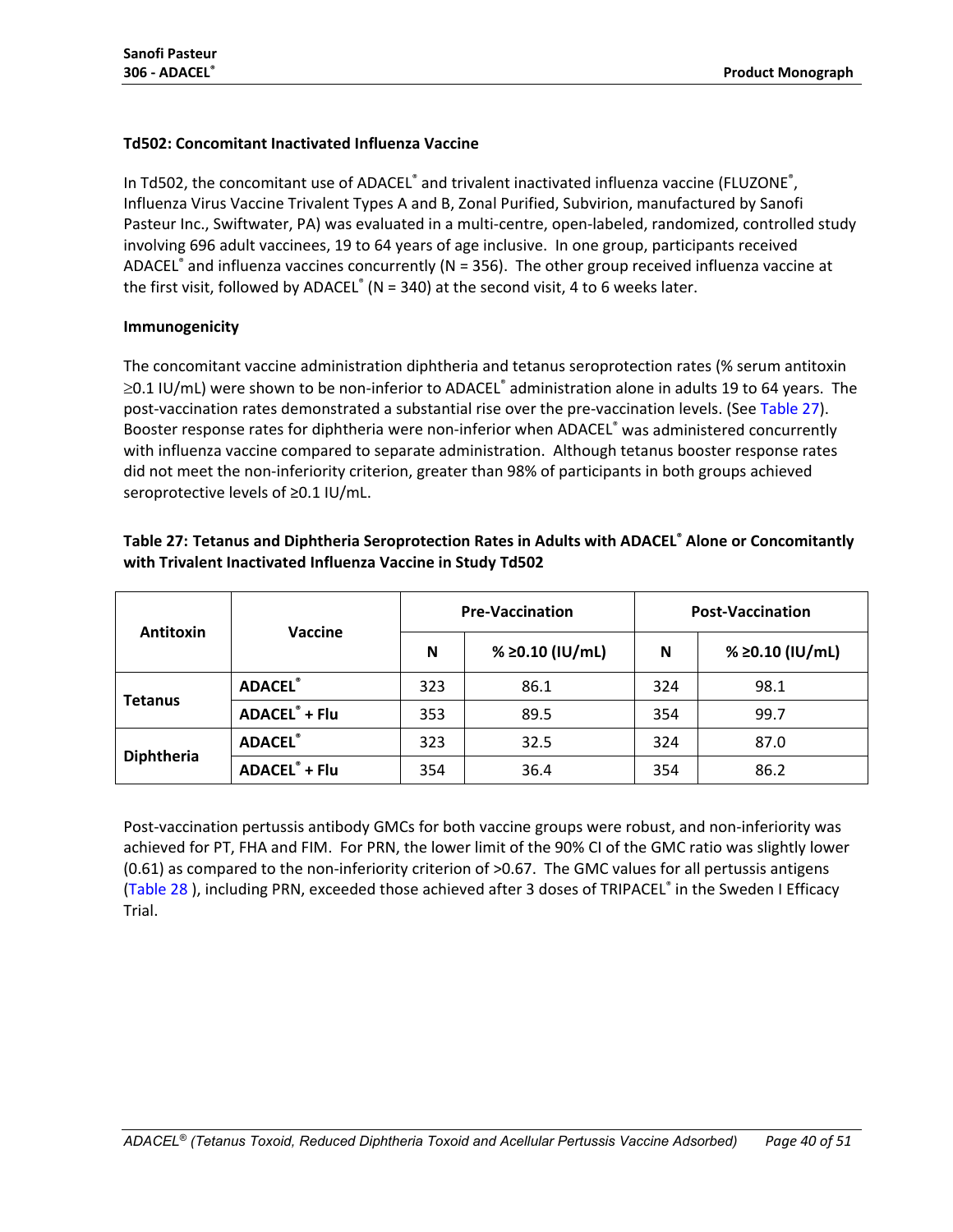### Td502: Concomitant Inactivated Influenza Vaccine

In Td502, the concomitant use of ADACEL® and trivalent inactivated influenza vaccine (FLUZONE®, Influenza Virus Vaccine Trivalent Types A and B, Zonal Purified, Subvirion, manufactured by Sanofi Pasteur Inc., Swiftwater, PA) was evaluated in a multi-centre, open-labeled, randomized, controlled study involving 696 adult vaccinees, 19 to 64 years of age inclusive. In one group, participants received ADACEL® and influenza vaccines concurrently (N = 356). The other group received influenza vaccine at the first visit, followed by ADACEL® (N = 340) at the second visit, 4 to 6 weeks later.

### Immunogenicity

The concomitant vaccine administration diphtheria and tetanus seroprotection rates (% serum antitoxin ≥0.1 IU/mL) were shown to be non-inferior to ADACEL® administration alone in adults 19 to 64 years. The post-vaccination rates demonstrated a substantial rise over the pre-vaccination levels. (See Table 27). Booster response rates for diphtheria were non-inferior when ADACEL® was administered concurrently with influenza vaccine compared to separate administration. Although tetanus booster response rates did not meet the non-inferiority criterion, greater than 98% of participants in both groups achieved seroprotective levels of ≥0.1 IU/mL.

**Table 27: Tetanus and Diphtheria Seroprotection Rates in Adults with ADACEL® Alone or Concomitantly with Trivalent Inactivated Influenza Vaccine in Study Td502**

| Antitoxin | Vaccine | Pre-Vaccination | | Post-Vaccination | |
|---|---|---|---|---|---|
| | | N | % ≥0.10 (IU/mL) | N | % ≥0.10 (IU/mL) |
| Tetanus | ADACEL® | 323 | 86.1 | 324 | 98.1 |
| | ADACEL® + Flu | 353 | 89.5 | 354 | 99.7 |
| Diphtheria | ADACEL® | 323 | 32.5 | 324 | 87.0 |
| | ADACEL® + Flu | 354 | 36.4 | 354 | 86.2 |

Post-vaccination pertussis antibody GMCs for both vaccine groups were robust, and non-inferiority was achieved for PT, FHA and FIM. For PRN, the lower limit of the 90% CI of the GMC ratio was slightly lower (0.61) as compared to the non-inferiority criterion of >0.67. The GMC values for all pertussis antigens (Table 28 ), including PRN, exceeded those achieved after 3 doses of TRIPACEL® in the Sweden I Efficacy Trial.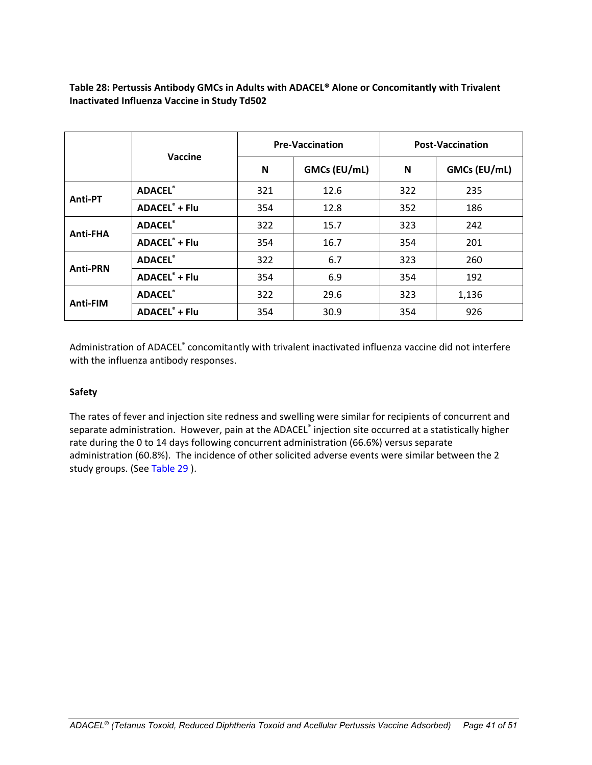**Table 28: Pertussis Antibody GMCs in Adults with ADACEL® Alone or Concomitantly with Trivalent Inactivated Influenza Vaccine in Study Td502**

| | Vaccine | Pre-Vaccination | | Post-Vaccination | |
|---|---|---|---|---|---|
| | | N | GMCs (EU/mL) | N | GMCs (EU/mL) |
| Anti-PT | ADACEL® | 321 | 12.6 | 322 | 235 |
| | ADACEL® + Flu | 354 | 12.8 | 352 | 186 |
| Anti-FHA | ADACEL® | 322 | 15.7 | 323 | 242 |
| | ADACEL® + Flu | 354 | 16.7 | 354 | 201 |
| Anti-PRN | ADACEL® | 322 | 6.7 | 323 | 260 |
| | ADACEL® + Flu | 354 | 6.9 | 354 | 192 |
| Anti-FIM | ADACEL® | 322 | 29.6 | 323 | 1,136 |
| | ADACEL® + Flu | 354 | 30.9 | 354 | 926 |

Administration of ADACEL® concomitantly with trivalent inactivated influenza vaccine did not interfere with the influenza antibody responses.

**Safety**

The rates of fever and injection site redness and swelling were similar for recipients of concurrent and separate administration. However, pain at the ADACEL® injection site occurred at a statistically higher rate during the 0 to 14 days following concurrent administration (66.6%) versus separate administration (60.8%). The incidence of other solicited adverse events were similar between the 2 study groups. (See Table 29 ).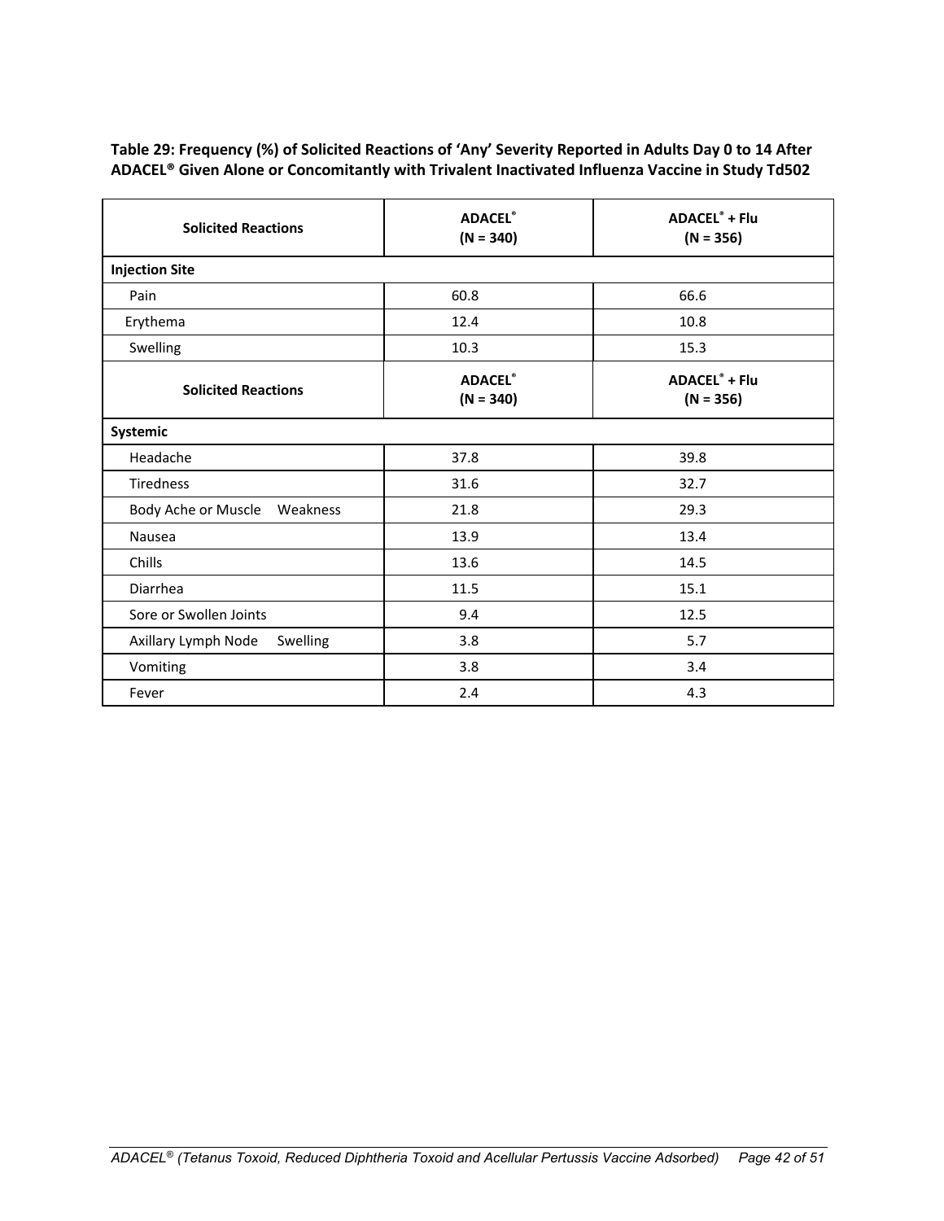**Table 29: Frequency (%) of Solicited Reactions of 'Any' Severity Reported in Adults Day 0 to 14 After ADACEL® Given Alone or Concomitantly with Trivalent Inactivated Influenza Vaccine in Study Td502**

| Solicited Reactions | ADACEL® (N = 340) | ADACEL® + Flu (N = 356) |
|---|---|---|
| **Injection Site** | | |
| Pain | 60.8 | 66.6 |
| Erythema | 12.4 | 10.8 |
| Swelling | 10.3 | 15.3 |
| **Systemic** | | |
| Headache | 37.8 | 39.8 |
| Tiredness | 31.6 | 32.7 |
| Body Ache or Muscle Weakness | 21.8 | 29.3 |
| Nausea | 13.9 | 13.4 |
| Chills | 13.6 | 14.5 |
| Diarrhea | 11.5 | 15.1 |
| Sore or Swollen Joints | 9.4 | 12.5 |
| Axillary Lymph Node Swelling | 3.8 | 5.7 |
| Vomiting | 3.8 | 3.4 |
| Fever | 2.4 | 4.3 |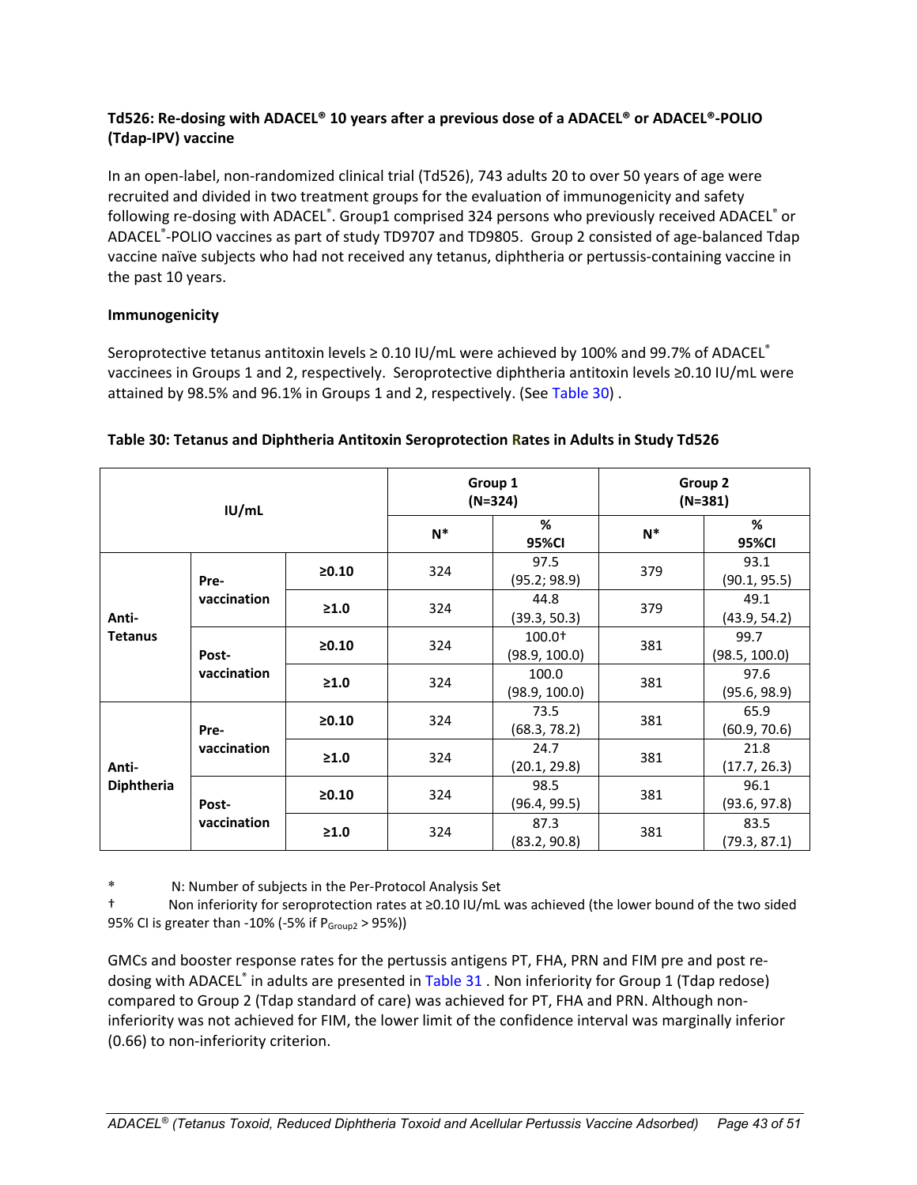**Td526: Re-dosing with ADACEL® 10 years after a previous dose of a ADACEL® or ADACEL®-POLIO (Tdap-IPV) vaccine**

In an open-label, non-randomized clinical trial (Td526), 743 adults 20 to over 50 years of age were recruited and divided in two treatment groups for the evaluation of immunogenicity and safety following re-dosing with ADACEL®. Group1 comprised 324 persons who previously received ADACEL® or ADACEL®-POLIO vaccines as part of study TD9707 and TD9805. Group 2 consisted of age-balanced Tdap vaccine naïve subjects who had not received any tetanus, diphtheria or pertussis-containing vaccine in the past 10 years.

**Immunogenicity**

Seroprotective tetanus antitoxin levels ≥ 0.10 IU/mL were achieved by 100% and 99.7% of ADACEL® vaccinees in Groups 1 and 2, respectively. Seroprotective diphtheria antitoxin levels ≥0.10 IU/mL were attained by 98.5% and 96.1% in Groups 1 and 2, respectively. (See Table 30) .

**Table 30: Tetanus and Diphtheria Antitoxin Seroprotection Rates in Adults in Study Td526**

| IU/mL | | | Group 1 (N=324) | | Group 2 (N=381) | |
|---|---|---|---|---|---|---|
| | | | N* | % 95%CI | N* | % 95%CI |
| Anti-Tetanus | Pre-vaccination | ≥0.10 | 324 | 97.5 (95.2; 98.9) | 379 | 93.1 (90.1, 95.5) |
| | | ≥1.0 | 324 | 44.8 (39.3, 50.3) | 379 | 49.1 (43.9, 54.2) |
| | Post-vaccination | ≥0.10 | 324 | 100.0† (98.9, 100.0) | 381 | 99.7 (98.5, 100.0) |
| | | ≥1.0 | 324 | 100.0 (98.9, 100.0) | 381 | 97.6 (95.6, 98.9) |
| Anti-Diphtheria | Pre-vaccination | ≥0.10 | 324 | 73.5 (68.3, 78.2) | 381 | 65.9 (60.9, 70.6) |
| | | ≥1.0 | 324 | 24.7 (20.1, 29.8) | 381 | 21.8 (17.7, 26.3) |
| | Post-vaccination | ≥0.10 | 324 | 98.5 (96.4, 99.5) | 381 | 96.1 (93.6, 97.8) |
| | | ≥1.0 | 324 | 87.3 (83.2, 90.8) | 381 | 83.5 (79.3, 87.1) |

\* N: Number of subjects in the Per-Protocol Analysis Set

† Non inferiority for seroprotection rates at ≥0.10 IU/mL was achieved (the lower bound of the two sided 95% CI is greater than -10% (-5% if $P_{Group2}$ > 95%))

GMCs and booster response rates for the pertussis antigens PT, FHA, PRN and FIM pre and post re-dosing with ADACEL® in adults are presented in Table 31 . Non inferiority for Group 1 (Tdap redose) compared to Group 2 (Tdap standard of care) was achieved for PT, FHA and PRN. Although non-inferiority was not achieved for FIM, the lower limit of the confidence interval was marginally inferior (0.66) to non-inferiority criterion.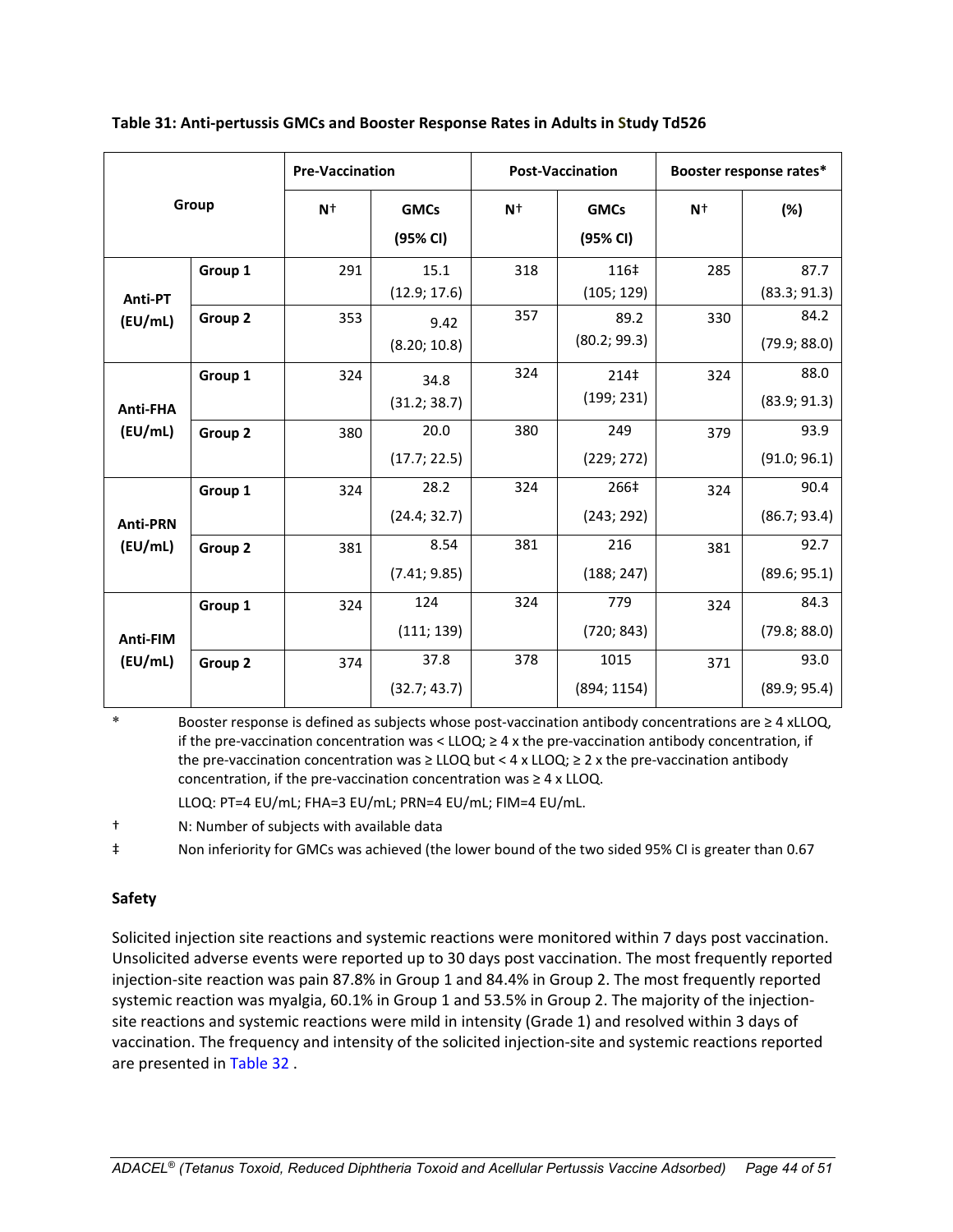**Table 31: Anti-pertussis GMCs and Booster Response Rates in Adults in Study Td526**

| Group | | Pre-Vaccination | | Post-Vaccination | | Booster response rates* | |
|---|---|---|---|---|---|---|---|
| | | N† | GMCs (95% CI) | N† | GMCs (95% CI) | N† | (%) |
| Anti-PT (EU/mL) | Group 1 | 291 | 15.1 (12.9; 17.6) | 318 | 116‡ (105; 129) | 285 | 87.7 (83.3; 91.3) |
| | Group 2 | 353 | 9.42 (8.20; 10.8) | 357 | 89.2 (80.2; 99.3) | 330 | 84.2 (79.9; 88.0) |
| Anti-FHA (EU/mL) | Group 1 | 324 | 34.8 (31.2; 38.7) | 324 | 214‡ (199; 231) | 324 | 88.0 (83.9; 91.3) |
| | Group 2 | 380 | 20.0 (17.7; 22.5) | 380 | 249 (229; 272) | 379 | 93.9 (91.0; 96.1) |
| Anti-PRN (EU/mL) | Group 1 | 324 | 28.2 (24.4; 32.7) | 324 | 266‡ (243; 292) | 324 | 90.4 (86.7; 93.4) |
| | Group 2 | 381 | 8.54 (7.41; 9.85) | 381 | 216 (188; 247) | 381 | 92.7 (89.6; 95.1) |
| Anti-FIM (EU/mL) | Group 1 | 324 | 124 (111; 139) | 324 | 779 (720; 843) | 324 | 84.3 (79.8; 88.0) |
| | Group 2 | 374 | 37.8 (32.7; 43.7) | 378 | 1015 (894; 1154) | 371 | 93.0 (89.9; 95.4) |

\* Booster response is defined as subjects whose post-vaccination antibody concentrations are ≥ 4 xLLOQ, if the pre-vaccination concentration was < LLOQ; ≥ 4 x the pre-vaccination antibody concentration, if the pre-vaccination concentration was ≥ LLOQ but < 4 x LLOQ; ≥ 2 x the pre-vaccination antibody concentration, if the pre-vaccination concentration was ≥ 4 x LLOQ.

LLOQ: PT=4 EU/mL; FHA=3 EU/mL; PRN=4 EU/mL; FIM=4 EU/mL.

† N: Number of subjects with available data

‡ Non inferiority for GMCs was achieved (the lower bound of the two sided 95% CI is greater than 0.67

### Safety

Solicited injection site reactions and systemic reactions were monitored within 7 days post vaccination. Unsolicited adverse events were reported up to 30 days post vaccination. The most frequently reported injection-site reaction was pain 87.8% in Group 1 and 84.4% in Group 2. The most frequently reported systemic reaction was myalgia, 60.1% in Group 1 and 53.5% in Group 2. The majority of the injection-site reactions and systemic reactions were mild in intensity (Grade 1) and resolved within 3 days of vaccination. The frequency and intensity of the solicited injection-site and systemic reactions reported are presented in Table 32 .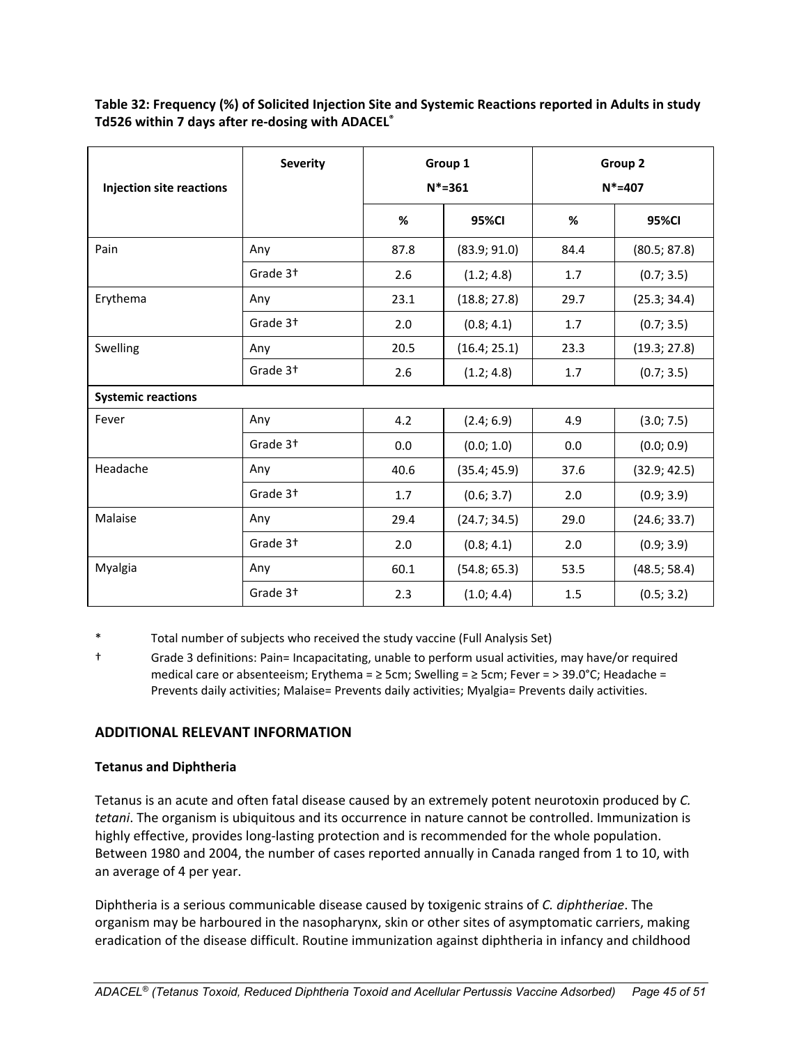**Table 32: Frequency (%) of Solicited Injection Site and Systemic Reactions reported in Adults in study Td526 within 7 days after re-dosing with ADACEL®**

| Injection site reactions | Severity | Group 1 N*=361 | | Group 2 N*=407 | |
|---|---|---|---|---|---|
| | | % | 95%CI | % | 95%CI |
| Pain | Any | 87.8 | (83.9; 91.0) | 84.4 | (80.5; 87.8) |
| | Grade 3† | 2.6 | (1.2; 4.8) | 1.7 | (0.7; 3.5) |
| Erythema | Any | 23.1 | (18.8; 27.8) | 29.7 | (25.3; 34.4) |
| | Grade 3† | 2.0 | (0.8; 4.1) | 1.7 | (0.7; 3.5) |
| Swelling | Any | 20.5 | (16.4; 25.1) | 23.3 | (19.3; 27.8) |
| | Grade 3† | 2.6 | (1.2; 4.8) | 1.7 | (0.7; 3.5) |
| **Systemic reactions** | | | | | |
| Fever | Any | 4.2 | (2.4; 6.9) | 4.9 | (3.0; 7.5) |
| | Grade 3† | 0.0 | (0.0; 1.0) | 0.0 | (0.0; 0.9) |
| Headache | Any | 40.6 | (35.4; 45.9) | 37.6 | (32.9; 42.5) |
| | Grade 3† | 1.7 | (0.6; 3.7) | 2.0 | (0.9; 3.9) |
| Malaise | Any | 29.4 | (24.7; 34.5) | 29.0 | (24.6; 33.7) |
| | Grade 3† | 2.0 | (0.8; 4.1) | 2.0 | (0.9; 3.9) |
| Myalgia | Any | 60.1 | (54.8; 65.3) | 53.5 | (48.5; 58.4) |
| | Grade 3† | 2.3 | (1.0; 4.4) | 1.5 | (0.5; 3.2) |

\* Total number of subjects who received the study vaccine (Full Analysis Set)

† Grade 3 definitions: Pain= Incapacitating, unable to perform usual activities, may have/or required medical care or absenteeism; Erythema = ≥ 5cm; Swelling = ≥ 5cm; Fever = > 39.0°C; Headache = Prevents daily activities; Malaise= Prevents daily activities; Myalgia= Prevents daily activities.

## ADDITIONAL RELEVANT INFORMATION

### Tetanus and Diphtheria

Tetanus is an acute and often fatal disease caused by an extremely potent neurotoxin produced by *C. tetani*. The organism is ubiquitous and its occurrence in nature cannot be controlled. Immunization is highly effective, provides long-lasting protection and is recommended for the whole population. Between 1980 and 2004, the number of cases reported annually in Canada ranged from 1 to 10, with an average of 4 per year.

Diphtheria is a serious communicable disease caused by toxigenic strains of *C. diphtheriae*. The organism may be harboured in the nasopharynx, skin or other sites of asymptomatic carriers, making eradication of the disease difficult. Routine immunization against diphtheria in infancy and childhood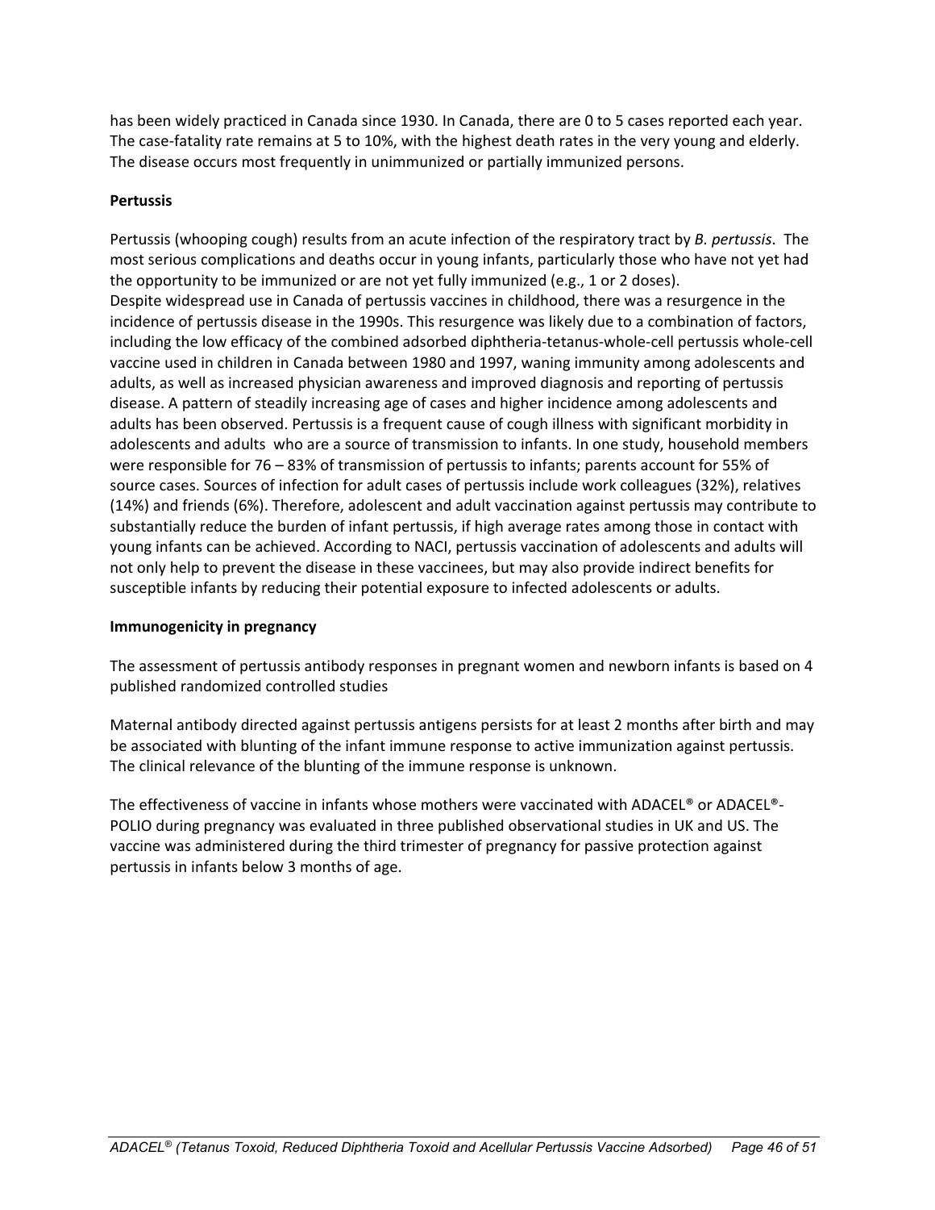has been widely practiced in Canada since 1930. In Canada, there are 0 to 5 cases reported each year. The case-fatality rate remains at 5 to 10%, with the highest death rates in the very young and elderly. The disease occurs most frequently in unimmunized or partially immunized persons.

**Pertussis**

Pertussis (whooping cough) results from an acute infection of the respiratory tract by *B. pertussis*. The most serious complications and deaths occur in young infants, particularly those who have not yet had the opportunity to be immunized or are not yet fully immunized (e.g., 1 or 2 doses).
Despite widespread use in Canada of pertussis vaccines in childhood, there was a resurgence in the incidence of pertussis disease in the 1990s. This resurgence was likely due to a combination of factors, including the low efficacy of the combined adsorbed diphtheria-tetanus-whole-cell pertussis whole-cell vaccine used in children in Canada between 1980 and 1997, waning immunity among adolescents and adults, as well as increased physician awareness and improved diagnosis and reporting of pertussis disease. A pattern of steadily increasing age of cases and higher incidence among adolescents and adults has been observed. Pertussis is a frequent cause of cough illness with significant morbidity in adolescents and adults who are a source of transmission to infants. In one study, household members were responsible for 76 – 83% of transmission of pertussis to infants; parents account for 55% of source cases. Sources of infection for adult cases of pertussis include work colleagues (32%), relatives (14%) and friends (6%). Therefore, adolescent and adult vaccination against pertussis may contribute to substantially reduce the burden of infant pertussis, if high average rates among those in contact with young infants can be achieved. According to NACI, pertussis vaccination of adolescents and adults will not only help to prevent the disease in these vaccinees, but may also provide indirect benefits for susceptible infants by reducing their potential exposure to infected adolescents or adults.

**Immunogenicity in pregnancy**

The assessment of pertussis antibody responses in pregnant women and newborn infants is based on 4 published randomized controlled studies

Maternal antibody directed against pertussis antigens persists for at least 2 months after birth and may be associated with blunting of the infant immune response to active immunization against pertussis. The clinical relevance of the blunting of the immune response is unknown.

The effectiveness of vaccine in infants whose mothers were vaccinated with ADACEL® or ADACEL®-POLIO during pregnancy was evaluated in three published observational studies in UK and US. The vaccine was administered during the third trimester of pregnancy for passive protection against pertussis in infants below 3 months of age.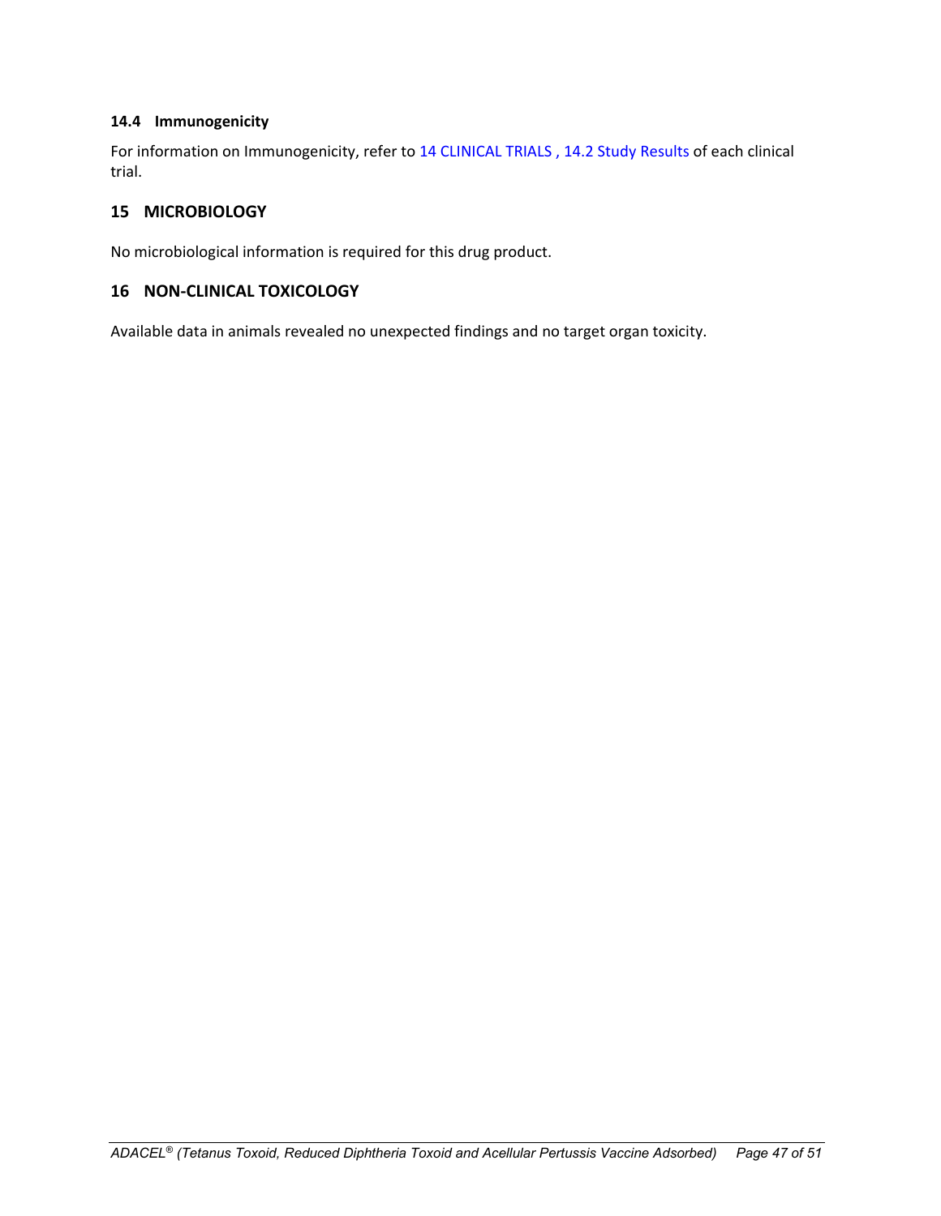### 14.4 Immunogenicity

For information on Immunogenicity, refer to 14 CLINICAL TRIALS , 14.2 Study Results of each clinical trial.

## 15 MICROBIOLOGY

No microbiological information is required for this drug product.

## 16 NON-CLINICAL TOXICOLOGY

Available data in animals revealed no unexpected findings and no target organ toxicity.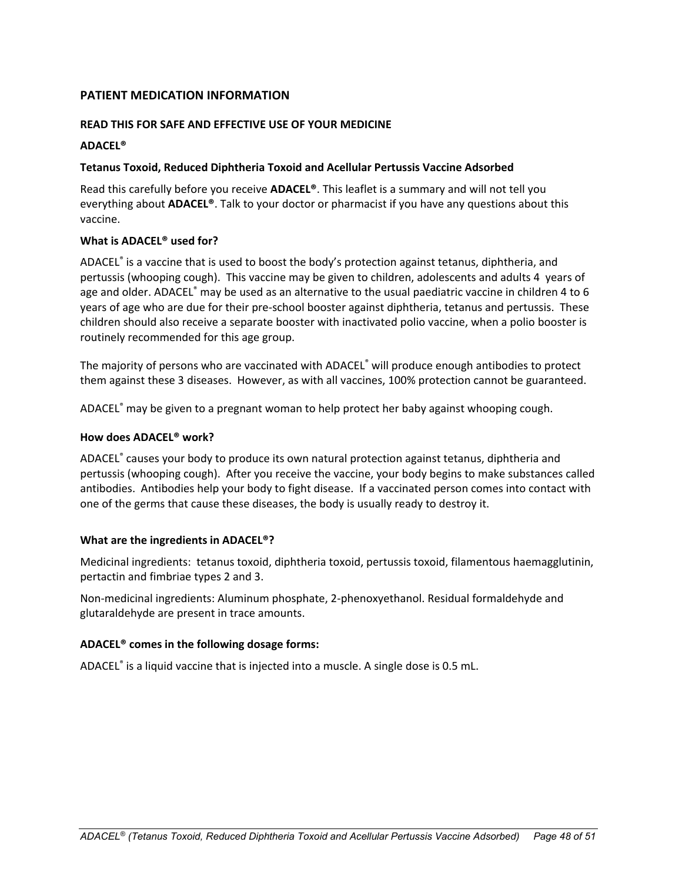## PATIENT MEDICATION INFORMATION

**READ THIS FOR SAFE AND EFFECTIVE USE OF YOUR MEDICINE**

**ADACEL®**

**Tetanus Toxoid, Reduced Diphtheria Toxoid and Acellular Pertussis Vaccine Adsorbed**

Read this carefully before you receive **ADACEL®**. This leaflet is a summary and will not tell you everything about **ADACEL®**. Talk to your doctor or pharmacist if you have any questions about this vaccine.

**What is ADACEL® used for?**

ADACEL® is a vaccine that is used to boost the body's protection against tetanus, diphtheria, and pertussis (whooping cough). This vaccine may be given to children, adolescents and adults 4 years of age and older. ADACEL® may be used as an alternative to the usual paediatric vaccine in children 4 to 6 years of age who are due for their pre-school booster against diphtheria, tetanus and pertussis. These children should also receive a separate booster with inactivated polio vaccine, when a polio booster is routinely recommended for this age group.

The majority of persons who are vaccinated with ADACEL® will produce enough antibodies to protect them against these 3 diseases. However, as with all vaccines, 100% protection cannot be guaranteed.

ADACEL® may be given to a pregnant woman to help protect her baby against whooping cough.

**How does ADACEL® work?**

ADACEL® causes your body to produce its own natural protection against tetanus, diphtheria and pertussis (whooping cough). After you receive the vaccine, your body begins to make substances called antibodies. Antibodies help your body to fight disease. If a vaccinated person comes into contact with one of the germs that cause these diseases, the body is usually ready to destroy it.

**What are the ingredients in ADACEL®?**

Medicinal ingredients: tetanus toxoid, diphtheria toxoid, pertussis toxoid, filamentous haemagglutinin, pertactin and fimbriae types 2 and 3.

Non-medicinal ingredients: Aluminum phosphate, 2-phenoxyethanol. Residual formaldehyde and glutaraldehyde are present in trace amounts.

**ADACEL® comes in the following dosage forms:**

ADACEL® is a liquid vaccine that is injected into a muscle. A single dose is 0.5 mL.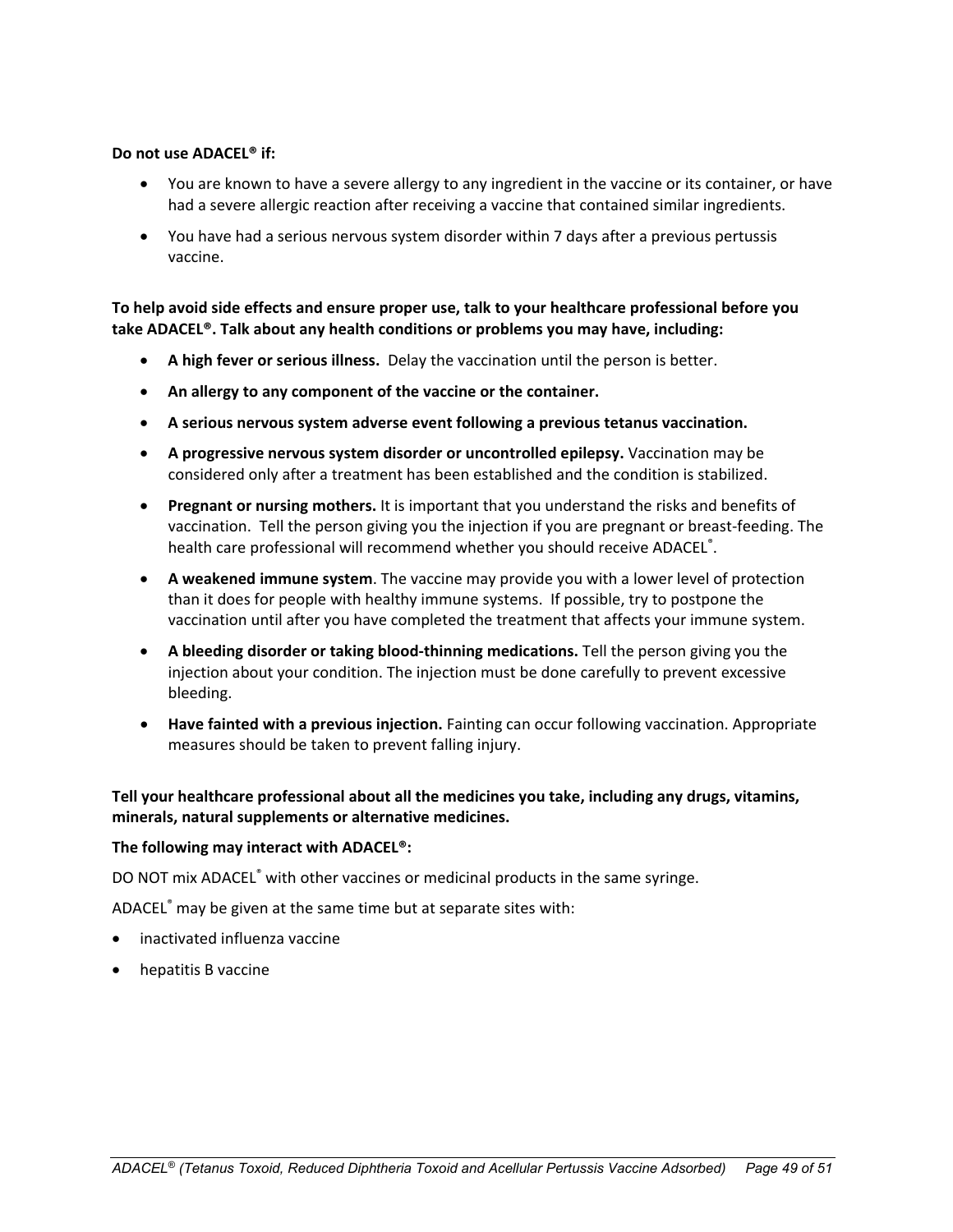**Do not use ADACEL® if:**

- You are known to have a severe allergy to any ingredient in the vaccine or its container, or have had a severe allergic reaction after receiving a vaccine that contained similar ingredients.
- You have had a serious nervous system disorder within 7 days after a previous pertussis vaccine.

**To help avoid side effects and ensure proper use, talk to your healthcare professional before you take ADACEL®. Talk about any health conditions or problems you may have, including:**

- **A high fever or serious illness.** Delay the vaccination until the person is better.
- **An allergy to any component of the vaccine or the container.**
- **A serious nervous system adverse event following a previous tetanus vaccination.**
- **A progressive nervous system disorder or uncontrolled epilepsy.** Vaccination may be considered only after a treatment has been established and the condition is stabilized.
- **Pregnant or nursing mothers.** It is important that you understand the risks and benefits of vaccination. Tell the person giving you the injection if you are pregnant or breast-feeding. The health care professional will recommend whether you should receive ADACEL®.
- **A weakened immune system**. The vaccine may provide you with a lower level of protection than it does for people with healthy immune systems. If possible, try to postpone the vaccination until after you have completed the treatment that affects your immune system.
- **A bleeding disorder or taking blood-thinning medications.** Tell the person giving you the injection about your condition. The injection must be done carefully to prevent excessive bleeding.
- **Have fainted with a previous injection.** Fainting can occur following vaccination. Appropriate measures should be taken to prevent falling injury.

**Tell your healthcare professional about all the medicines you take, including any drugs, vitamins, minerals, natural supplements or alternative medicines.**

**The following may interact with ADACEL®:**

DO NOT mix ADACEL® with other vaccines or medicinal products in the same syringe.

ADACEL® may be given at the same time but at separate sites with:

- inactivated influenza vaccine
- hepatitis B vaccine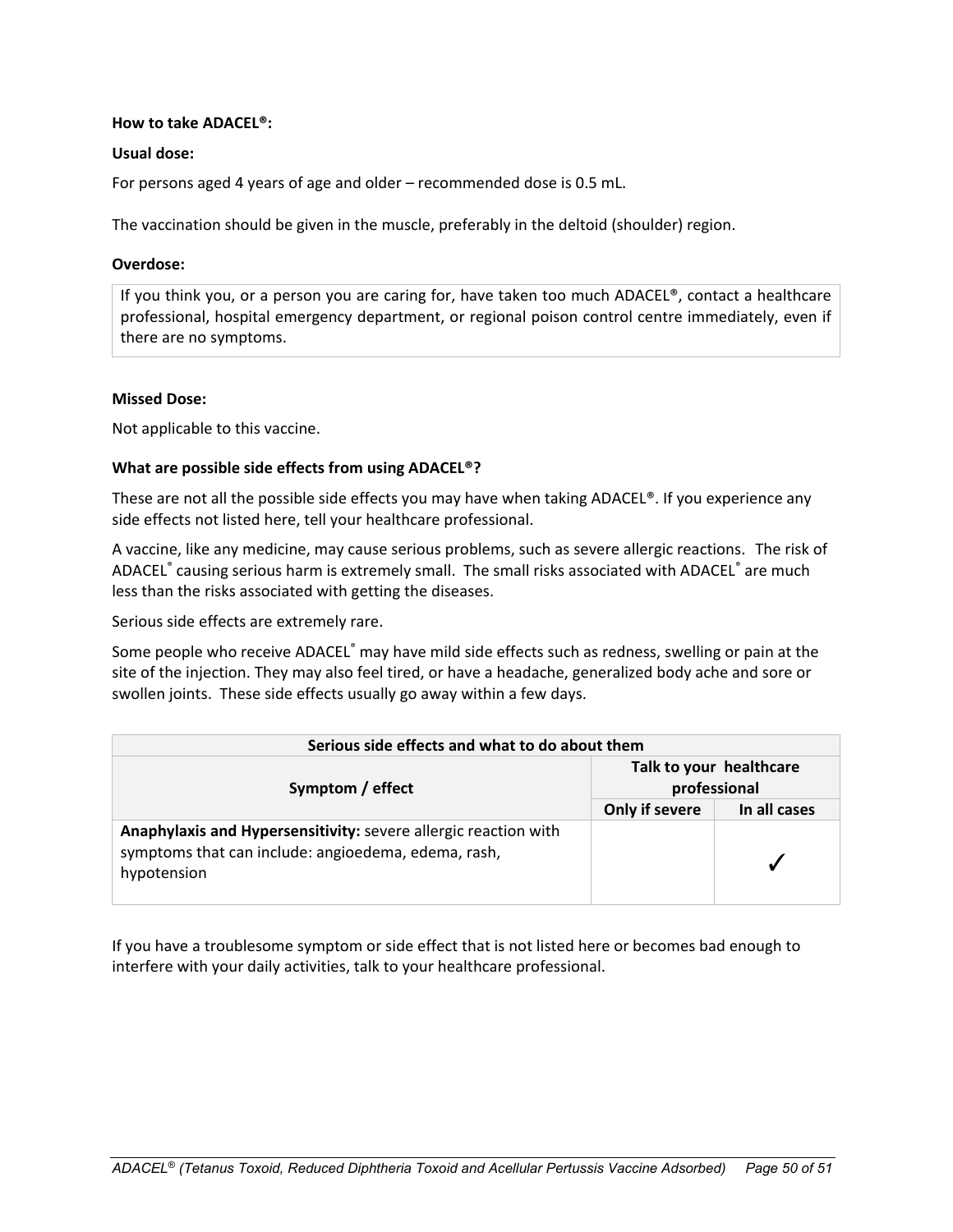**How to take ADACEL®:**

**Usual dose:**

For persons aged 4 years of age and older – recommended dose is 0.5 mL.

The vaccination should be given in the muscle, preferably in the deltoid (shoulder) region.

**Overdose:**

If you think you, or a person you are caring for, have taken too much ADACEL®, contact a healthcare professional, hospital emergency department, or regional poison control centre immediately, even if there are no symptoms.

**Missed Dose:**

Not applicable to this vaccine.

**What are possible side effects from using ADACEL®?**

These are not all the possible side effects you may have when taking ADACEL®. If you experience any side effects not listed here, tell your healthcare professional.

A vaccine, like any medicine, may cause serious problems, such as severe allergic reactions. The risk of ADACEL® causing serious harm is extremely small. The small risks associated with ADACEL® are much less than the risks associated with getting the diseases.

Serious side effects are extremely rare.

Some people who receive ADACEL® may have mild side effects such as redness, swelling or pain at the site of the injection. They may also feel tired, or have a headache, generalized body ache and sore or swollen joints. These side effects usually go away within a few days.

| Serious side effects and what to do about them | | |
|---|---|---|
| **Symptom / effect** | **Talk to your healthcare professional** | |
| | **Only if severe** | **In all cases** |
| **Anaphylaxis and Hypersensitivity:** severe allergic reaction with symptoms that can include: angioedema, edema, rash, hypotension | | ✓ |

If you have a troublesome symptom or side effect that is not listed here or becomes bad enough to interfere with your daily activities, talk to your healthcare professional.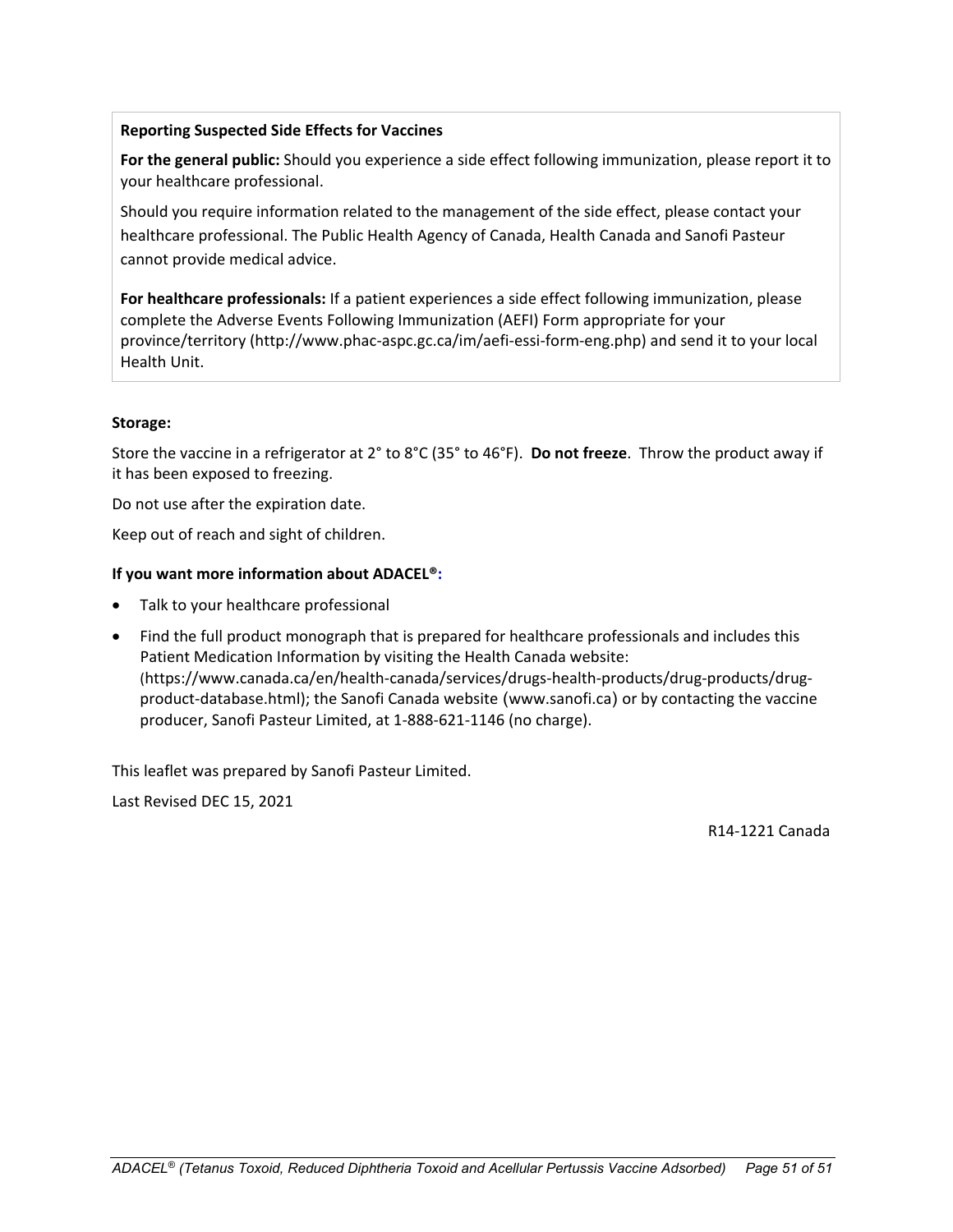**Reporting Suspected Side Effects for Vaccines**

**For the general public:** Should you experience a side effect following immunization, please report it to your healthcare professional.

Should you require information related to the management of the side effect, please contact your healthcare professional. The Public Health Agency of Canada, Health Canada and Sanofi Pasteur cannot provide medical advice.

**For healthcare professionals:** If a patient experiences a side effect following immunization, please complete the Adverse Events Following Immunization (AEFI) Form appropriate for your province/territory (http://www.phac-aspc.gc.ca/im/aefi-essi-form-eng.php) and send it to your local Health Unit.

**Storage:**

Store the vaccine in a refrigerator at 2° to 8°C (35° to 46°F). **Do not freeze**. Throw the product away if it has been exposed to freezing.

Do not use after the expiration date.

Keep out of reach and sight of children.

**If you want more information about ADACEL®:**

- Talk to your healthcare professional
- Find the full product monograph that is prepared for healthcare professionals and includes this Patient Medication Information by visiting the Health Canada website: (https://www.canada.ca/en/health-canada/services/drugs-health-products/drug-products/drug-product-database.html); the Sanofi Canada website (www.sanofi.ca) or by contacting the vaccine producer, Sanofi Pasteur Limited, at 1-888-621-1146 (no charge).

This leaflet was prepared by Sanofi Pasteur Limited.

Last Revised DEC 15, 2021

R14-1221 Canada